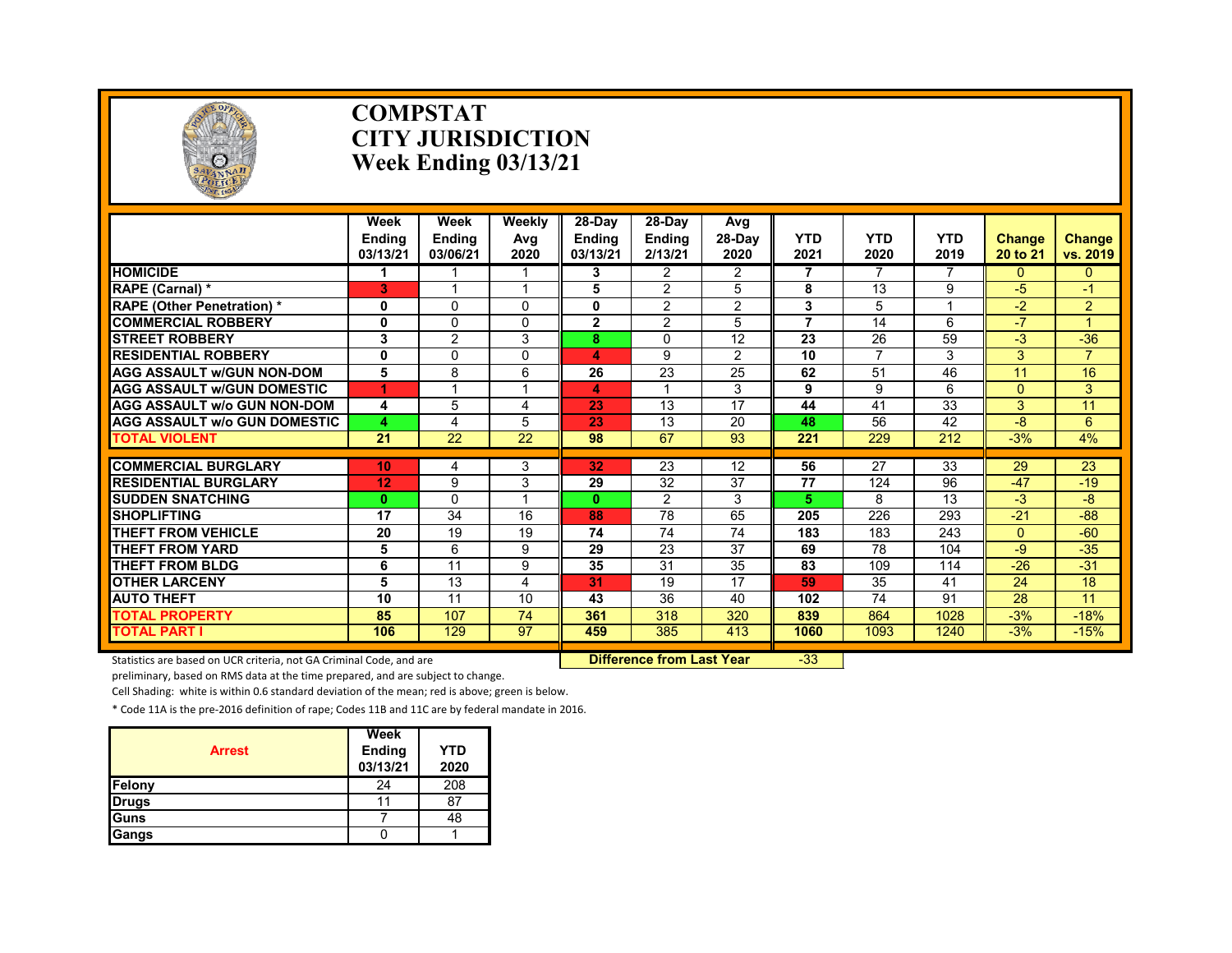# COMPSTAT
# CITY JURISDICTION
# Week Ending 03/13/21

| | Week Ending 03/13/21 | Week Ending 03/06/21 | Weekly Avg 2020 | 28-Day Ending 03/13/21 | 28-Day Ending 2/13/21 | Avg 28-Day 2020 | YTD 2021 | YTD 2020 | YTD 2019 | Change 20 to 21 | Change vs. 2019 |
|---|---|---|---|---|---|---|---|---|---|---|---|
| HOMICIDE | 1 | 1 | 1 | 3 | 2 | 2 | 7 | 7 | 7 | 0 | 0 |
| RAPE (Carnal) * | 3 | 1 | 1 | 5 | 2 | 5 | 8 | 13 | 9 | -5 | -1 |
| RAPE (Other Penetration) * | 0 | 0 | 0 | 0 | 2 | 2 | 3 | 5 | 1 | -2 | 2 |
| COMMERCIAL ROBBERY | 0 | 0 | 0 | 2 | 2 | 5 | 7 | 14 | 6 | -7 | 1 |
| STREET ROBBERY | 3 | 2 | 3 | 8 | 0 | 12 | 23 | 26 | 59 | -3 | -36 |
| RESIDENTIAL ROBBERY | 0 | 0 | 0 | 4 | 9 | 2 | 10 | 7 | 3 | 3 | 7 |
| AGG ASSAULT w/GUN NON-DOM | 5 | 8 | 6 | 26 | 23 | 25 | 62 | 51 | 46 | 11 | 16 |
| AGG ASSAULT w/GUN DOMESTIC | 1 | 1 | 1 | 4 | 1 | 3 | 9 | 9 | 6 | 0 | 3 |
| AGG ASSAULT w/o GUN NON-DOM | 4 | 5 | 4 | 23 | 13 | 17 | 44 | 41 | 33 | 3 | 11 |
| AGG ASSAULT w/o GUN DOMESTIC | 4 | 4 | 5 | 23 | 13 | 20 | 48 | 56 | 42 | -8 | 6 |
| TOTAL VIOLENT | 21 | 22 | 22 | 98 | 67 | 93 | 221 | 229 | 212 | -3% | 4% |
| COMMERCIAL BURGLARY | 10 | 4 | 3 | 32 | 23 | 12 | 56 | 27 | 33 | 29 | 23 |
| RESIDENTIAL BURGLARY | 12 | 9 | 3 | 29 | 32 | 37 | 77 | 124 | 96 | -47 | -19 |
| SUDDEN SNATCHING | 0 | 0 | 1 | 0 | 2 | 3 | 5 | 8 | 13 | -3 | -8 |
| SHOPLIFTING | 17 | 34 | 16 | 88 | 78 | 65 | 205 | 226 | 293 | -21 | -88 |
| THEFT FROM VEHICLE | 20 | 19 | 19 | 74 | 74 | 74 | 183 | 183 | 243 | 0 | -60 |
| THEFT FROM YARD | 5 | 6 | 9 | 29 | 23 | 37 | 69 | 78 | 104 | -9 | -35 |
| THEFT FROM BLDG | 6 | 11 | 9 | 35 | 31 | 35 | 83 | 109 | 114 | -26 | -31 |
| OTHER LARCENY | 5 | 13 | 4 | 31 | 19 | 17 | 59 | 35 | 41 | 24 | 18 |
| AUTO THEFT | 10 | 11 | 10 | 43 | 36 | 40 | 102 | 74 | 91 | 28 | 11 |
| TOTAL PROPERTY | 85 | 107 | 74 | 361 | 318 | 320 | 839 | 864 | 1028 | -3% | -18% |
| TOTAL PART I | 106 | 129 | 97 | 459 | 385 | 413 | 1060 | 1093 | 1240 | -3% | -15% |

**Difference from Last Year** -33

Statistics are based on UCR criteria, not GA Criminal Code, and are preliminary, based on RMS data at the time prepared, and are subject to change.

Cell Shading: white is within 0.6 standard deviation of the mean; red is above; green is below.

* Code 11A is the pre-2016 definition of rape; Codes 11B and 11C are by federal mandate in 2016.

| Arrest | Week Ending 03/13/21 | YTD 2020 |
|---|---|---|
| Felony | 24 | 208 |
| Drugs | 11 | 87 |
| Guns | 7 | 48 |
| Gangs | 0 | 1 |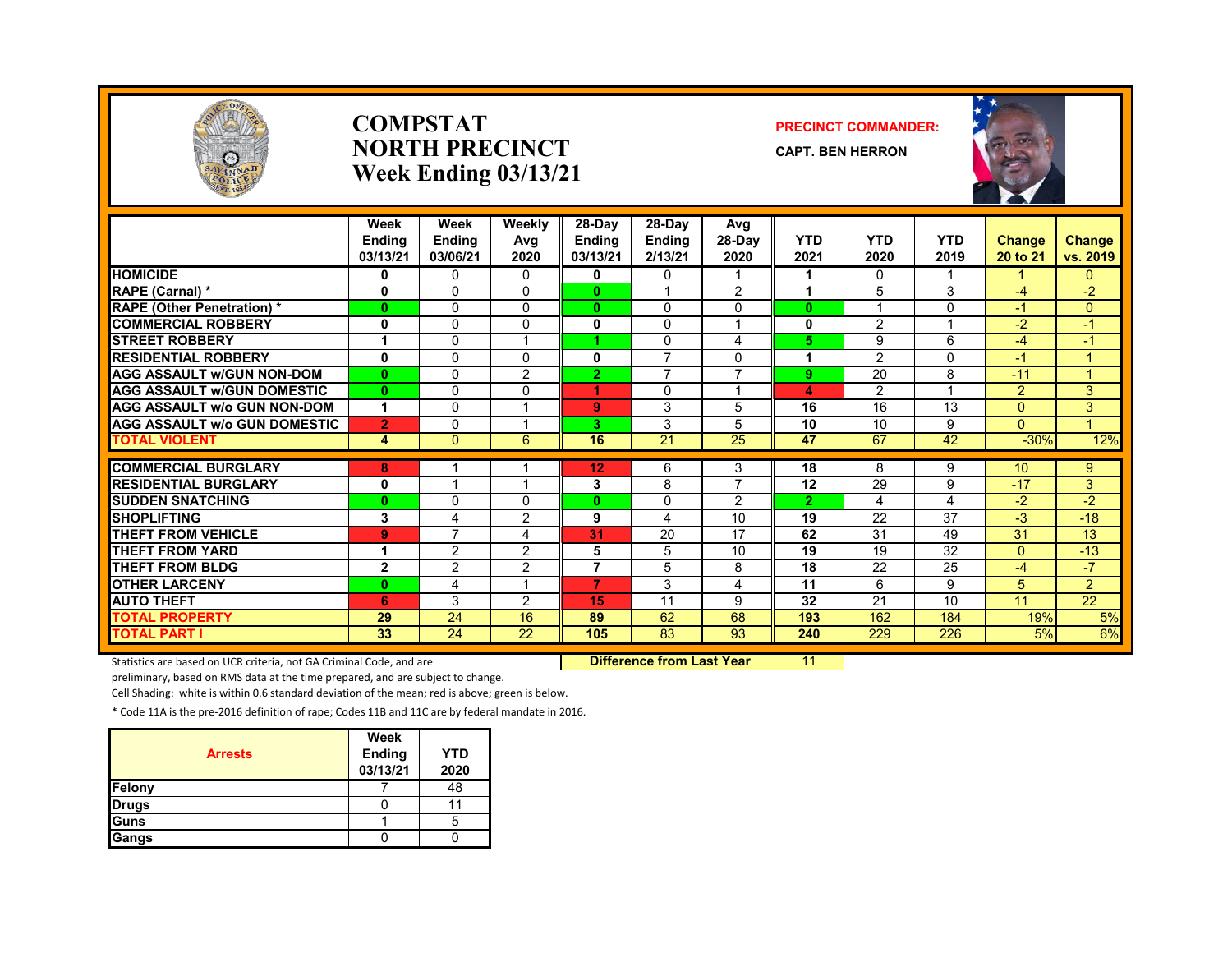# COMPSTAT
# NORTH PRECINCT
# Week Ending 03/13/21

**PRECINCT COMMANDER:**

**CAPT. BEN HERRON**

| | Week Ending 03/13/21 | Week Ending 03/06/21 | Weekly Avg 2020 | 28-Day Ending 03/13/21 | 28-Day Ending 2/13/21 | Avg 28-Day 2020 | YTD 2021 | YTD 2020 | YTD 2019 | Change 20 to 21 | Change vs. 2019 |
|---|---|---|---|---|---|---|---|---|---|---|---|
| HOMICIDE | 0 | 0 | 0 | 0 | 0 | 1 | 1 | 0 | 1 | 1 | 0 |
| RAPE (Carnal) * | 0 | 0 | 0 | 0 | 1 | 2 | 1 | 5 | 3 | -4 | -2 |
| RAPE (Other Penetration) * | 0 | 0 | 0 | 0 | 0 | 0 | 0 | 1 | 0 | -1 | 0 |
| COMMERCIAL ROBBERY | 0 | 0 | 0 | 0 | 0 | 1 | 0 | 2 | 1 | -2 | -1 |
| STREET ROBBERY | 1 | 0 | 1 | 1 | 0 | 4 | 5 | 9 | 6 | -4 | -1 |
| RESIDENTIAL ROBBERY | 0 | 0 | 0 | 0 | 7 | 0 | 1 | 2 | 0 | -1 | 1 |
| AGG ASSAULT w/GUN NON-DOM | 0 | 0 | 2 | 2 | 7 | 7 | 9 | 20 | 8 | -11 | 1 |
| AGG ASSAULT w/GUN DOMESTIC | 0 | 0 | 0 | 1 | 0 | 1 | 4 | 2 | 1 | 2 | 3 |
| AGG ASSAULT w/o GUN NON-DOM | 1 | 0 | 1 | 9 | 3 | 5 | 16 | 16 | 13 | 0 | 3 |
| AGG ASSAULT w/o GUN DOMESTIC | 2 | 0 | 1 | 3 | 3 | 5 | 10 | 10 | 9 | 0 | 1 |
| TOTAL VIOLENT | 4 | 0 | 6 | 16 | 21 | 25 | 47 | 67 | 42 | -30% | 12% |
| COMMERCIAL BURGLARY | 8 | 1 | 1 | 12 | 6 | 3 | 18 | 8 | 9 | 10 | 9 |
| RESIDENTIAL BURGLARY | 0 | 1 | 1 | 3 | 8 | 7 | 12 | 29 | 9 | -17 | 3 |
| SUDDEN SNATCHING | 0 | 0 | 0 | 0 | 0 | 2 | 2 | 4 | 4 | -2 | -2 |
| SHOPLIFTING | 3 | 4 | 2 | 9 | 4 | 10 | 19 | 22 | 37 | -3 | -18 |
| THEFT FROM VEHICLE | 9 | 7 | 4 | 31 | 20 | 17 | 62 | 31 | 49 | 31 | 13 |
| THEFT FROM YARD | 1 | 2 | 2 | 5 | 5 | 10 | 19 | 19 | 32 | 0 | -13 |
| THEFT FROM BLDG | 2 | 2 | 2 | 7 | 5 | 8 | 18 | 22 | 25 | -4 | -7 |
| OTHER LARCENY | 0 | 4 | 1 | 7 | 3 | 4 | 11 | 6 | 9 | 5 | 2 |
| AUTO THEFT | 6 | 3 | 2 | 15 | 11 | 9 | 32 | 21 | 10 | 11 | 22 |
| TOTAL PROPERTY | 29 | 24 | 16 | 89 | 62 | 68 | 193 | 162 | 184 | 19% | 5% |
| TOTAL PART I | 33 | 24 | 22 | 105 | 83 | 93 | 240 | 229 | 226 | 5% | 6% |

**Difference from Last Year** 11

Statistics are based on UCR criteria, not GA Criminal Code, and are preliminary, based on RMS data at the time prepared, and are subject to change.

Cell Shading: white is within 0.6 standard deviation of the mean; red is above; green is below.

* Code 11A is the pre-2016 definition of rape; Codes 11B and 11C are by federal mandate in 2016.

| Arrests | Week Ending 03/13/21 | YTD 2020 |
|---|---|---|
| Felony | 7 | 48 |
| Drugs | 0 | 11 |
| Guns | 1 | 5 |
| Gangs | 0 | 0 |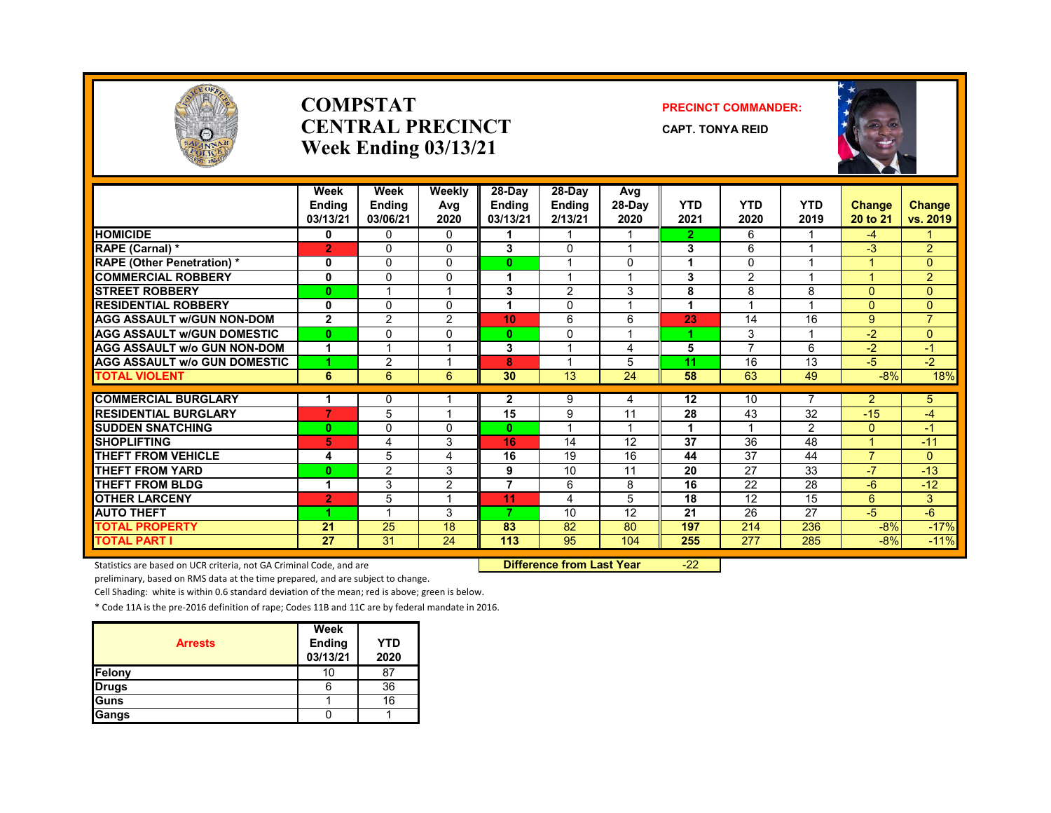# COMPSTAT CENTRAL PRECINCT Week Ending 03/13/21

**PRECINCT COMMANDER:**

**CAPT. TONYA REID**

| | Week Ending 03/13/21 | Week Ending 03/06/21 | Weekly Avg 2020 | 28-Day Ending 03/13/21 | 28-Day Ending 2/13/21 | Avg 28-Day 2020 | YTD 2021 | YTD 2020 | YTD 2019 | Change 20 to 21 | Change vs. 2019 |
|---|---|---|---|---|---|---|---|---|---|---|---|
| HOMICIDE | 0 | 0 | 0 | 1 | 1 | 1 | 2 | 6 | 1 | -4 | 1 |
| RAPE (Carnal) * | 2 | 0 | 0 | 3 | 0 | 1 | 3 | 6 | 1 | -3 | 2 |
| RAPE (Other Penetration) * | 0 | 0 | 0 | 0 | 1 | 0 | 1 | 0 | 1 | 1 | 0 |
| COMMERCIAL ROBBERY | 0 | 0 | 0 | 1 | 1 | 1 | 3 | 2 | 1 | 1 | 2 |
| STREET ROBBERY | 0 | 1 | 1 | 3 | 2 | 3 | 8 | 8 | 8 | 0 | 0 |
| RESIDENTIAL ROBBERY | 0 | 0 | 0 | 1 | 0 | 1 | 1 | 1 | 1 | 0 | 0 |
| AGG ASSAULT w/GUN NON-DOM | 2 | 2 | 2 | 10 | 6 | 6 | 23 | 14 | 16 | 9 | 7 |
| AGG ASSAULT w/GUN DOMESTIC | 0 | 0 | 0 | 0 | 0 | 1 | 1 | 3 | 1 | -2 | 0 |
| AGG ASSAULT w/o GUN NON-DOM | 1 | 1 | 1 | 3 | 1 | 4 | 5 | 7 | 6 | -2 | -1 |
| AGG ASSAULT w/o GUN DOMESTIC | 1 | 2 | 1 | 8 | 1 | 5 | 11 | 16 | 13 | -5 | -2 |
| TOTAL VIOLENT | 6 | 6 | 6 | 30 | 13 | 24 | 58 | 63 | 49 | -8% | 18% |
| COMMERCIAL BURGLARY | 1 | 0 | 1 | 2 | 9 | 4 | 12 | 10 | 7 | 2 | 5 |
| RESIDENTIAL BURGLARY | 7 | 5 | 1 | 15 | 9 | 11 | 28 | 43 | 32 | -15 | -4 |
| SUDDEN SNATCHING | 0 | 0 | 0 | 0 | 1 | 1 | 1 | 1 | 2 | 0 | -1 |
| SHOPLIFTING | 5 | 4 | 3 | 16 | 14 | 12 | 37 | 36 | 48 | 1 | -11 |
| THEFT FROM VEHICLE | 4 | 5 | 4 | 16 | 19 | 16 | 44 | 37 | 44 | 7 | 0 |
| THEFT FROM YARD | 0 | 2 | 3 | 9 | 10 | 11 | 20 | 27 | 33 | -7 | -13 |
| THEFT FROM BLDG | 1 | 3 | 2 | 7 | 6 | 8 | 16 | 22 | 28 | -6 | -12 |
| OTHER LARCENY | 2 | 5 | 1 | 11 | 4 | 5 | 18 | 12 | 15 | 6 | 3 |
| AUTO THEFT | 1 | 1 | 3 | 7 | 10 | 12 | 21 | 26 | 27 | -5 | -6 |
| TOTAL PROPERTY | 21 | 25 | 18 | 83 | 82 | 80 | 197 | 214 | 236 | -8% | -17% |
| TOTAL PART I | 27 | 31 | 24 | 113 | 95 | 104 | 255 | 277 | 285 | -8% | -11% |

**Difference from Last Year** -22

Statistics are based on UCR criteria, not GA Criminal Code, and are preliminary, based on RMS data at the time prepared, and are subject to change.

Cell Shading: white is within 0.6 standard deviation of the mean; red is above; green is below.

* Code 11A is the pre-2016 definition of rape; Codes 11B and 11C are by federal mandate in 2016.

| Arrests | Week Ending 03/13/21 | YTD 2020 |
|---|---|---|
| Felony | 10 | 87 |
| Drugs | 6 | 36 |
| Guns | 1 | 16 |
| Gangs | 0 | 1 |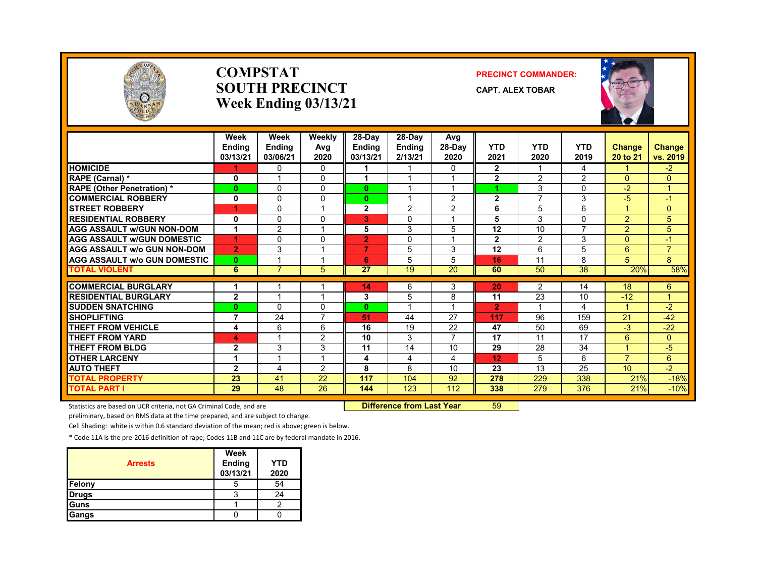# COMPSTAT
# SOUTH PRECINCT
# Week Ending 03/13/21

**PRECINCT COMMANDER:**

**CAPT. ALEX TOBAR**

| | Week Ending 03/13/21 | Week Ending 03/06/21 | Weekly Avg 2020 | 28-Day Ending 03/13/21 | 28-Day Ending 2/13/21 | Avg 28-Day 2020 | YTD 2021 | YTD 2020 | YTD 2019 | Change 20 to 21 | Change vs. 2019 |
|---|---|---|---|---|---|---|---|---|---|---|---|
| HOMICIDE | 1 | 0 | 0 | 1 | 1 | 0 | 2 | 1 | 4 | 1 | -2 |
| RAPE (Carnal) * | 0 | 1 | 0 | 1 | 1 | 1 | 2 | 2 | 2 | 0 | 0 |
| RAPE (Other Penetration) * | 0 | 0 | 0 | 0 | 1 | 1 | 1 | 3 | 0 | -2 | 1 |
| COMMERCIAL ROBBERY | 0 | 0 | 0 | 0 | 1 | 2 | 2 | 7 | 3 | -5 | -1 |
| STREET ROBBERY | 1 | 0 | 1 | 2 | 2 | 2 | 6 | 5 | 6 | 1 | 0 |
| RESIDENTIAL ROBBERY | 0 | 0 | 0 | 3 | 0 | 1 | 5 | 3 | 0 | 2 | 5 |
| AGG ASSAULT w/GUN NON-DOM | 1 | 2 | 1 | 5 | 3 | 5 | 12 | 10 | 7 | 2 | 5 |
| AGG ASSAULT w/GUN DOMESTIC | 1 | 0 | 0 | 2 | 0 | 1 | 2 | 2 | 3 | 0 | -1 |
| AGG ASSAULT w/o GUN NON-DOM | 2 | 3 | 1 | 7 | 5 | 3 | 12 | 6 | 5 | 6 | 7 |
| AGG ASSAULT w/o GUN DOMESTIC | 0 | 1 | 1 | 6 | 5 | 5 | 16 | 11 | 8 | 5 | 8 |
| TOTAL VIOLENT | 6 | 7 | 5 | 27 | 19 | 20 | 60 | 50 | 38 | 20% | 58% |
| COMMERCIAL BURGLARY | 1 | 1 | 1 | 14 | 6 | 3 | 20 | 2 | 14 | 18 | 6 |
| RESIDENTIAL BURGLARY | 2 | 1 | 1 | 3 | 5 | 8 | 11 | 23 | 10 | -12 | 1 |
| SUDDEN SNATCHING | 0 | 0 | 0 | 0 | 1 | 1 | 2 | 1 | 4 | 1 | -2 |
| SHOPLIFTING | 7 | 24 | 7 | 51 | 44 | 27 | 117 | 96 | 159 | 21 | -42 |
| THEFT FROM VEHICLE | 4 | 6 | 6 | 16 | 19 | 22 | 47 | 50 | 69 | -3 | -22 |
| THEFT FROM YARD | 4 | 1 | 2 | 10 | 3 | 7 | 17 | 11 | 17 | 6 | 0 |
| THEFT FROM BLDG | 2 | 3 | 3 | 11 | 14 | 10 | 29 | 28 | 34 | 1 | -5 |
| OTHER LARCENY | 1 | 1 | 1 | 4 | 4 | 4 | 12 | 5 | 6 | 7 | 6 |
| AUTO THEFT | 2 | 4 | 2 | 8 | 8 | 10 | 23 | 13 | 25 | 10 | -2 |
| TOTAL PROPERTY | 23 | 41 | 22 | 117 | 104 | 92 | 278 | 229 | 338 | 21% | -18% |
| TOTAL PART I | 29 | 48 | 26 | 144 | 123 | 112 | 338 | 279 | 376 | 21% | -10% |

**Difference from Last Year** 59

Statistics are based on UCR criteria, not GA Criminal Code, and are preliminary, based on RMS data at the time prepared, and are subject to change.

Cell Shading: white is within 0.6 standard deviation of the mean; red is above; green is below.

* Code 11A is the pre-2016 definition of rape; Codes 11B and 11C are by federal mandate in 2016.

| Arrests | Week Ending 03/13/21 | YTD 2020 |
|---|---|---|
| Felony | 5 | 54 |
| Drugs | 3 | 24 |
| Guns | 1 | 2 |
| Gangs | 0 | 0 |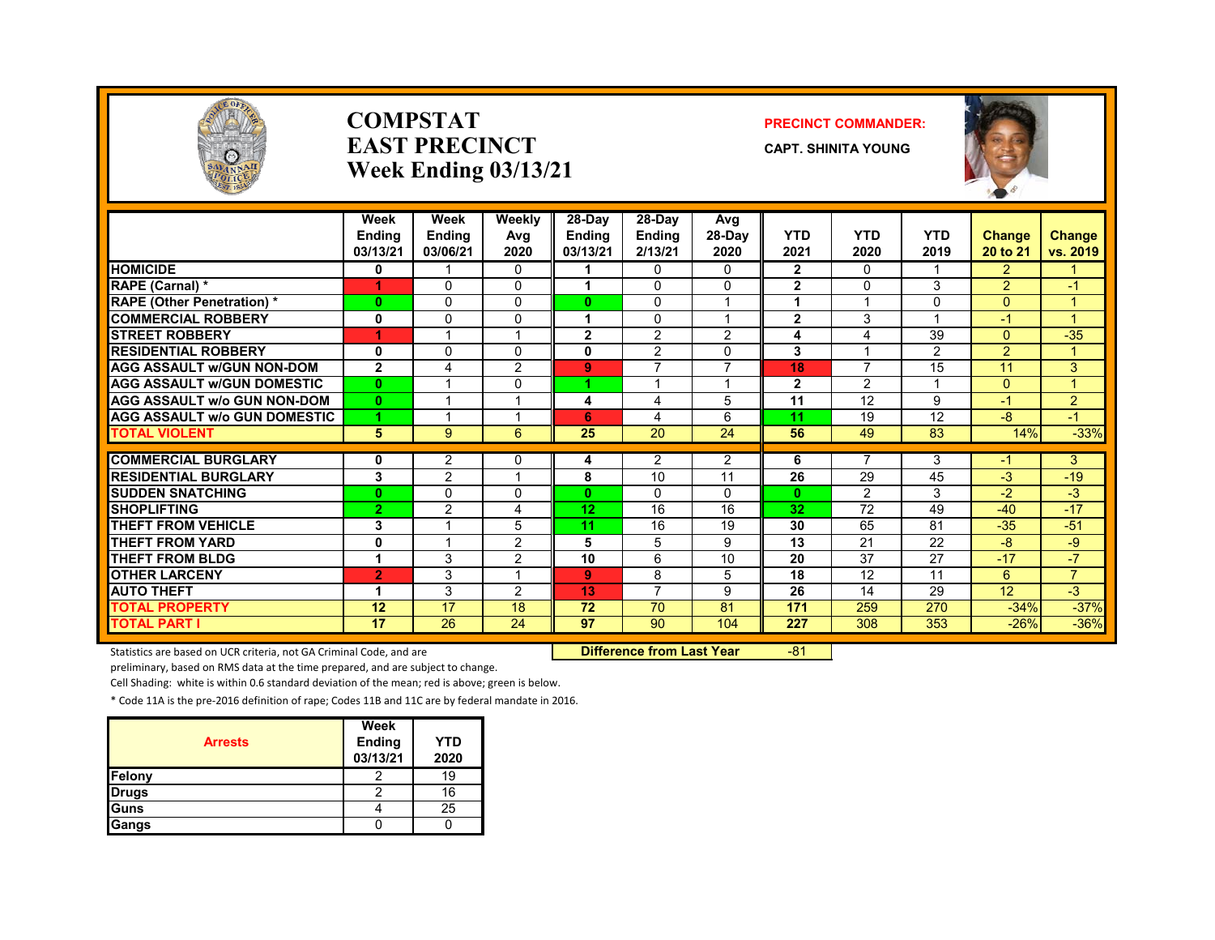# COMPSTAT
# EAST PRECINCT
# Week Ending 03/13/21

**PRECINCT COMMANDER:**

**CAPT. SHINITA YOUNG**

| | Week Ending 03/13/21 | Week Ending 03/06/21 | Weekly Avg 2020 | 28-Day Ending 03/13/21 | 28-Day Ending 2/13/21 | Avg 28-Day 2020 | YTD 2021 | YTD 2020 | YTD 2019 | Change 20 to 21 | Change vs. 2019 |
|---|---|---|---|---|---|---|---|---|---|---|---|
| HOMICIDE | 0 | 1 | 0 | 1 | 0 | 0 | 2 | 0 | 1 | 2 | 1 |
| RAPE (Carnal) * | 1 | 0 | 0 | 1 | 0 | 0 | 2 | 0 | 3 | 2 | -1 |
| RAPE (Other Penetration) * | 0 | 0 | 0 | 0 | 0 | 1 | 1 | 1 | 0 | 0 | 1 |
| COMMERCIAL ROBBERY | 0 | 0 | 0 | 1 | 0 | 1 | 2 | 3 | 1 | -1 | 1 |
| STREET ROBBERY | 1 | 1 | 1 | 2 | 2 | 2 | 4 | 4 | 39 | 0 | -35 |
| RESIDENTIAL ROBBERY | 0 | 0 | 0 | 0 | 2 | 0 | 3 | 1 | 2 | 2 | 1 |
| AGG ASSAULT w/GUN NON-DOM | 2 | 4 | 2 | 9 | 7 | 7 | 18 | 7 | 15 | 11 | 3 |
| AGG ASSAULT w/GUN DOMESTIC | 0 | 1 | 0 | 1 | 1 | 1 | 2 | 2 | 1 | 0 | 1 |
| AGG ASSAULT w/o GUN NON-DOM | 0 | 1 | 1 | 4 | 4 | 5 | 11 | 12 | 9 | -1 | 2 |
| AGG ASSAULT w/o GUN DOMESTIC | 1 | 1 | 1 | 6 | 4 | 6 | 11 | 19 | 12 | -8 | -1 |
| TOTAL VIOLENT | 5 | 9 | 6 | 25 | 20 | 24 | 56 | 49 | 83 | 14% | -33% |
| COMMERCIAL BURGLARY | 0 | 2 | 0 | 4 | 2 | 2 | 6 | 7 | 3 | -1 | 3 |
| RESIDENTIAL BURGLARY | 3 | 2 | 1 | 8 | 10 | 11 | 26 | 29 | 45 | -3 | -19 |
| SUDDEN SNATCHING | 0 | 0 | 0 | 0 | 0 | 0 | 0 | 2 | 3 | -2 | -3 |
| SHOPLIFTING | 2 | 2 | 4 | 12 | 16 | 16 | 32 | 72 | 49 | -40 | -17 |
| THEFT FROM VEHICLE | 3 | 1 | 5 | 11 | 16 | 19 | 30 | 65 | 81 | -35 | -51 |
| THEFT FROM YARD | 0 | 1 | 2 | 5 | 5 | 9 | 13 | 21 | 22 | -8 | -9 |
| THEFT FROM BLDG | 1 | 3 | 2 | 10 | 6 | 10 | 20 | 37 | 27 | -17 | -7 |
| OTHER LARCENY | 2 | 3 | 1 | 9 | 8 | 5 | 18 | 12 | 11 | 6 | 7 |
| AUTO THEFT | 1 | 3 | 2 | 13 | 7 | 9 | 26 | 14 | 29 | 12 | -3 |
| TOTAL PROPERTY | 12 | 17 | 18 | 72 | 70 | 81 | 171 | 259 | 270 | -34% | -37% |
| TOTAL PART I | 17 | 26 | 24 | 97 | 90 | 104 | 227 | 308 | 353 | -26% | -36% |

**Difference from Last Year** -81

Statistics are based on UCR criteria, not GA Criminal Code, and are preliminary, based on RMS data at the time prepared, and are subject to change.

Cell Shading: white is within 0.6 standard deviation of the mean; red is above; green is below.

* Code 11A is the pre-2016 definition of rape; Codes 11B and 11C are by federal mandate in 2016.

| Arrests | Week Ending 03/13/21 | YTD 2020 |
|---|---|---|
| Felony | 2 | 19 |
| Drugs | 2 | 16 |
| Guns | 4 | 25 |
| Gangs | 0 | 0 |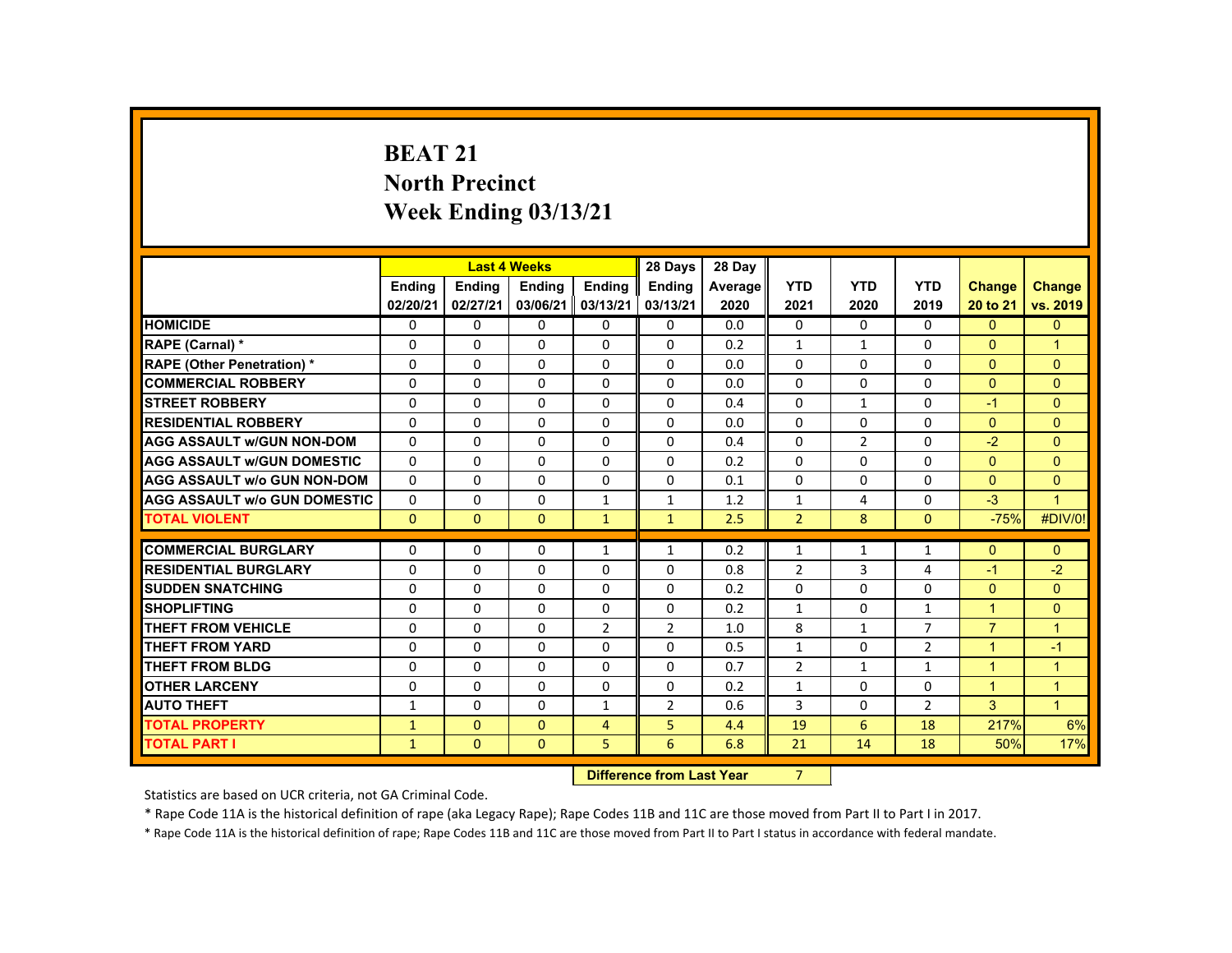# BEAT 21
## North Precinct
## Week Ending 03/13/21

| | Last 4 Weeks | | | | 28 Days | 28 Day | | | | | |
|---|---|---|---|---|---|---|---|---|---|---|---|
| | Ending 02/20/21 | Ending 02/27/21 | Ending 03/06/21 | Ending 03/13/21 | Ending 03/13/21 | Average 2020 | YTD 2021 | YTD 2020 | YTD 2019 | Change 20 to 21 | Change vs. 2019 |
| HOMICIDE | 0 | 0 | 0 | 0 | 0 | 0.0 | 0 | 0 | 0 | 0 | 0 |
| RAPE (Carnal) * | 0 | 0 | 0 | 0 | 0 | 0.2 | 1 | 1 | 0 | 0 | 1 |
| RAPE (Other Penetration) * | 0 | 0 | 0 | 0 | 0 | 0.0 | 0 | 0 | 0 | 0 | 0 |
| COMMERCIAL ROBBERY | 0 | 0 | 0 | 0 | 0 | 0.0 | 0 | 0 | 0 | 0 | 0 |
| STREET ROBBERY | 0 | 0 | 0 | 0 | 0 | 0.4 | 0 | 1 | 0 | -1 | 0 |
| RESIDENTIAL ROBBERY | 0 | 0 | 0 | 0 | 0 | 0.0 | 0 | 0 | 0 | 0 | 0 |
| AGG ASSAULT w/GUN NON-DOM | 0 | 0 | 0 | 0 | 0 | 0.4 | 0 | 2 | 0 | -2 | 0 |
| AGG ASSAULT w/GUN DOMESTIC | 0 | 0 | 0 | 0 | 0 | 0.2 | 0 | 0 | 0 | 0 | 0 |
| AGG ASSAULT w/o GUN NON-DOM | 0 | 0 | 0 | 0 | 0 | 0.1 | 0 | 0 | 0 | 0 | 0 |
| AGG ASSAULT w/o GUN DOMESTIC | 0 | 0 | 0 | 1 | 1 | 1.2 | 1 | 4 | 0 | -3 | 1 |
| TOTAL VIOLENT | 0 | 0 | 0 | 1 | 1 | 2.5 | 2 | 8 | 0 | -75% | #DIV/0! |
| COMMERCIAL BURGLARY | 0 | 0 | 0 | 1 | 1 | 0.2 | 1 | 1 | 1 | 0 | 0 |
| RESIDENTIAL BURGLARY | 0 | 0 | 0 | 0 | 0 | 0.8 | 2 | 3 | 4 | -1 | -2 |
| SUDDEN SNATCHING | 0 | 0 | 0 | 0 | 0 | 0.2 | 0 | 0 | 0 | 0 | 0 |
| SHOPLIFTING | 0 | 0 | 0 | 0 | 0 | 0.2 | 1 | 0 | 1 | 1 | 0 |
| THEFT FROM VEHICLE | 0 | 0 | 0 | 2 | 2 | 1.0 | 8 | 1 | 7 | 7 | 1 |
| THEFT FROM YARD | 0 | 0 | 0 | 0 | 0 | 0.5 | 1 | 0 | 2 | 1 | -1 |
| THEFT FROM BLDG | 0 | 0 | 0 | 0 | 0 | 0.7 | 2 | 1 | 1 | 1 | 1 |
| OTHER LARCENY | 0 | 0 | 0 | 0 | 0 | 0.2 | 1 | 0 | 0 | 1 | 1 |
| AUTO THEFT | 1 | 0 | 0 | 1 | 2 | 0.6 | 3 | 0 | 2 | 3 | 1 |
| TOTAL PROPERTY | 1 | 0 | 0 | 4 | 5 | 4.4 | 19 | 6 | 18 | 217% | 6% |
| TOTAL PART I | 1 | 0 | 0 | 5 | 6 | 6.8 | 21 | 14 | 18 | 50% | 17% |

**Difference from Last Year** 7

Statistics are based on UCR criteria, not GA Criminal Code.

* Rape Code 11A is the historical definition of rape (aka Legacy Rape); Rape Codes 11B and 11C are those moved from Part II to Part I in 2017.

* Rape Code 11A is the historical definition of rape; Rape Codes 11B and 11C are those moved from Part II to Part I status in accordance with federal mandate.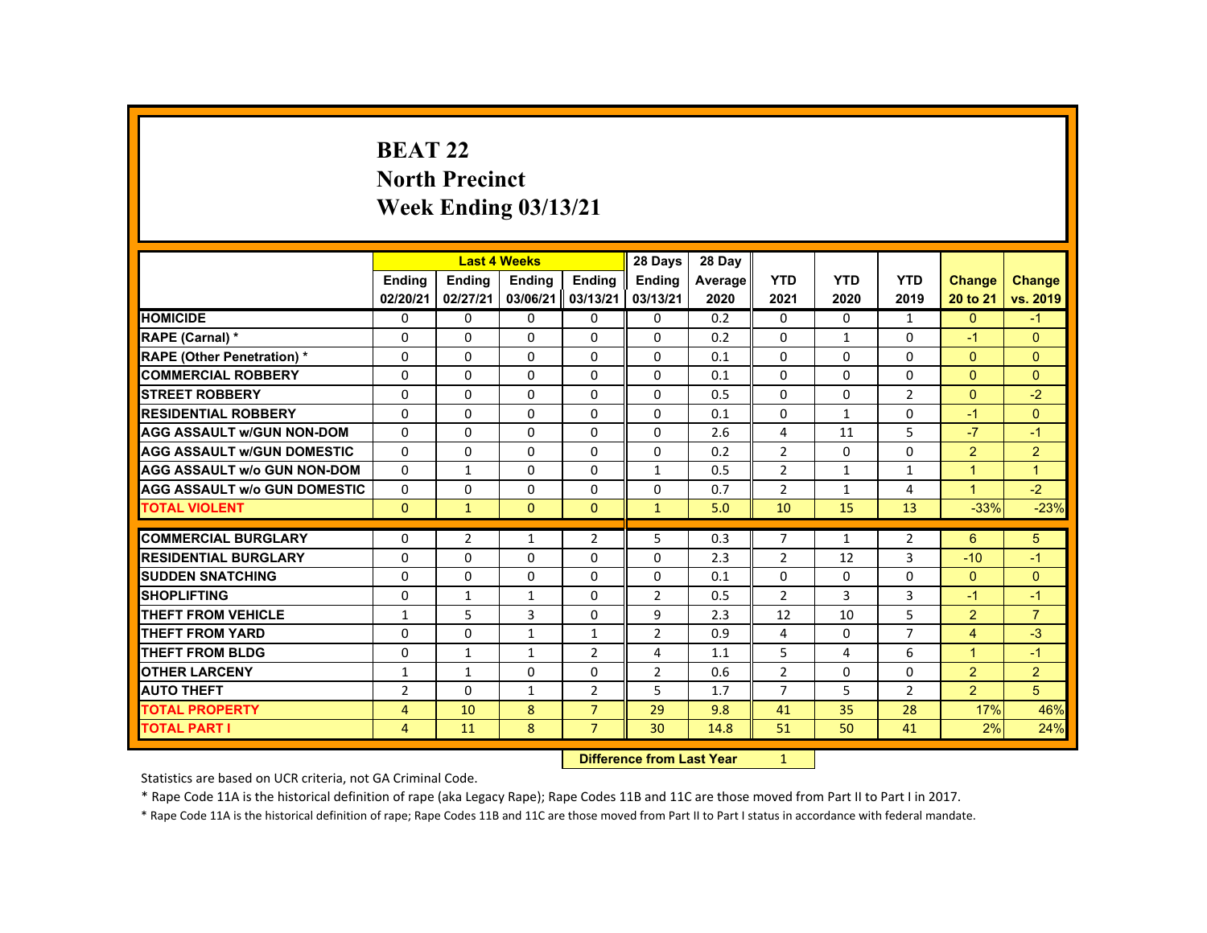# BEAT 22
## North Precinct
## Week Ending 03/13/21

| | Last 4 Weeks | | | | 28 Days | 28 Day | | | | | |
|---|---|---|---|---|---|---|---|---|---|---|---|
| | Ending 02/20/21 | Ending 02/27/21 | Ending 03/06/21 | Ending 03/13/21 | Ending 03/13/21 | Average 2020 | YTD 2021 | YTD 2020 | YTD 2019 | Change 20 to 21 | Change vs. 2019 |
| HOMICIDE | 0 | 0 | 0 | 0 | 0 | 0.2 | 0 | 0 | 1 | 0 | -1 |
| RAPE (Carnal) * | 0 | 0 | 0 | 0 | 0 | 0.2 | 0 | 1 | 0 | -1 | 0 |
| RAPE (Other Penetration) * | 0 | 0 | 0 | 0 | 0 | 0.1 | 0 | 0 | 0 | 0 | 0 |
| COMMERCIAL ROBBERY | 0 | 0 | 0 | 0 | 0 | 0.1 | 0 | 0 | 0 | 0 | 0 |
| STREET ROBBERY | 0 | 0 | 0 | 0 | 0 | 0.5 | 0 | 0 | 2 | 0 | -2 |
| RESIDENTIAL ROBBERY | 0 | 0 | 0 | 0 | 0 | 0.1 | 0 | 1 | 0 | -1 | 0 |
| AGG ASSAULT w/GUN NON-DOM | 0 | 0 | 0 | 0 | 0 | 2.6 | 4 | 11 | 5 | -7 | -1 |
| AGG ASSAULT w/GUN DOMESTIC | 0 | 0 | 0 | 0 | 0 | 0.2 | 2 | 0 | 0 | 2 | 2 |
| AGG ASSAULT w/o GUN NON-DOM | 0 | 1 | 0 | 0 | 1 | 0.5 | 2 | 1 | 1 | 1 | 1 |
| AGG ASSAULT w/o GUN DOMESTIC | 0 | 0 | 0 | 0 | 0 | 0.7 | 2 | 1 | 4 | 1 | -2 |
| TOTAL VIOLENT | 0 | 1 | 0 | 0 | 1 | 5.0 | 10 | 15 | 13 | -33% | -23% |
| COMMERCIAL BURGLARY | 0 | 2 | 1 | 2 | 5 | 0.3 | 7 | 1 | 2 | 6 | 5 |
| RESIDENTIAL BURGLARY | 0 | 0 | 0 | 0 | 0 | 2.3 | 2 | 12 | 3 | -10 | -1 |
| SUDDEN SNATCHING | 0 | 0 | 0 | 0 | 0 | 0.1 | 0 | 0 | 0 | 0 | 0 |
| SHOPLIFTING | 0 | 1 | 1 | 0 | 2 | 0.5 | 2 | 3 | 3 | -1 | -1 |
| THEFT FROM VEHICLE | 1 | 5 | 3 | 0 | 9 | 2.3 | 12 | 10 | 5 | 2 | 7 |
| THEFT FROM YARD | 0 | 0 | 1 | 1 | 2 | 0.9 | 4 | 0 | 7 | 4 | -3 |
| THEFT FROM BLDG | 0 | 1 | 1 | 2 | 4 | 1.1 | 5 | 4 | 6 | 1 | -1 |
| OTHER LARCENY | 1 | 1 | 0 | 0 | 2 | 0.6 | 2 | 0 | 0 | 2 | 2 |
| AUTO THEFT | 2 | 0 | 1 | 2 | 5 | 1.7 | 7 | 5 | 2 | 2 | 5 |
| TOTAL PROPERTY | 4 | 10 | 8 | 7 | 29 | 9.8 | 41 | 35 | 28 | 17% | 46% |
| TOTAL PART I | 4 | 11 | 8 | 7 | 30 | 14.8 | 51 | 50 | 41 | 2% | 24% |

**Difference from Last Year** 1

Statistics are based on UCR criteria, not GA Criminal Code.

* Rape Code 11A is the historical definition of rape (aka Legacy Rape); Rape Codes 11B and 11C are those moved from Part II to Part I in 2017.

* Rape Code 11A is the historical definition of rape; Rape Codes 11B and 11C are those moved from Part II to Part I status in accordance with federal mandate.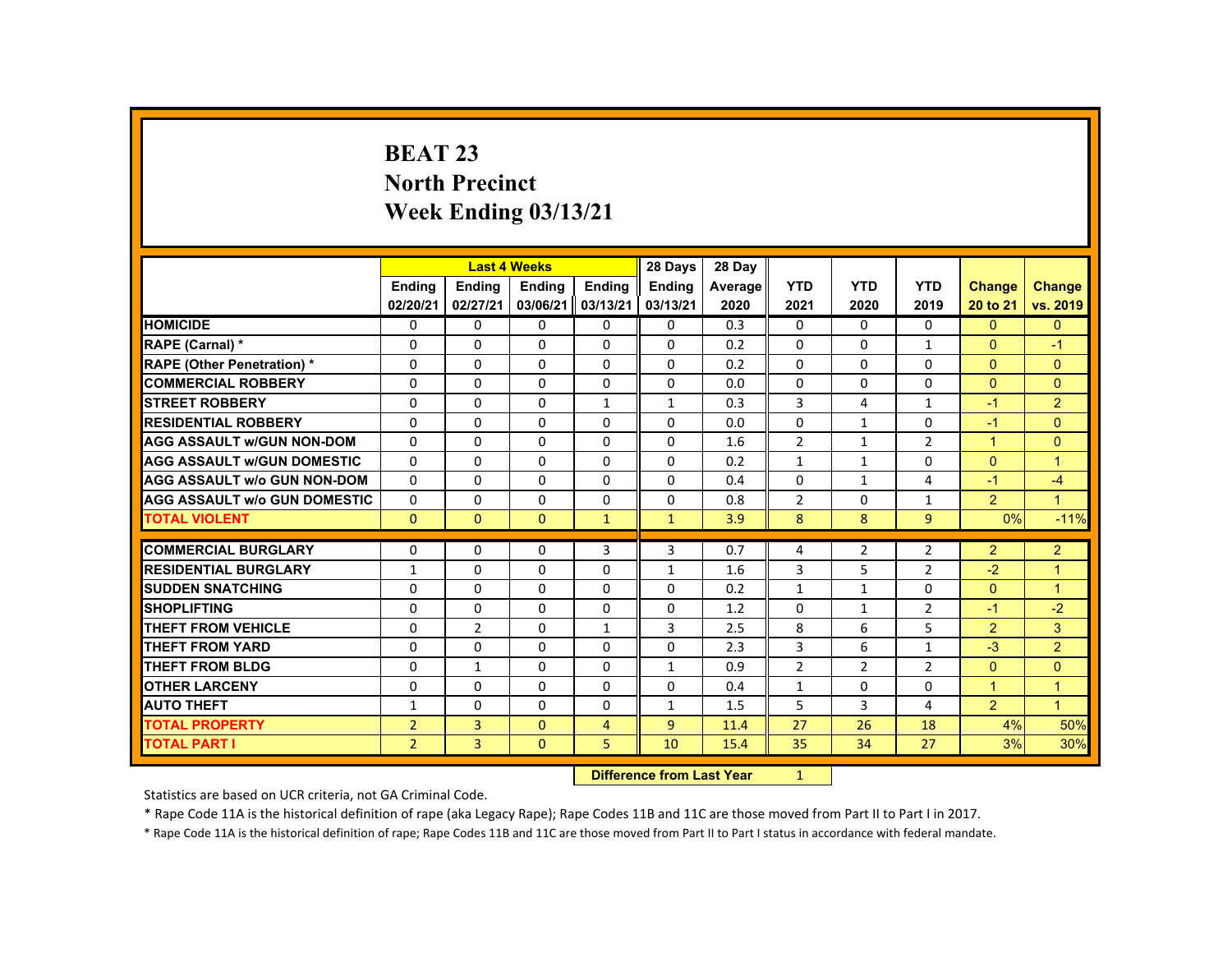# BEAT 23
## North Precinct
## Week Ending 03/13/21

| | Last 4 Weeks | | | | 28 Days | 28 Day | | | | | |
|---|---|---|---|---|---|---|---|---|---|---|---|
| | Ending 02/20/21 | Ending 02/27/21 | Ending 03/06/21 | Ending 03/13/21 | Ending 03/13/21 | Average 2020 | YTD 2021 | YTD 2020 | YTD 2019 | Change 20 to 21 | Change vs. 2019 |
| **HOMICIDE** | 0 | 0 | 0 | 0 | 0 | 0.3 | 0 | 0 | 0 | 0 | 0 |
| **RAPE (Carnal) *** | 0 | 0 | 0 | 0 | 0 | 0.2 | 0 | 0 | 1 | 0 | -1 |
| **RAPE (Other Penetration) *** | 0 | 0 | 0 | 0 | 0 | 0.2 | 0 | 0 | 0 | 0 | 0 |
| **COMMERCIAL ROBBERY** | 0 | 0 | 0 | 0 | 0 | 0.0 | 0 | 0 | 0 | 0 | 0 |
| **STREET ROBBERY** | 0 | 0 | 0 | 1 | 1 | 0.3 | 3 | 4 | 1 | -1 | 2 |
| **RESIDENTIAL ROBBERY** | 0 | 0 | 0 | 0 | 0 | 0.0 | 0 | 1 | 0 | -1 | 0 |
| **AGG ASSAULT w/GUN NON-DOM** | 0 | 0 | 0 | 0 | 0 | 1.6 | 2 | 1 | 2 | 1 | 0 |
| **AGG ASSAULT w/GUN DOMESTIC** | 0 | 0 | 0 | 0 | 0 | 0.2 | 1 | 1 | 0 | 0 | 1 |
| **AGG ASSAULT w/o GUN NON-DOM** | 0 | 0 | 0 | 0 | 0 | 0.4 | 0 | 1 | 4 | -1 | -4 |
| **AGG ASSAULT w/o GUN DOMESTIC** | 0 | 0 | 0 | 0 | 0 | 0.8 | 2 | 0 | 1 | 2 | 1 |
| **TOTAL VIOLENT** | 0 | 0 | 0 | 1 | 1 | 3.9 | 8 | 8 | 9 | 0% | -11% |
| **COMMERCIAL BURGLARY** | 0 | 0 | 0 | 3 | 3 | 0.7 | 4 | 2 | 2 | 2 | 2 |
| **RESIDENTIAL BURGLARY** | 1 | 0 | 0 | 0 | 1 | 1.6 | 3 | 5 | 2 | -2 | 1 |
| **SUDDEN SNATCHING** | 0 | 0 | 0 | 0 | 0 | 0.2 | 1 | 1 | 0 | 0 | 1 |
| **SHOPLIFTING** | 0 | 0 | 0 | 0 | 0 | 1.2 | 0 | 1 | 2 | -1 | -2 |
| **THEFT FROM VEHICLE** | 0 | 2 | 0 | 1 | 3 | 2.5 | 8 | 6 | 5 | 2 | 3 |
| **THEFT FROM YARD** | 0 | 0 | 0 | 0 | 0 | 2.3 | 3 | 6 | 1 | -3 | 2 |
| **THEFT FROM BLDG** | 0 | 1 | 0 | 0 | 1 | 0.9 | 2 | 2 | 2 | 0 | 0 |
| **OTHER LARCENY** | 0 | 0 | 0 | 0 | 0 | 0.4 | 1 | 0 | 0 | 1 | 1 |
| **AUTO THEFT** | 1 | 0 | 0 | 0 | 1 | 1.5 | 5 | 3 | 4 | 2 | 1 |
| **TOTAL PROPERTY** | 2 | 3 | 0 | 4 | 9 | 11.4 | 27 | 26 | 18 | 4% | 50% |
| **TOTAL PART I** | 2 | 3 | 0 | 5 | 10 | 15.4 | 35 | 34 | 27 | 3% | 30% |

**Difference from Last Year** 1

Statistics are based on UCR criteria, not GA Criminal Code.

* Rape Code 11A is the historical definition of rape (aka Legacy Rape); Rape Codes 11B and 11C are those moved from Part II to Part I in 2017.

* Rape Code 11A is the historical definition of rape; Rape Codes 11B and 11C are those moved from Part II to Part I status in accordance with federal mandate.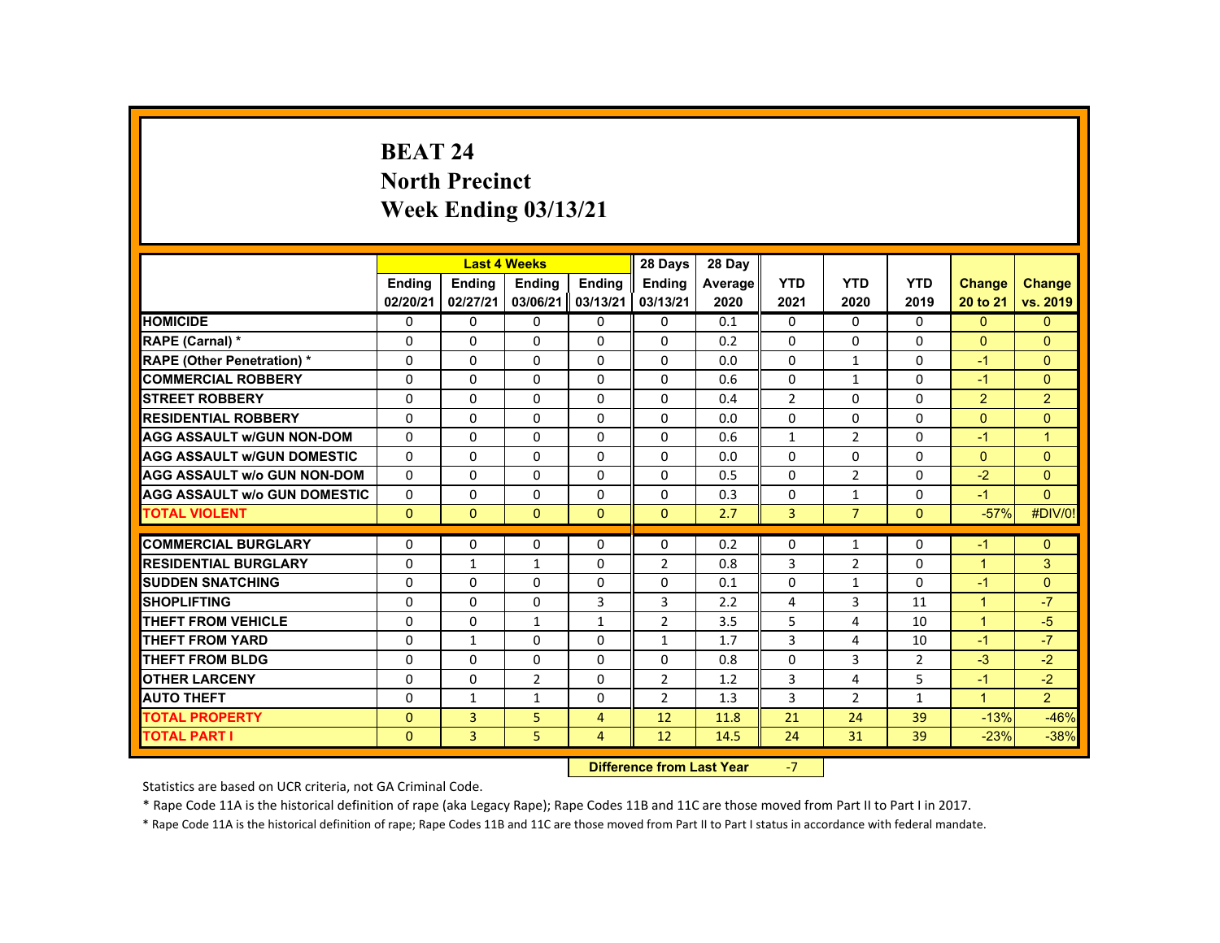# BEAT 24
## North Precinct
## Week Ending 03/13/21

| | Last 4 Weeks | | | | 28 Days | 28 Day | | | | | |
|---|---|---|---|---|---|---|---|---|---|---|---|
| | Ending 02/20/21 | Ending 02/27/21 | Ending 03/06/21 | Ending 03/13/21 | Ending 03/13/21 | Average 2020 | YTD 2021 | YTD 2020 | YTD 2019 | Change 20 to 21 | Change vs. 2019 |
| HOMICIDE | 0 | 0 | 0 | 0 | 0 | 0.1 | 0 | 0 | 0 | 0 | 0 |
| RAPE (Carnal) * | 0 | 0 | 0 | 0 | 0 | 0.2 | 0 | 0 | 0 | 0 | 0 |
| RAPE (Other Penetration) * | 0 | 0 | 0 | 0 | 0 | 0.0 | 0 | 1 | 0 | -1 | 0 |
| COMMERCIAL ROBBERY | 0 | 0 | 0 | 0 | 0 | 0.6 | 0 | 1 | 0 | -1 | 0 |
| STREET ROBBERY | 0 | 0 | 0 | 0 | 0 | 0.4 | 2 | 0 | 0 | 2 | 2 |
| RESIDENTIAL ROBBERY | 0 | 0 | 0 | 0 | 0 | 0.0 | 0 | 0 | 0 | 0 | 0 |
| AGG ASSAULT w/GUN NON-DOM | 0 | 0 | 0 | 0 | 0 | 0.6 | 1 | 2 | 0 | -1 | 1 |
| AGG ASSAULT w/GUN DOMESTIC | 0 | 0 | 0 | 0 | 0 | 0.0 | 0 | 0 | 0 | 0 | 0 |
| AGG ASSAULT w/o GUN NON-DOM | 0 | 0 | 0 | 0 | 0 | 0.5 | 0 | 2 | 0 | -2 | 0 |
| AGG ASSAULT w/o GUN DOMESTIC | 0 | 0 | 0 | 0 | 0 | 0.3 | 0 | 1 | 0 | -1 | 0 |
| TOTAL VIOLENT | 0 | 0 | 0 | 0 | 0 | 2.7 | 3 | 7 | 0 | -57% | #DIV/0! |
| COMMERCIAL BURGLARY | 0 | 0 | 0 | 0 | 0 | 0.2 | 0 | 1 | 0 | -1 | 0 |
| RESIDENTIAL BURGLARY | 0 | 1 | 1 | 0 | 2 | 0.8 | 3 | 2 | 0 | 1 | 3 |
| SUDDEN SNATCHING | 0 | 0 | 0 | 0 | 0 | 0.1 | 0 | 1 | 0 | -1 | 0 |
| SHOPLIFTING | 0 | 0 | 0 | 3 | 3 | 2.2 | 4 | 3 | 11 | 1 | -7 |
| THEFT FROM VEHICLE | 0 | 0 | 1 | 1 | 2 | 3.5 | 5 | 4 | 10 | 1 | -5 |
| THEFT FROM YARD | 0 | 1 | 0 | 0 | 1 | 1.7 | 3 | 4 | 10 | -1 | -7 |
| THEFT FROM BLDG | 0 | 0 | 0 | 0 | 0 | 0.8 | 0 | 3 | 2 | -3 | -2 |
| OTHER LARCENY | 0 | 0 | 2 | 0 | 2 | 1.2 | 3 | 4 | 5 | -1 | -2 |
| AUTO THEFT | 0 | 1 | 1 | 0 | 2 | 1.3 | 3 | 2 | 1 | 1 | 2 |
| TOTAL PROPERTY | 0 | 3 | 5 | 4 | 12 | 11.8 | 21 | 24 | 39 | -13% | -46% |
| TOTAL PART I | 0 | 3 | 5 | 4 | 12 | 14.5 | 24 | 31 | 39 | -23% | -38% |

**Difference from Last Year** -7

Statistics are based on UCR criteria, not GA Criminal Code.

* Rape Code 11A is the historical definition of rape (aka Legacy Rape); Rape Codes 11B and 11C are those moved from Part II to Part I in 2017.

* Rape Code 11A is the historical definition of rape; Rape Codes 11B and 11C are those moved from Part II to Part I status in accordance with federal mandate.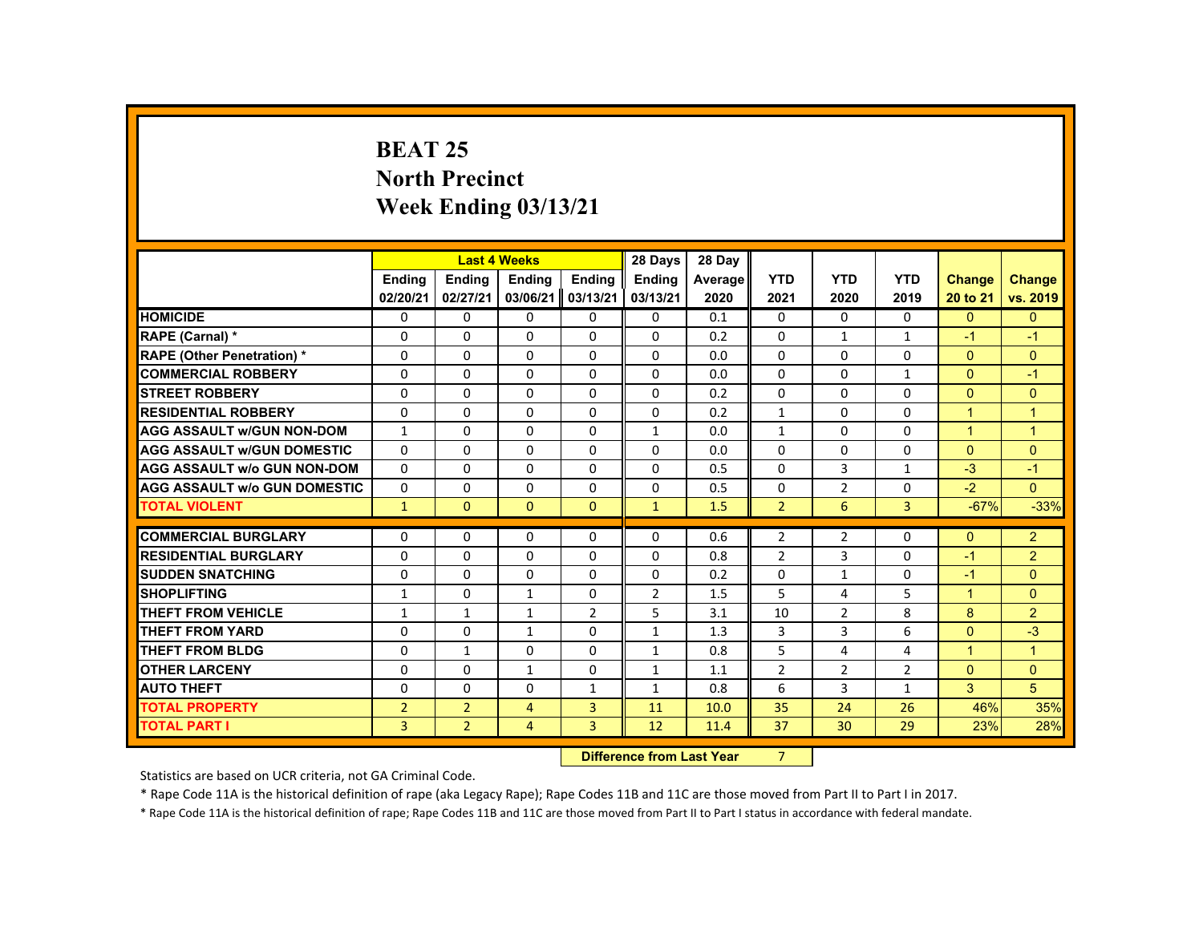# BEAT 25
## North Precinct
## Week Ending 03/13/21

| | Last 4 Weeks | | | | 28 Days | 28 Day | YTD | YTD | YTD | Change | Change |
|---|---|---|---|---|---|---|---|---|---|---|---|
| | Ending 02/20/21 | Ending 02/27/21 | Ending 03/06/21 | Ending 03/13/21 | Ending 03/13/21 | Average 2020 | 2021 | 2020 | 2019 | 20 to 21 | vs. 2019 |
| HOMICIDE | 0 | 0 | 0 | 0 | 0 | 0.1 | 0 | 0 | 0 | 0 | 0 |
| RAPE (Carnal) * | 0 | 0 | 0 | 0 | 0 | 0.2 | 0 | 1 | 1 | -1 | -1 |
| RAPE (Other Penetration) * | 0 | 0 | 0 | 0 | 0 | 0.0 | 0 | 0 | 0 | 0 | 0 |
| COMMERCIAL ROBBERY | 0 | 0 | 0 | 0 | 0 | 0.0 | 0 | 0 | 1 | 0 | -1 |
| STREET ROBBERY | 0 | 0 | 0 | 0 | 0 | 0.2 | 0 | 0 | 0 | 0 | 0 |
| RESIDENTIAL ROBBERY | 0 | 0 | 0 | 0 | 0 | 0.2 | 1 | 0 | 0 | 1 | 1 |
| AGG ASSAULT w/GUN NON-DOM | 1 | 0 | 0 | 0 | 1 | 0.0 | 1 | 0 | 0 | 1 | 1 |
| AGG ASSAULT w/GUN DOMESTIC | 0 | 0 | 0 | 0 | 0 | 0.0 | 0 | 0 | 0 | 0 | 0 |
| AGG ASSAULT w/o GUN NON-DOM | 0 | 0 | 0 | 0 | 0 | 0.5 | 0 | 3 | 1 | -3 | -1 |
| AGG ASSAULT w/o GUN DOMESTIC | 0 | 0 | 0 | 0 | 0 | 0.5 | 0 | 2 | 0 | -2 | 0 |
| TOTAL VIOLENT | 1 | 0 | 0 | 0 | 1 | 1.5 | 2 | 6 | 3 | -67% | -33% |
| COMMERCIAL BURGLARY | 0 | 0 | 0 | 0 | 0 | 0.6 | 2 | 2 | 0 | 0 | 2 |
| RESIDENTIAL BURGLARY | 0 | 0 | 0 | 0 | 0 | 0.8 | 2 | 3 | 0 | -1 | 2 |
| SUDDEN SNATCHING | 0 | 0 | 0 | 0 | 0 | 0.2 | 0 | 1 | 0 | -1 | 0 |
| SHOPLIFTING | 1 | 0 | 1 | 0 | 2 | 1.5 | 5 | 4 | 5 | 1 | 0 |
| THEFT FROM VEHICLE | 1 | 1 | 1 | 2 | 5 | 3.1 | 10 | 2 | 8 | 8 | 2 |
| THEFT FROM YARD | 0 | 0 | 1 | 0 | 1 | 1.3 | 3 | 3 | 6 | 0 | -3 |
| THEFT FROM BLDG | 0 | 1 | 0 | 0 | 1 | 0.8 | 5 | 4 | 4 | 1 | 1 |
| OTHER LARCENY | 0 | 0 | 1 | 0 | 1 | 1.1 | 2 | 2 | 2 | 0 | 0 |
| AUTO THEFT | 0 | 0 | 0 | 1 | 1 | 0.8 | 6 | 3 | 1 | 3 | 5 |
| TOTAL PROPERTY | 2 | 2 | 4 | 3 | 11 | 10.0 | 35 | 24 | 26 | 46% | 35% |
| TOTAL PART I | 3 | 2 | 4 | 3 | 12 | 11.4 | 37 | 30 | 29 | 23% | 28% |

**Difference from Last Year** 7

Statistics are based on UCR criteria, not GA Criminal Code.

* Rape Code 11A is the historical definition of rape (aka Legacy Rape); Rape Codes 11B and 11C are those moved from Part II to Part I in 2017.

* Rape Code 11A is the historical definition of rape; Rape Codes 11B and 11C are those moved from Part II to Part I status in accordance with federal mandate.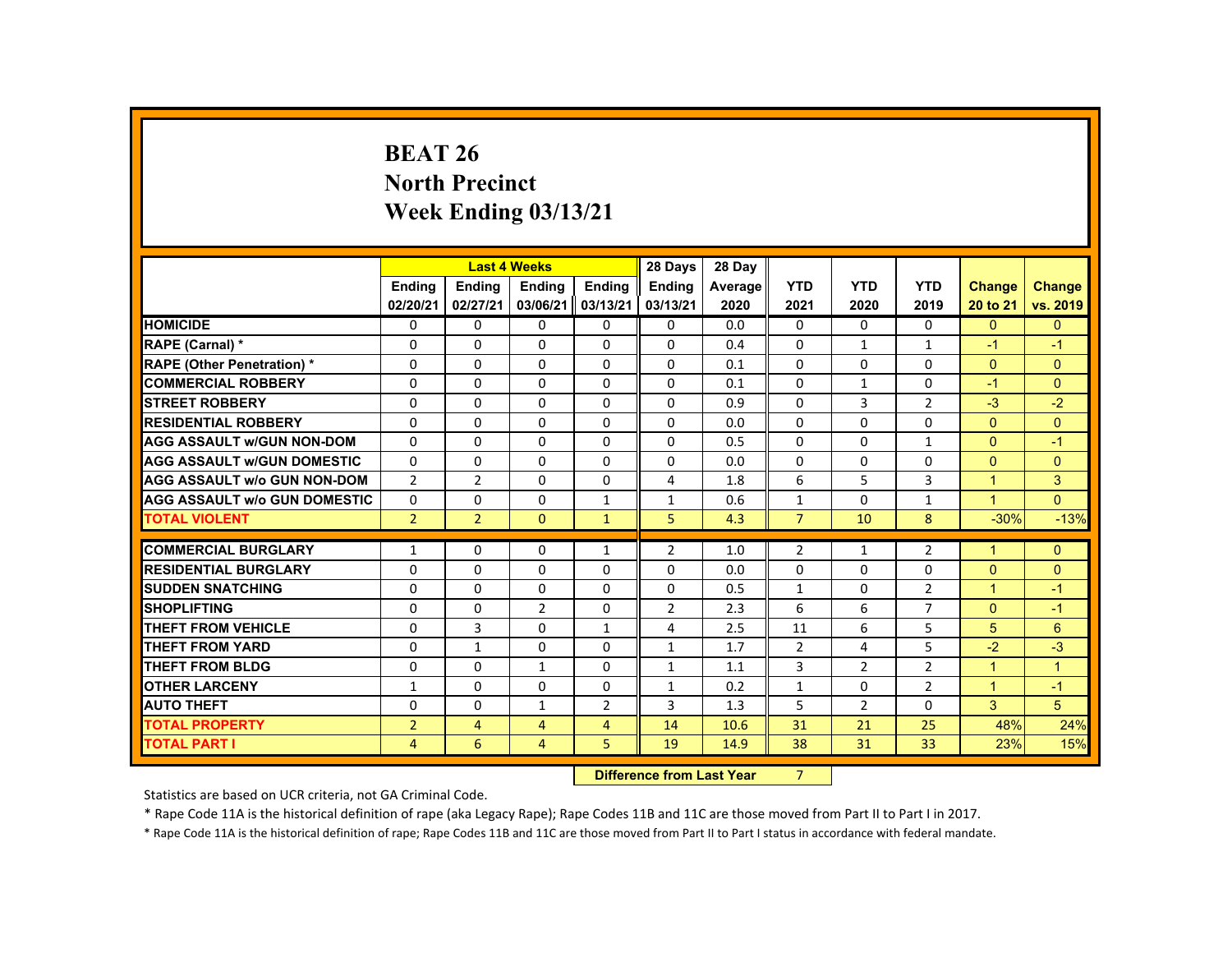# BEAT 26
## North Precinct
## Week Ending 03/13/21

| | Last 4 Weeks | | | | 28 Days | 28 Day | | | | | |
|---|---|---|---|---|---|---|---|---|---|---|---|
| | Ending 02/20/21 | Ending 02/27/21 | Ending 03/06/21 | Ending 03/13/21 | Ending 03/13/21 | Average 2020 | YTD 2021 | YTD 2020 | YTD 2019 | Change 20 to 21 | Change vs. 2019 |
| HOMICIDE | 0 | 0 | 0 | 0 | 0 | 0.0 | 0 | 0 | 0 | 0 | 0 |
| RAPE (Carnal) * | 0 | 0 | 0 | 0 | 0 | 0.4 | 0 | 1 | 1 | -1 | -1 |
| RAPE (Other Penetration) * | 0 | 0 | 0 | 0 | 0 | 0.1 | 0 | 0 | 0 | 0 | 0 |
| COMMERCIAL ROBBERY | 0 | 0 | 0 | 0 | 0 | 0.1 | 0 | 1 | 0 | -1 | 0 |
| STREET ROBBERY | 0 | 0 | 0 | 0 | 0 | 0.9 | 0 | 3 | 2 | -3 | -2 |
| RESIDENTIAL ROBBERY | 0 | 0 | 0 | 0 | 0 | 0.0 | 0 | 0 | 0 | 0 | 0 |
| AGG ASSAULT w/GUN NON-DOM | 0 | 0 | 0 | 0 | 0 | 0.5 | 0 | 0 | 1 | 0 | -1 |
| AGG ASSAULT w/GUN DOMESTIC | 0 | 0 | 0 | 0 | 0 | 0.0 | 0 | 0 | 0 | 0 | 0 |
| AGG ASSAULT w/o GUN NON-DOM | 2 | 2 | 0 | 0 | 4 | 1.8 | 6 | 5 | 3 | 1 | 3 |
| AGG ASSAULT w/o GUN DOMESTIC | 0 | 0 | 0 | 1 | 1 | 0.6 | 1 | 0 | 1 | 1 | 0 |
| TOTAL VIOLENT | 2 | 2 | 0 | 1 | 5 | 4.3 | 7 | 10 | 8 | -30% | -13% |
| COMMERCIAL BURGLARY | 1 | 0 | 0 | 1 | 2 | 1.0 | 2 | 1 | 2 | 1 | 0 |
| RESIDENTIAL BURGLARY | 0 | 0 | 0 | 0 | 0 | 0.0 | 0 | 0 | 0 | 0 | 0 |
| SUDDEN SNATCHING | 0 | 0 | 0 | 0 | 0 | 0.5 | 1 | 0 | 2 | 1 | -1 |
| SHOPLIFTING | 0 | 0 | 2 | 0 | 2 | 2.3 | 6 | 6 | 7 | 0 | -1 |
| THEFT FROM VEHICLE | 0 | 3 | 0 | 1 | 4 | 2.5 | 11 | 6 | 5 | 5 | 6 |
| THEFT FROM YARD | 0 | 1 | 0 | 0 | 1 | 1.7 | 2 | 4 | 5 | -2 | -3 |
| THEFT FROM BLDG | 0 | 0 | 1 | 0 | 1 | 1.1 | 3 | 2 | 2 | 1 | 1 |
| OTHER LARCENY | 1 | 0 | 0 | 0 | 1 | 0.2 | 1 | 0 | 2 | 1 | -1 |
| AUTO THEFT | 0 | 0 | 1 | 2 | 3 | 1.3 | 5 | 2 | 0 | 3 | 5 |
| TOTAL PROPERTY | 2 | 4 | 4 | 4 | 14 | 10.6 | 31 | 21 | 25 | 48% | 24% |
| TOTAL PART I | 4 | 6 | 4 | 5 | 19 | 14.9 | 38 | 31 | 33 | 23% | 15% |

**Difference from Last Year** 7

Statistics are based on UCR criteria, not GA Criminal Code.

* Rape Code 11A is the historical definition of rape (aka Legacy Rape); Rape Codes 11B and 11C are those moved from Part II to Part I in 2017.

* Rape Code 11A is the historical definition of rape; Rape Codes 11B and 11C are those moved from Part II to Part I status in accordance with federal mandate.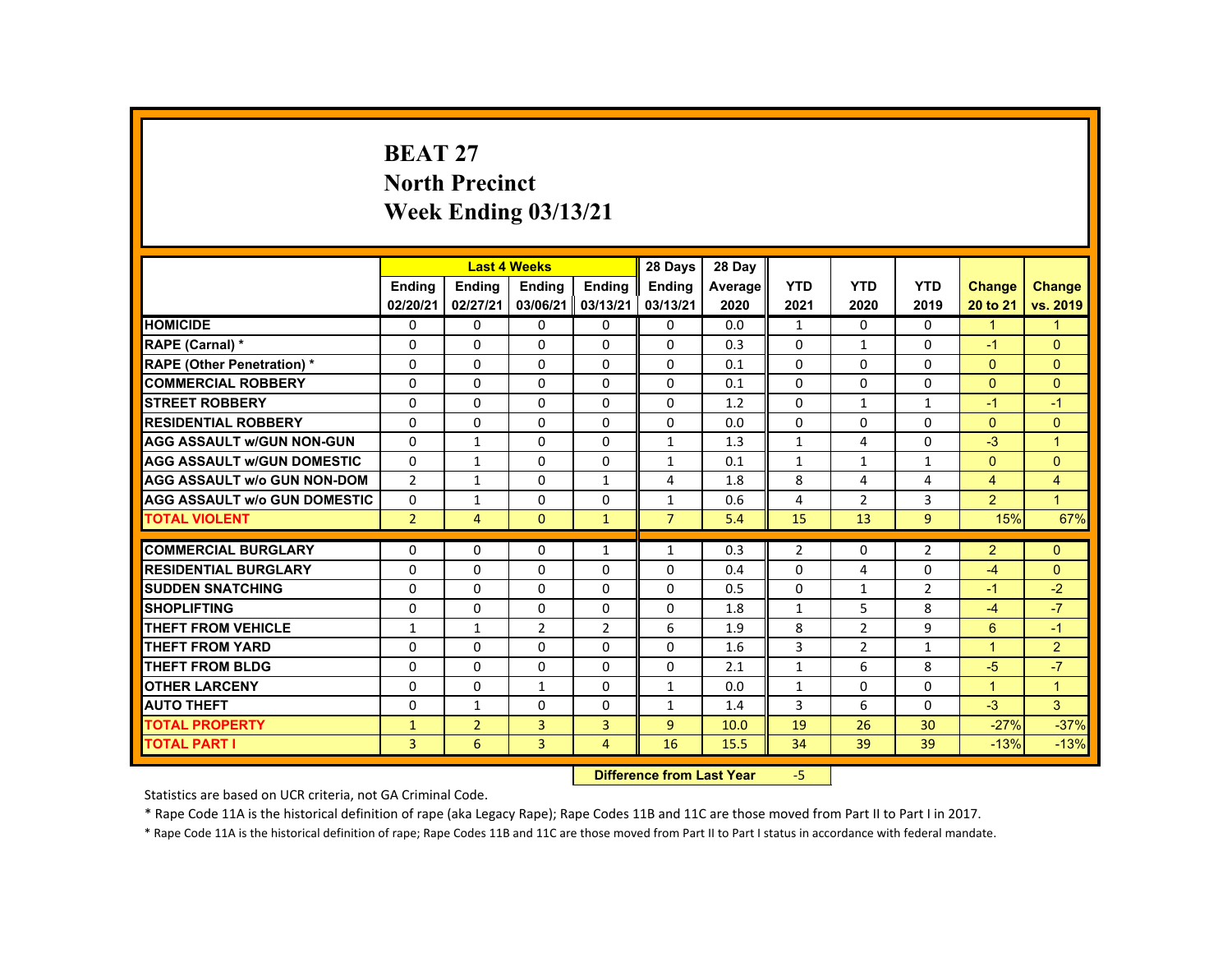# BEAT 27
## North Precinct
## Week Ending 03/13/21

| | Last 4 Weeks | | | | 28 Days | 28 Day | YTD | YTD | YTD | Change | Change |
|---|---|---|---|---|---|---|---|---|---|---|---|
| | Ending 02/20/21 | Ending 02/27/21 | Ending 03/06/21 | Ending 03/13/21 | Ending 03/13/21 | Average 2020 | 2021 | 2020 | 2019 | 20 to 21 | vs. 2019 |
| HOMICIDE | 0 | 0 | 0 | 0 | 0 | 0.0 | 1 | 0 | 0 | 1 | 1 |
| RAPE (Carnal) * | 0 | 0 | 0 | 0 | 0 | 0.3 | 0 | 1 | 0 | -1 | 0 |
| RAPE (Other Penetration) * | 0 | 0 | 0 | 0 | 0 | 0.1 | 0 | 0 | 0 | 0 | 0 |
| COMMERCIAL ROBBERY | 0 | 0 | 0 | 0 | 0 | 0.1 | 0 | 0 | 0 | 0 | 0 |
| STREET ROBBERY | 0 | 0 | 0 | 0 | 0 | 1.2 | 0 | 1 | 1 | -1 | -1 |
| RESIDENTIAL ROBBERY | 0 | 0 | 0 | 0 | 0 | 0.0 | 0 | 0 | 0 | 0 | 0 |
| AGG ASSAULT w/GUN NON-GUN | 0 | 1 | 0 | 0 | 1 | 1.3 | 1 | 4 | 0 | -3 | 1 |
| AGG ASSAULT w/GUN DOMESTIC | 0 | 1 | 0 | 0 | 1 | 0.1 | 1 | 1 | 1 | 0 | 0 |
| AGG ASSAULT w/o GUN NON-DOM | 2 | 1 | 0 | 1 | 4 | 1.8 | 8 | 4 | 4 | 4 | 4 |
| AGG ASSAULT w/o GUN DOMESTIC | 0 | 1 | 0 | 0 | 1 | 0.6 | 4 | 2 | 3 | 2 | 1 |
| TOTAL VIOLENT | 2 | 4 | 0 | 1 | 7 | 5.4 | 15 | 13 | 9 | 15% | 67% |
| COMMERCIAL BURGLARY | 0 | 0 | 0 | 1 | 1 | 0.3 | 2 | 0 | 2 | 2 | 0 |
| RESIDENTIAL BURGLARY | 0 | 0 | 0 | 0 | 0 | 0.4 | 0 | 4 | 0 | -4 | 0 |
| SUDDEN SNATCHING | 0 | 0 | 0 | 0 | 0 | 0.5 | 0 | 1 | 2 | -1 | -2 |
| SHOPLIFTING | 0 | 0 | 0 | 0 | 0 | 1.8 | 1 | 5 | 8 | -4 | -7 |
| THEFT FROM VEHICLE | 1 | 1 | 2 | 2 | 6 | 1.9 | 8 | 2 | 9 | 6 | -1 |
| THEFT FROM YARD | 0 | 0 | 0 | 0 | 0 | 1.6 | 3 | 2 | 1 | 1 | 2 |
| THEFT FROM BLDG | 0 | 0 | 0 | 0 | 0 | 2.1 | 1 | 6 | 8 | -5 | -7 |
| OTHER LARCENY | 0 | 0 | 1 | 0 | 1 | 0.0 | 1 | 0 | 0 | 1 | 1 |
| AUTO THEFT | 0 | 1 | 0 | 0 | 1 | 1.4 | 3 | 6 | 0 | -3 | 3 |
| TOTAL PROPERTY | 1 | 2 | 3 | 3 | 9 | 10.0 | 19 | 26 | 30 | -27% | -37% |
| TOTAL PART I | 3 | 6 | 3 | 4 | 16 | 15.5 | 34 | 39 | 39 | -13% | -13% |

**Difference from Last Year** -5

Statistics are based on UCR criteria, not GA Criminal Code.

* Rape Code 11A is the historical definition of rape (aka Legacy Rape); Rape Codes 11B and 11C are those moved from Part II to Part I in 2017.

* Rape Code 11A is the historical definition of rape; Rape Codes 11B and 11C are those moved from Part II to Part I status in accordance with federal mandate.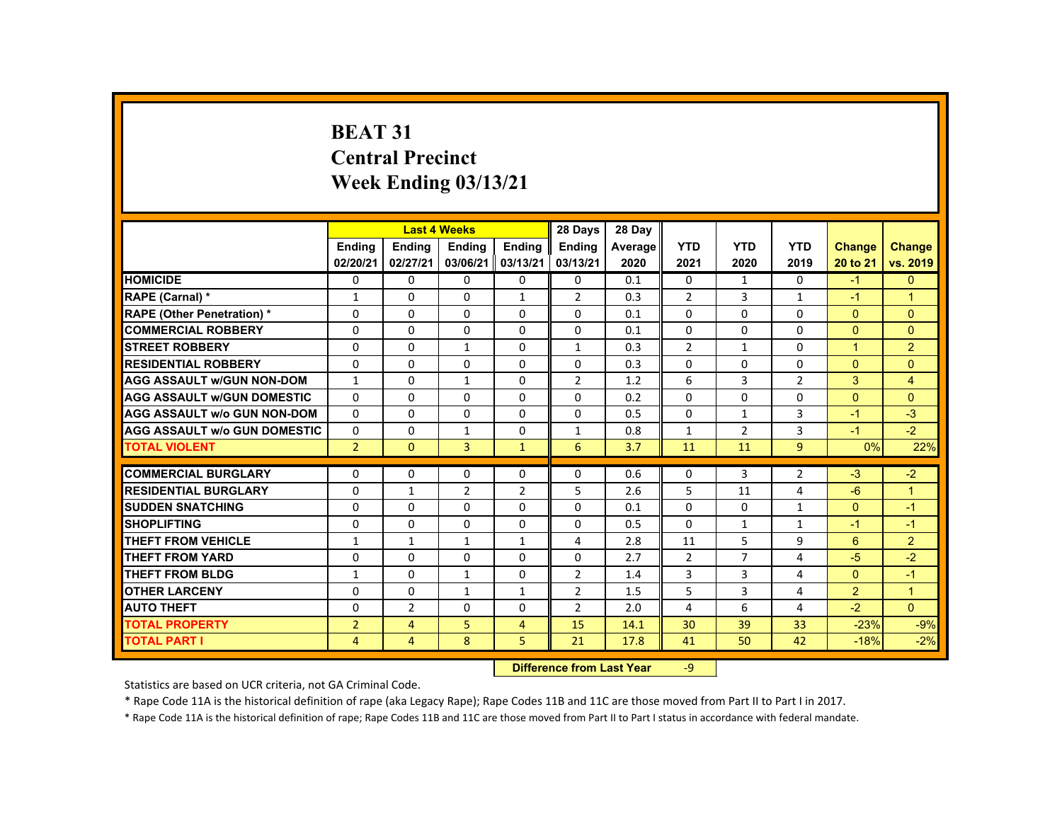# BEAT 31
## Central Precinct
## Week Ending 03/13/21

| | Last 4 Weeks | | | | 28 Days | 28 Day | | | | | |
|---|---|---|---|---|---|---|---|---|---|---|---|
| | Ending 02/20/21 | Ending 02/27/21 | Ending 03/06/21 | Ending 03/13/21 | Ending 03/13/21 | Average 2020 | YTD 2021 | YTD 2020 | YTD 2019 | Change 20 to 21 | Change vs. 2019 |
| HOMICIDE | 0 | 0 | 0 | 0 | 0 | 0.1 | 0 | 1 | 0 | -1 | 0 |
| RAPE (Carnal) * | 1 | 0 | 0 | 1 | 2 | 0.3 | 2 | 3 | 1 | -1 | 1 |
| RAPE (Other Penetration) * | 0 | 0 | 0 | 0 | 0 | 0.1 | 0 | 0 | 0 | 0 | 0 |
| COMMERCIAL ROBBERY | 0 | 0 | 0 | 0 | 0 | 0.1 | 0 | 0 | 0 | 0 | 0 |
| STREET ROBBERY | 0 | 0 | 1 | 0 | 1 | 0.3 | 2 | 1 | 0 | 1 | 2 |
| RESIDENTIAL ROBBERY | 0 | 0 | 0 | 0 | 0 | 0.3 | 0 | 0 | 0 | 0 | 0 |
| AGG ASSAULT w/GUN NON-DOM | 1 | 0 | 1 | 0 | 2 | 1.2 | 6 | 3 | 2 | 3 | 4 |
| AGG ASSAULT w/GUN DOMESTIC | 0 | 0 | 0 | 0 | 0 | 0.2 | 0 | 0 | 0 | 0 | 0 |
| AGG ASSAULT w/o GUN NON-DOM | 0 | 0 | 0 | 0 | 0 | 0.5 | 0 | 1 | 3 | -1 | -3 |
| AGG ASSAULT w/o GUN DOMESTIC | 0 | 0 | 1 | 0 | 1 | 0.8 | 1 | 2 | 3 | -1 | -2 |
| TOTAL VIOLENT | 2 | 0 | 3 | 1 | 6 | 3.7 | 11 | 11 | 9 | 0% | 22% |
| COMMERCIAL BURGLARY | 0 | 0 | 0 | 0 | 0 | 0.6 | 0 | 3 | 2 | -3 | -2 |
| RESIDENTIAL BURGLARY | 0 | 1 | 2 | 2 | 5 | 2.6 | 5 | 11 | 4 | -6 | 1 |
| SUDDEN SNATCHING | 0 | 0 | 0 | 0 | 0 | 0.1 | 0 | 0 | 1 | 0 | -1 |
| SHOPLIFTING | 0 | 0 | 0 | 0 | 0 | 0.5 | 0 | 1 | 1 | -1 | -1 |
| THEFT FROM VEHICLE | 1 | 1 | 1 | 1 | 4 | 2.8 | 11 | 5 | 9 | 6 | 2 |
| THEFT FROM YARD | 0 | 0 | 0 | 0 | 0 | 2.7 | 2 | 7 | 4 | -5 | -2 |
| THEFT FROM BLDG | 1 | 0 | 1 | 0 | 2 | 1.4 | 3 | 3 | 4 | 0 | -1 |
| OTHER LARCENY | 0 | 0 | 1 | 1 | 2 | 1.5 | 5 | 3 | 4 | 2 | 1 |
| AUTO THEFT | 0 | 2 | 0 | 0 | 2 | 2.0 | 4 | 6 | 4 | -2 | 0 |
| TOTAL PROPERTY | 2 | 4 | 5 | 4 | 15 | 14.1 | 30 | 39 | 33 | -23% | -9% |
| TOTAL PART I | 4 | 4 | 8 | 5 | 21 | 17.8 | 41 | 50 | 42 | -18% | -2% |

**Difference from Last Year** -9

Statistics are based on UCR criteria, not GA Criminal Code.

* Rape Code 11A is the historical definition of rape (aka Legacy Rape); Rape Codes 11B and 11C are those moved from Part II to Part I in 2017.

* Rape Code 11A is the historical definition of rape; Rape Codes 11B and 11C are those moved from Part II to Part I status in accordance with federal mandate.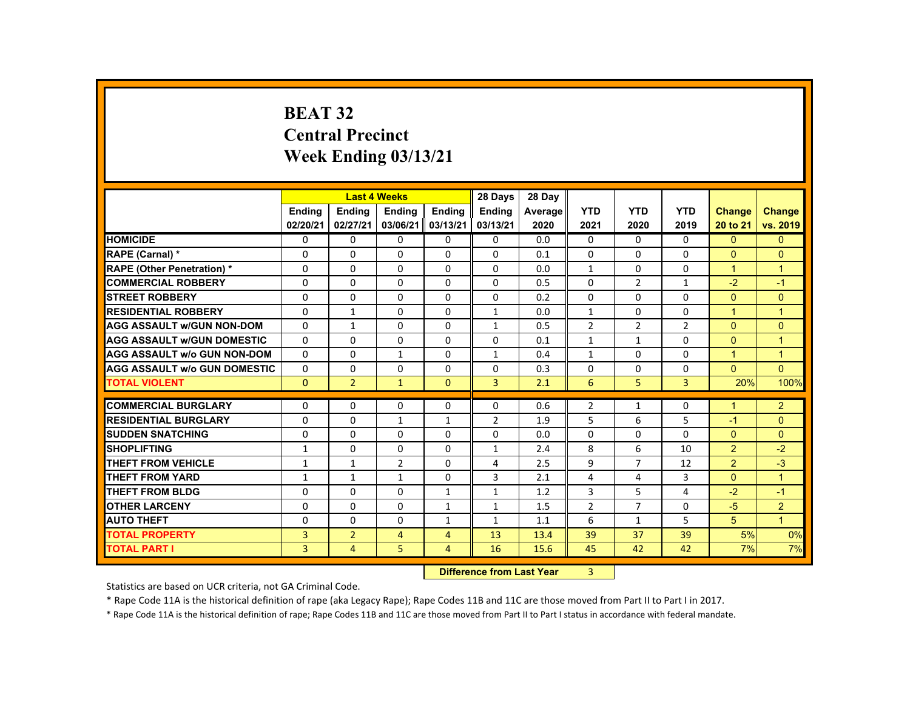# BEAT 32
## Central Precinct
## Week Ending 03/13/21

| | Last 4 Weeks | | | | 28 Days | 28 Day | | | | | |
|---|---|---|---|---|---|---|---|---|---|---|---|
| | Ending 02/20/21 | Ending 02/27/21 | Ending 03/06/21 | Ending 03/13/21 | Ending 03/13/21 | Average 2020 | YTD 2021 | YTD 2020 | YTD 2019 | Change 20 to 21 | Change vs. 2019 |
| HOMICIDE | 0 | 0 | 0 | 0 | 0 | 0.0 | 0 | 0 | 0 | 0 | 0 |
| RAPE (Carnal) * | 0 | 0 | 0 | 0 | 0 | 0.1 | 0 | 0 | 0 | 0 | 0 |
| RAPE (Other Penetration) * | 0 | 0 | 0 | 0 | 0 | 0.0 | 1 | 0 | 0 | 1 | 1 |
| COMMERCIAL ROBBERY | 0 | 0 | 0 | 0 | 0 | 0.5 | 0 | 2 | 1 | -2 | -1 |
| STREET ROBBERY | 0 | 0 | 0 | 0 | 0 | 0.2 | 0 | 0 | 0 | 0 | 0 |
| RESIDENTIAL ROBBERY | 0 | 1 | 0 | 0 | 1 | 0.0 | 1 | 0 | 0 | 1 | 1 |
| AGG ASSAULT w/GUN NON-DOM | 0 | 1 | 0 | 0 | 1 | 0.5 | 2 | 2 | 2 | 0 | 0 |
| AGG ASSAULT w/GUN DOMESTIC | 0 | 0 | 0 | 0 | 0 | 0.1 | 1 | 1 | 0 | 0 | 1 |
| AGG ASSAULT w/o GUN NON-DOM | 0 | 0 | 1 | 0 | 1 | 0.4 | 1 | 0 | 0 | 1 | 1 |
| AGG ASSAULT w/o GUN DOMESTIC | 0 | 0 | 0 | 0 | 0 | 0.3 | 0 | 0 | 0 | 0 | 0 |
| TOTAL VIOLENT | 0 | 2 | 1 | 0 | 3 | 2.1 | 6 | 5 | 3 | 20% | 100% |
| COMMERCIAL BURGLARY | 0 | 0 | 0 | 0 | 0 | 0.6 | 2 | 1 | 0 | 1 | 2 |
| RESIDENTIAL BURGLARY | 0 | 0 | 1 | 1 | 2 | 1.9 | 5 | 6 | 5 | -1 | 0 |
| SUDDEN SNATCHING | 0 | 0 | 0 | 0 | 0 | 0.0 | 0 | 0 | 0 | 0 | 0 |
| SHOPLIFTING | 1 | 0 | 0 | 0 | 1 | 2.4 | 8 | 6 | 10 | 2 | -2 |
| THEFT FROM VEHICLE | 1 | 1 | 2 | 0 | 4 | 2.5 | 9 | 7 | 12 | 2 | -3 |
| THEFT FROM YARD | 1 | 1 | 1 | 0 | 3 | 2.1 | 4 | 4 | 3 | 0 | 1 |
| THEFT FROM BLDG | 0 | 0 | 0 | 1 | 1 | 1.2 | 3 | 5 | 4 | -2 | -1 |
| OTHER LARCENY | 0 | 0 | 0 | 1 | 1 | 1.5 | 2 | 7 | 0 | -5 | 2 |
| AUTO THEFT | 0 | 0 | 0 | 1 | 1 | 1.1 | 6 | 1 | 5 | 5 | 1 |
| TOTAL PROPERTY | 3 | 2 | 4 | 4 | 13 | 13.4 | 39 | 37 | 39 | 5% | 0% |
| TOTAL PART I | 3 | 4 | 5 | 4 | 16 | 15.6 | 45 | 42 | 42 | 7% | 7% |

**Difference from Last Year** 3

Statistics are based on UCR criteria, not GA Criminal Code.

* Rape Code 11A is the historical definition of rape (aka Legacy Rape); Rape Codes 11B and 11C are those moved from Part II to Part I in 2017.

* Rape Code 11A is the historical definition of rape; Rape Codes 11B and 11C are those moved from Part II to Part I status in accordance with federal mandate.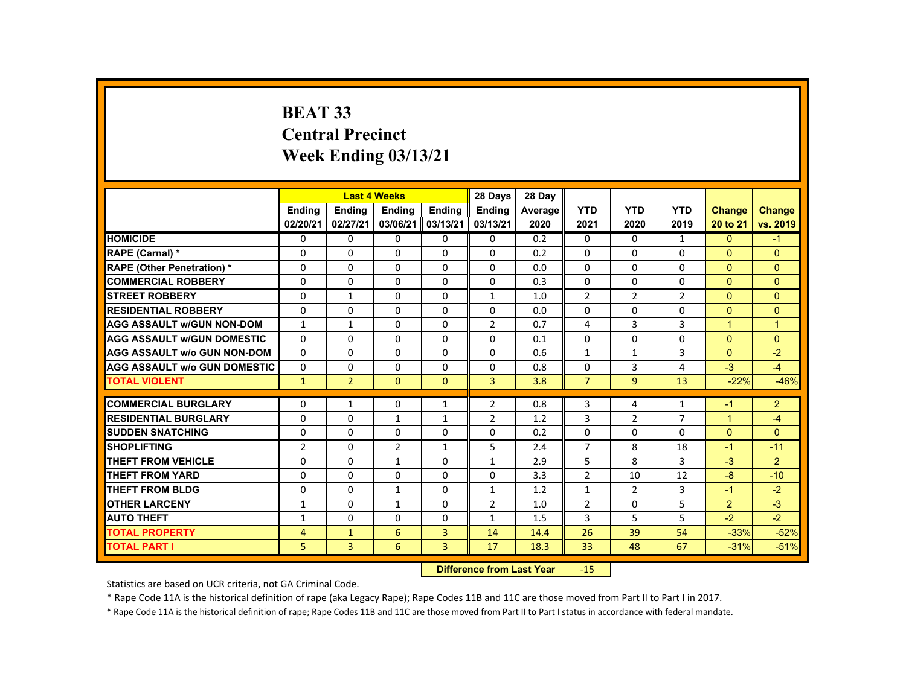# BEAT 33
## Central Precinct
## Week Ending 03/13/21

| | Last 4 Weeks | | | | 28 Days | 28 Day | YTD | YTD | YTD | Change | Change |
|---|---|---|---|---|---|---|---|---|---|---|---|
| | Ending 02/20/21 | Ending 02/27/21 | Ending 03/06/21 | Ending 03/13/21 | Ending 03/13/21 | Average 2020 | 2021 | 2020 | 2019 | 20 to 21 | vs. 2019 |
| HOMICIDE | 0 | 0 | 0 | 0 | 0 | 0.2 | 0 | 0 | 1 | 0 | -1 |
| RAPE (Carnal) * | 0 | 0 | 0 | 0 | 0 | 0.2 | 0 | 0 | 0 | 0 | 0 |
| RAPE (Other Penetration) * | 0 | 0 | 0 | 0 | 0 | 0.0 | 0 | 0 | 0 | 0 | 0 |
| COMMERCIAL ROBBERY | 0 | 0 | 0 | 0 | 0 | 0.3 | 0 | 0 | 0 | 0 | 0 |
| STREET ROBBERY | 0 | 1 | 0 | 0 | 1 | 1.0 | 2 | 2 | 2 | 0 | 0 |
| RESIDENTIAL ROBBERY | 0 | 0 | 0 | 0 | 0 | 0.0 | 0 | 0 | 0 | 0 | 0 |
| AGG ASSAULT w/GUN NON-DOM | 1 | 1 | 0 | 0 | 2 | 0.7 | 4 | 3 | 3 | 1 | 1 |
| AGG ASSAULT w/GUN DOMESTIC | 0 | 0 | 0 | 0 | 0 | 0.1 | 0 | 0 | 0 | 0 | 0 |
| AGG ASSAULT w/o GUN NON-DOM | 0 | 0 | 0 | 0 | 0 | 0.6 | 1 | 1 | 3 | 0 | -2 |
| AGG ASSAULT w/o GUN DOMESTIC | 0 | 0 | 0 | 0 | 0 | 0.8 | 0 | 3 | 4 | -3 | -4 |
| TOTAL VIOLENT | 1 | 2 | 0 | 0 | 3 | 3.8 | 7 | 9 | 13 | -22% | -46% |
| COMMERCIAL BURGLARY | 0 | 1 | 0 | 1 | 2 | 0.8 | 3 | 4 | 1 | -1 | 2 |
| RESIDENTIAL BURGLARY | 0 | 0 | 1 | 1 | 2 | 1.2 | 3 | 2 | 7 | 1 | -4 |
| SUDDEN SNATCHING | 0 | 0 | 0 | 0 | 0 | 0.2 | 0 | 0 | 0 | 0 | 0 |
| SHOPLIFTING | 2 | 0 | 2 | 1 | 5 | 2.4 | 7 | 8 | 18 | -1 | -11 |
| THEFT FROM VEHICLE | 0 | 0 | 1 | 0 | 1 | 2.9 | 5 | 8 | 3 | -3 | 2 |
| THEFT FROM YARD | 0 | 0 | 0 | 0 | 0 | 3.3 | 2 | 10 | 12 | -8 | -10 |
| THEFT FROM BLDG | 0 | 0 | 1 | 0 | 1 | 1.2 | 1 | 2 | 3 | -1 | -2 |
| OTHER LARCENY | 1 | 0 | 1 | 0 | 2 | 1.0 | 2 | 0 | 5 | 2 | -3 |
| AUTO THEFT | 1 | 0 | 0 | 0 | 1 | 1.5 | 3 | 5 | 5 | -2 | -2 |
| TOTAL PROPERTY | 4 | 1 | 6 | 3 | 14 | 14.4 | 26 | 39 | 54 | -33% | -52% |
| TOTAL PART I | 5 | 3 | 6 | 3 | 17 | 18.3 | 33 | 48 | 67 | -31% | -51% |

**Difference from Last Year** -15

Statistics are based on UCR criteria, not GA Criminal Code.

* Rape Code 11A is the historical definition of rape (aka Legacy Rape); Rape Codes 11B and 11C are those moved from Part II to Part I in 2017.

* Rape Code 11A is the historical definition of rape; Rape Codes 11B and 11C are those moved from Part II to Part I status in accordance with federal mandate.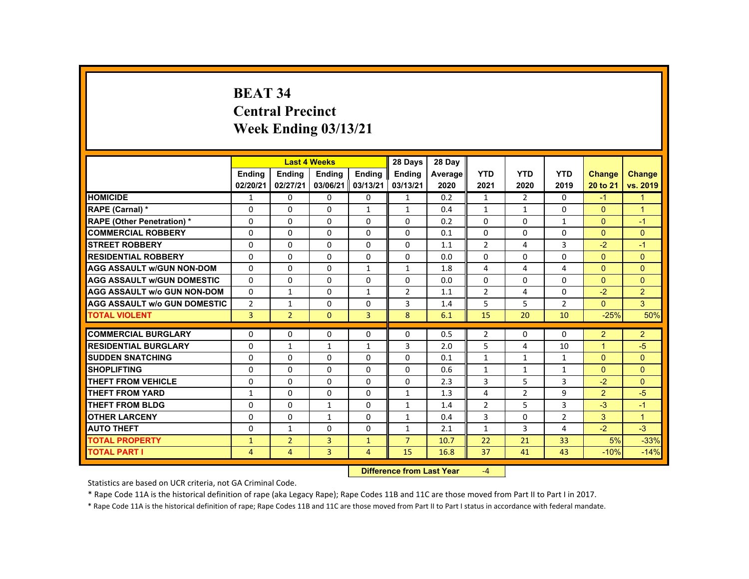# BEAT 34
## Central Precinct
## Week Ending 03/13/21

| | Last 4 Weeks | | | | 28 Days | 28 Day | | | | | |
|---|---|---|---|---|---|---|---|---|---|---|---|
| | Ending 02/20/21 | Ending 02/27/21 | Ending 03/06/21 | Ending 03/13/21 | Ending 03/13/21 | Average 2020 | YTD 2021 | YTD 2020 | YTD 2019 | Change 20 to 21 | Change vs. 2019 |
| HOMICIDE | 1 | 0 | 0 | 0 | 1 | 0.2 | 1 | 2 | 0 | -1 | 1 |
| RAPE (Carnal) * | 0 | 0 | 0 | 1 | 1 | 0.4 | 1 | 1 | 0 | 0 | 1 |
| RAPE (Other Penetration) * | 0 | 0 | 0 | 0 | 0 | 0.2 | 0 | 0 | 1 | 0 | -1 |
| COMMERCIAL ROBBERY | 0 | 0 | 0 | 0 | 0 | 0.1 | 0 | 0 | 0 | 0 | 0 |
| STREET ROBBERY | 0 | 0 | 0 | 0 | 0 | 1.1 | 2 | 4 | 3 | -2 | -1 |
| RESIDENTIAL ROBBERY | 0 | 0 | 0 | 0 | 0 | 0.0 | 0 | 0 | 0 | 0 | 0 |
| AGG ASSAULT w/GUN NON-DOM | 0 | 0 | 0 | 1 | 1 | 1.8 | 4 | 4 | 4 | 0 | 0 |
| AGG ASSAULT w/GUN DOMESTIC | 0 | 0 | 0 | 0 | 0 | 0.0 | 0 | 0 | 0 | 0 | 0 |
| AGG ASSAULT w/o GUN NON-DOM | 0 | 1 | 0 | 1 | 2 | 1.1 | 2 | 4 | 0 | -2 | 2 |
| AGG ASSAULT w/o GUN DOMESTIC | 2 | 1 | 0 | 0 | 3 | 1.4 | 5 | 5 | 2 | 0 | 3 |
| TOTAL VIOLENT | 3 | 2 | 0 | 3 | 8 | 6.1 | 15 | 20 | 10 | -25% | 50% |
| COMMERCIAL BURGLARY | 0 | 0 | 0 | 0 | 0 | 0.5 | 2 | 0 | 0 | 2 | 2 |
| RESIDENTIAL BURGLARY | 0 | 1 | 1 | 1 | 3 | 2.0 | 5 | 4 | 10 | 1 | -5 |
| SUDDEN SNATCHING | 0 | 0 | 0 | 0 | 0 | 0.1 | 1 | 1 | 1 | 0 | 0 |
| SHOPLIFTING | 0 | 0 | 0 | 0 | 0 | 0.6 | 1 | 1 | 1 | 0 | 0 |
| THEFT FROM VEHICLE | 0 | 0 | 0 | 0 | 0 | 2.3 | 3 | 5 | 3 | -2 | 0 |
| THEFT FROM YARD | 1 | 0 | 0 | 0 | 1 | 1.3 | 4 | 2 | 9 | 2 | -5 |
| THEFT FROM BLDG | 0 | 0 | 1 | 0 | 1 | 1.4 | 2 | 5 | 3 | -3 | -1 |
| OTHER LARCENY | 0 | 0 | 1 | 0 | 1 | 0.4 | 3 | 0 | 2 | 3 | 1 |
| AUTO THEFT | 0 | 1 | 0 | 0 | 1 | 2.1 | 1 | 3 | 4 | -2 | -3 |
| TOTAL PROPERTY | 1 | 2 | 3 | 1 | 7 | 10.7 | 22 | 21 | 33 | 5% | -33% |
| TOTAL PART I | 4 | 4 | 3 | 4 | 15 | 16.8 | 37 | 41 | 43 | -10% | -14% |

**Difference from Last Year** -4

Statistics are based on UCR criteria, not GA Criminal Code.

* Rape Code 11A is the historical definition of rape (aka Legacy Rape); Rape Codes 11B and 11C are those moved from Part II to Part I in 2017.

* Rape Code 11A is the historical definition of rape; Rape Codes 11B and 11C are those moved from Part II to Part I status in accordance with federal mandate.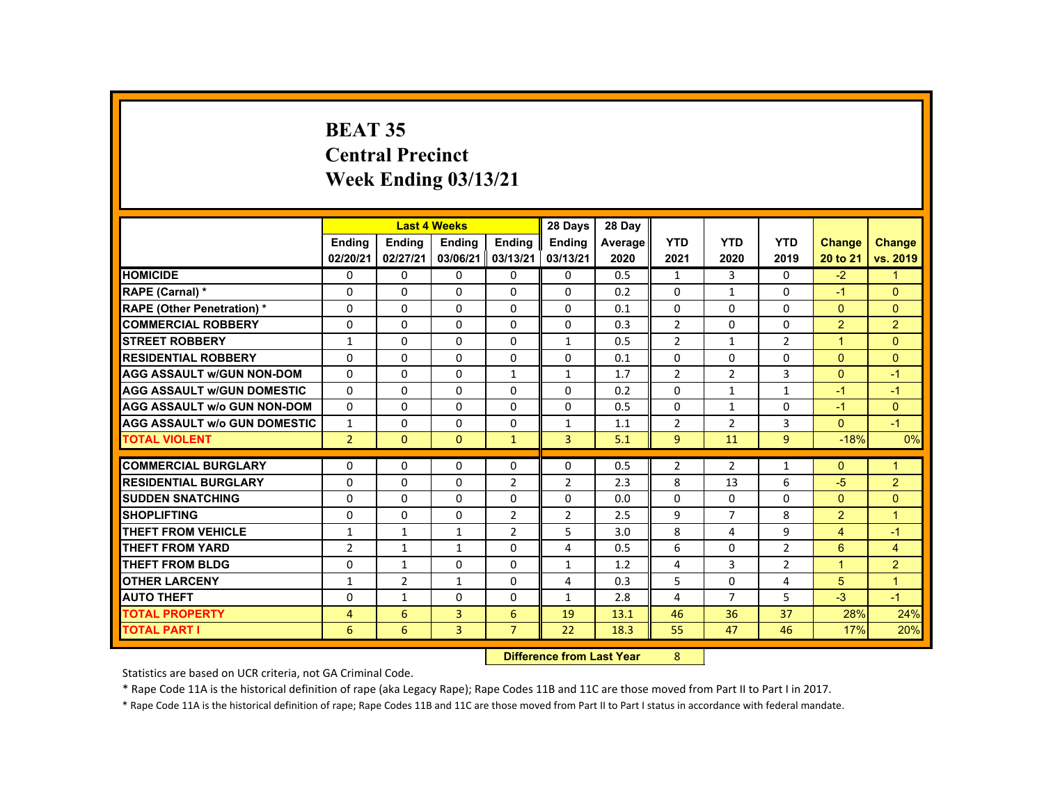# BEAT 35
## Central Precinct
## Week Ending 03/13/21

| | Last 4 Weeks | | | | 28 Days | 28 Day | YTD | YTD | YTD | Change | Change |
|---|---|---|---|---|---|---|---|---|---|---|---|
| | Ending 02/20/21 | Ending 02/27/21 | Ending 03/06/21 | Ending 03/13/21 | Ending 03/13/21 | Average 2020 | 2021 | 2020 | 2019 | 20 to 21 | vs. 2019 |
| HOMICIDE | 0 | 0 | 0 | 0 | 0 | 0.5 | 1 | 3 | 0 | -2 | 1 |
| RAPE (Carnal) * | 0 | 0 | 0 | 0 | 0 | 0.2 | 0 | 1 | 0 | -1 | 0 |
| RAPE (Other Penetration) * | 0 | 0 | 0 | 0 | 0 | 0.1 | 0 | 0 | 0 | 0 | 0 |
| COMMERCIAL ROBBERY | 0 | 0 | 0 | 0 | 0 | 0.3 | 2 | 0 | 0 | 2 | 2 |
| STREET ROBBERY | 1 | 0 | 0 | 0 | 1 | 0.5 | 2 | 1 | 2 | 1 | 0 |
| RESIDENTIAL ROBBERY | 0 | 0 | 0 | 0 | 0 | 0.1 | 0 | 0 | 0 | 0 | 0 |
| AGG ASSAULT w/GUN NON-DOM | 0 | 0 | 0 | 1 | 1 | 1.7 | 2 | 2 | 3 | 0 | -1 |
| AGG ASSAULT w/GUN DOMESTIC | 0 | 0 | 0 | 0 | 0 | 0.2 | 0 | 1 | 1 | -1 | -1 |
| AGG ASSAULT w/o GUN NON-DOM | 0 | 0 | 0 | 0 | 0 | 0.5 | 0 | 1 | 0 | -1 | 0 |
| AGG ASSAULT w/o GUN DOMESTIC | 1 | 0 | 0 | 0 | 1 | 1.1 | 2 | 2 | 3 | 0 | -1 |
| TOTAL VIOLENT | 2 | 0 | 0 | 1 | 3 | 5.1 | 9 | 11 | 9 | -18% | 0% |
| COMMERCIAL BURGLARY | 0 | 0 | 0 | 0 | 0 | 0.5 | 2 | 2 | 1 | 0 | 1 |
| RESIDENTIAL BURGLARY | 0 | 0 | 0 | 2 | 2 | 2.3 | 8 | 13 | 6 | -5 | 2 |
| SUDDEN SNATCHING | 0 | 0 | 0 | 0 | 0 | 0.0 | 0 | 0 | 0 | 0 | 0 |
| SHOPLIFTING | 0 | 0 | 0 | 2 | 2 | 2.5 | 9 | 7 | 8 | 2 | 1 |
| THEFT FROM VEHICLE | 1 | 1 | 1 | 2 | 5 | 3.0 | 8 | 4 | 9 | 4 | -1 |
| THEFT FROM YARD | 2 | 1 | 1 | 0 | 4 | 0.5 | 6 | 0 | 2 | 6 | 4 |
| THEFT FROM BLDG | 0 | 1 | 0 | 0 | 1 | 1.2 | 4 | 3 | 2 | 1 | 2 |
| OTHER LARCENY | 1 | 2 | 1 | 0 | 4 | 0.3 | 5 | 0 | 4 | 5 | 1 |
| AUTO THEFT | 0 | 1 | 0 | 0 | 1 | 2.8 | 4 | 7 | 5 | -3 | -1 |
| TOTAL PROPERTY | 4 | 6 | 3 | 6 | 19 | 13.1 | 46 | 36 | 37 | 28% | 24% |
| TOTAL PART I | 6 | 6 | 3 | 7 | 22 | 18.3 | 55 | 47 | 46 | 17% | 20% |

| Difference from Last Year | 8 |
|---|---|

Statistics are based on UCR criteria, not GA Criminal Code.

* Rape Code 11A is the historical definition of rape (aka Legacy Rape); Rape Codes 11B and 11C are those moved from Part II to Part I in 2017.

* Rape Code 11A is the historical definition of rape; Rape Codes 11B and 11C are those moved from Part II to Part I status in accordance with federal mandate.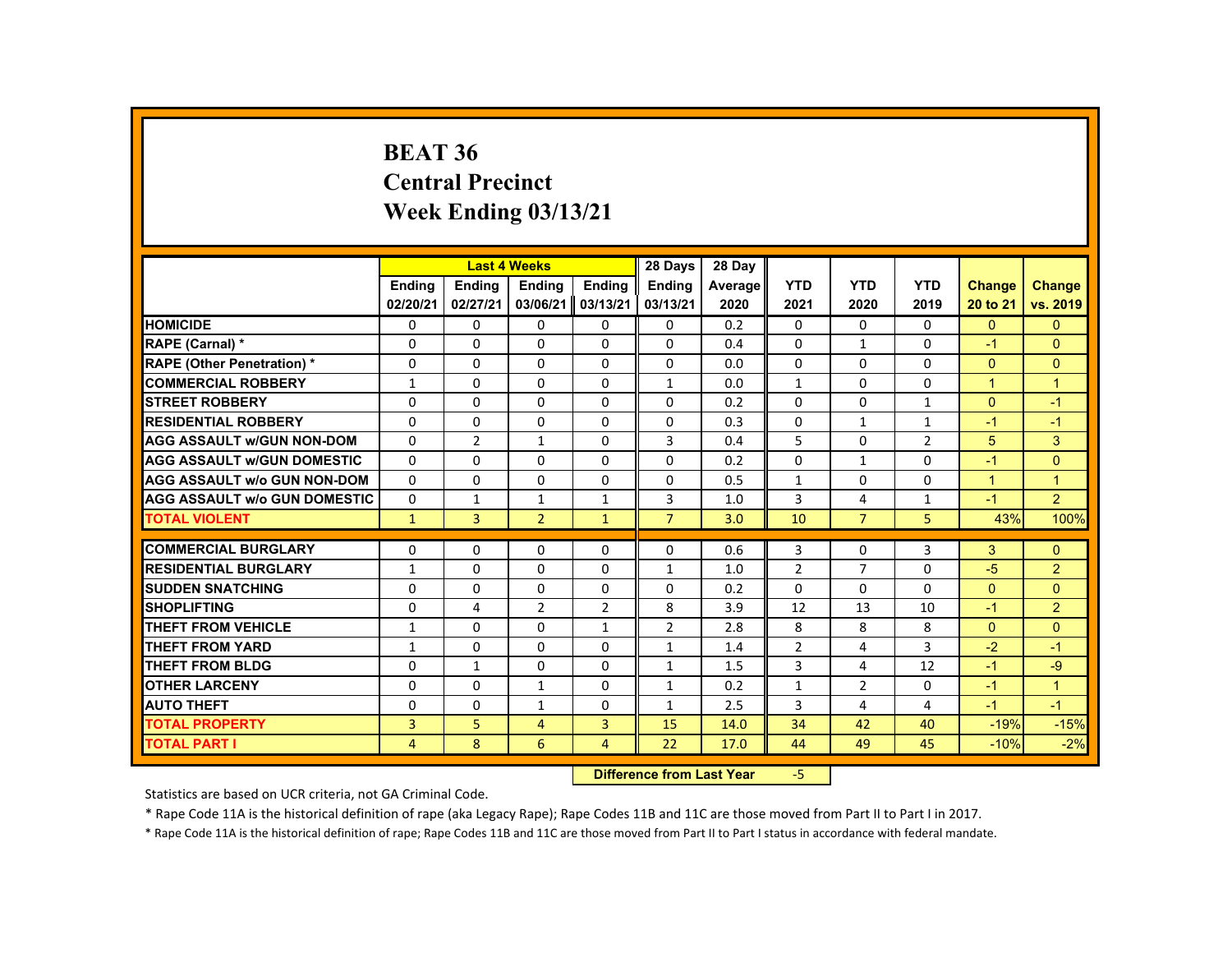# BEAT 36
# Central Precinct
# Week Ending 03/13/21

| | Last 4 Weeks | | | | 28 Days | 28 Day | YTD | YTD | YTD | Change | Change |
|---|---|---|---|---|---|---|---|---|---|---|---|
| | Ending 02/20/21 | Ending 02/27/21 | Ending 03/06/21 | Ending 03/13/21 | Ending 03/13/21 | Average 2020 | 2021 | 2020 | 2019 | 20 to 21 | vs. 2019 |
| HOMICIDE | 0 | 0 | 0 | 0 | 0 | 0.2 | 0 | 0 | 0 | 0 | 0 |
| RAPE (Carnal) * | 0 | 0 | 0 | 0 | 0 | 0.4 | 0 | 1 | 0 | -1 | 0 |
| RAPE (Other Penetration) * | 0 | 0 | 0 | 0 | 0 | 0.0 | 0 | 0 | 0 | 0 | 0 |
| COMMERCIAL ROBBERY | 1 | 0 | 0 | 0 | 1 | 0.0 | 1 | 0 | 0 | 1 | 1 |
| STREET ROBBERY | 0 | 0 | 0 | 0 | 0 | 0.2 | 0 | 0 | 1 | 0 | -1 |
| RESIDENTIAL ROBBERY | 0 | 0 | 0 | 0 | 0 | 0.3 | 0 | 1 | 1 | -1 | -1 |
| AGG ASSAULT w/GUN NON-DOM | 0 | 2 | 1 | 0 | 3 | 0.4 | 5 | 0 | 2 | 5 | 3 |
| AGG ASSAULT w/GUN DOMESTIC | 0 | 0 | 0 | 0 | 0 | 0.2 | 0 | 1 | 0 | -1 | 0 |
| AGG ASSAULT w/o GUN NON-DOM | 0 | 0 | 0 | 0 | 0 | 0.5 | 1 | 0 | 0 | 1 | 1 |
| AGG ASSAULT w/o GUN DOMESTIC | 0 | 1 | 1 | 1 | 3 | 1.0 | 3 | 4 | 1 | -1 | 2 |
| TOTAL VIOLENT | 1 | 3 | 2 | 1 | 7 | 3.0 | 10 | 7 | 5 | 43% | 100% |
| COMMERCIAL BURGLARY | 0 | 0 | 0 | 0 | 0 | 0.6 | 3 | 0 | 3 | 3 | 0 |
| RESIDENTIAL BURGLARY | 1 | 0 | 0 | 0 | 1 | 1.0 | 2 | 7 | 0 | -5 | 2 |
| SUDDEN SNATCHING | 0 | 0 | 0 | 0 | 0 | 0.2 | 0 | 0 | 0 | 0 | 0 |
| SHOPLIFTING | 0 | 4 | 2 | 2 | 8 | 3.9 | 12 | 13 | 10 | -1 | 2 |
| THEFT FROM VEHICLE | 1 | 0 | 0 | 1 | 2 | 2.8 | 8 | 8 | 8 | 0 | 0 |
| THEFT FROM YARD | 1 | 0 | 0 | 0 | 1 | 1.4 | 2 | 4 | 3 | -2 | -1 |
| THEFT FROM BLDG | 0 | 1 | 0 | 0 | 1 | 1.5 | 3 | 4 | 12 | -1 | -9 |
| OTHER LARCENY | 0 | 0 | 1 | 0 | 1 | 0.2 | 1 | 2 | 0 | -1 | 1 |
| AUTO THEFT | 0 | 0 | 1 | 0 | 1 | 2.5 | 3 | 4 | 4 | -1 | -1 |
| TOTAL PROPERTY | 3 | 5 | 4 | 3 | 15 | 14.0 | 34 | 42 | 40 | -19% | -15% |
| TOTAL PART I | 4 | 8 | 6 | 4 | 22 | 17.0 | 44 | 49 | 45 | -10% | -2% |

**Difference from Last Year** -5

Statistics are based on UCR criteria, not GA Criminal Code.

* Rape Code 11A is the historical definition of rape (aka Legacy Rape); Rape Codes 11B and 11C are those moved from Part II to Part I in 2017.

* Rape Code 11A is the historical definition of rape; Rape Codes 11B and 11C are those moved from Part II to Part I status in accordance with federal mandate.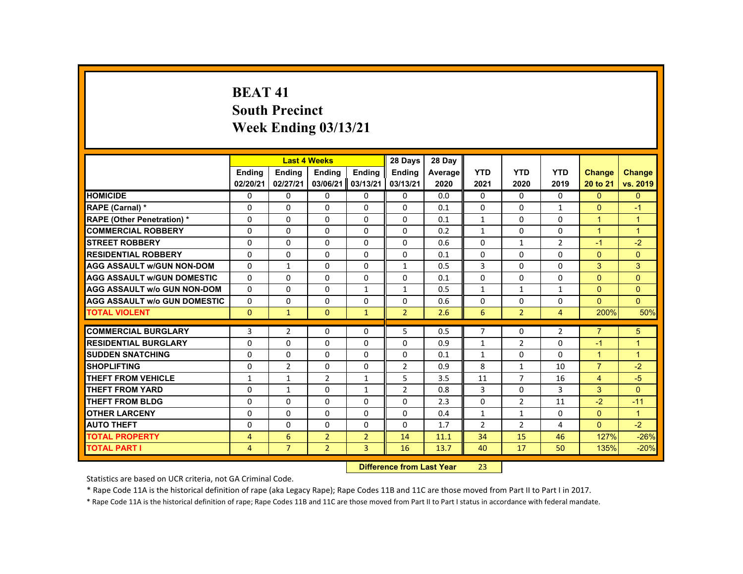# BEAT 41
## South Precinct
## Week Ending 03/13/21

| | Last 4 Weeks | | | | 28 Days | 28 Day | YTD | YTD | YTD | Change | Change |
|---|---|---|---|---|---|---|---|---|---|---|---|
| | Ending 02/20/21 | Ending 02/27/21 | Ending 03/06/21 | Ending 03/13/21 | Ending 03/13/21 | Average 2020 | 2021 | 2020 | 2019 | 20 to 21 | vs. 2019 |
| HOMICIDE | 0 | 0 | 0 | 0 | 0 | 0.0 | 0 | 0 | 0 | 0 | 0 |
| RAPE (Carnal) * | 0 | 0 | 0 | 0 | 0 | 0.1 | 0 | 0 | 1 | 0 | -1 |
| RAPE (Other Penetration) * | 0 | 0 | 0 | 0 | 0 | 0.1 | 1 | 0 | 0 | 1 | 1 |
| COMMERCIAL ROBBERY | 0 | 0 | 0 | 0 | 0 | 0.2 | 1 | 0 | 0 | 1 | 1 |
| STREET ROBBERY | 0 | 0 | 0 | 0 | 0 | 0.6 | 0 | 1 | 2 | -1 | -2 |
| RESIDENTIAL ROBBERY | 0 | 0 | 0 | 0 | 0 | 0.1 | 0 | 0 | 0 | 0 | 0 |
| AGG ASSAULT w/GUN NON-DOM | 0 | 1 | 0 | 0 | 1 | 0.5 | 3 | 0 | 0 | 3 | 3 |
| AGG ASSAULT w/GUN DOMESTIC | 0 | 0 | 0 | 0 | 0 | 0.1 | 0 | 0 | 0 | 0 | 0 |
| AGG ASSAULT w/o GUN NON-DOM | 0 | 0 | 0 | 1 | 1 | 0.5 | 1 | 1 | 1 | 0 | 0 |
| AGG ASSAULT w/o GUN DOMESTIC | 0 | 0 | 0 | 0 | 0 | 0.6 | 0 | 0 | 0 | 0 | 0 |
| TOTAL VIOLENT | 0 | 1 | 0 | 1 | 2 | 2.6 | 6 | 2 | 4 | 200% | 50% |
| COMMERCIAL BURGLARY | 3 | 2 | 0 | 0 | 5 | 0.5 | 7 | 0 | 2 | 7 | 5 |
| RESIDENTIAL BURGLARY | 0 | 0 | 0 | 0 | 0 | 0.9 | 1 | 2 | 0 | -1 | 1 |
| SUDDEN SNATCHING | 0 | 0 | 0 | 0 | 0 | 0.1 | 1 | 0 | 0 | 1 | 1 |
| SHOPLIFTING | 0 | 2 | 0 | 0 | 2 | 0.9 | 8 | 1 | 10 | 7 | -2 |
| THEFT FROM VEHICLE | 1 | 1 | 2 | 1 | 5 | 3.5 | 11 | 7 | 16 | 4 | -5 |
| THEFT FROM YARD | 0 | 1 | 0 | 1 | 2 | 0.8 | 3 | 0 | 3 | 3 | 0 |
| THEFT FROM BLDG | 0 | 0 | 0 | 0 | 0 | 2.3 | 0 | 2 | 11 | -2 | -11 |
| OTHER LARCENY | 0 | 0 | 0 | 0 | 0 | 0.4 | 1 | 1 | 0 | 0 | 1 |
| AUTO THEFT | 0 | 0 | 0 | 0 | 0 | 1.7 | 2 | 2 | 4 | 0 | -2 |
| TOTAL PROPERTY | 4 | 6 | 2 | 2 | 14 | 11.1 | 34 | 15 | 46 | 127% | -26% |
| TOTAL PART I | 4 | 7 | 2 | 3 | 16 | 13.7 | 40 | 17 | 50 | 135% | -20% |

**Difference from Last Year** 23

Statistics are based on UCR criteria, not GA Criminal Code.

* Rape Code 11A is the historical definition of rape (aka Legacy Rape); Rape Codes 11B and 11C are those moved from Part II to Part I in 2017.

* Rape Code 11A is the historical definition of rape; Rape Codes 11B and 11C are those moved from Part II to Part I status in accordance with federal mandate.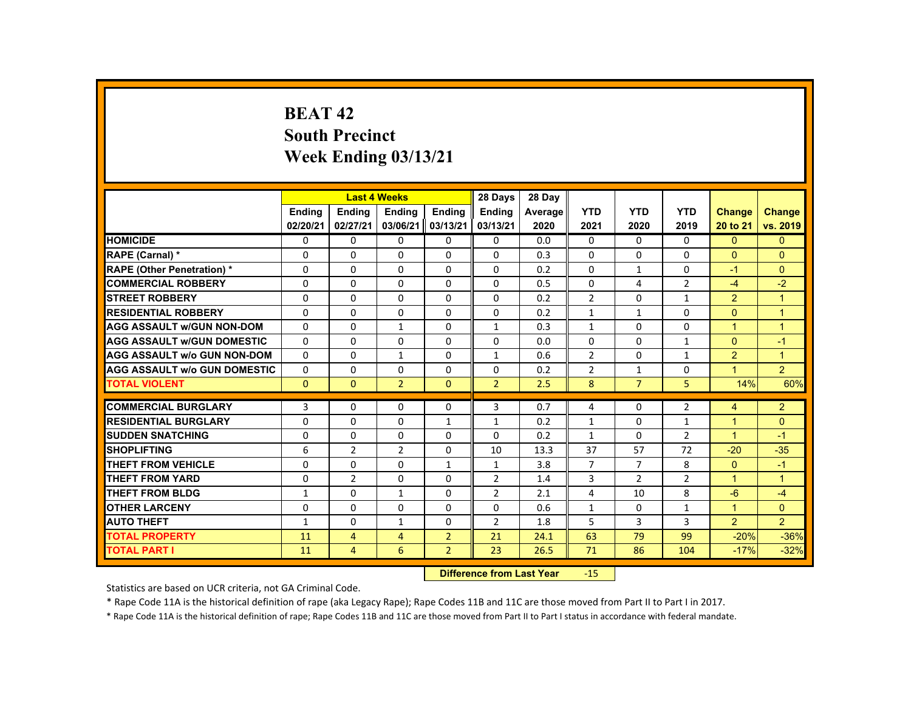# BEAT 42
## South Precinct
## Week Ending 03/13/21

| | Last 4 Weeks | | | | 28 Days | 28 Day | | | | | |
|---|---|---|---|---|---|---|---|---|---|---|---|
| | Ending 02/20/21 | Ending 02/27/21 | Ending 03/06/21 | Ending 03/13/21 | Ending 03/13/21 | Average 2020 | YTD 2021 | YTD 2020 | YTD 2019 | Change 20 to 21 | Change vs. 2019 |
| HOMICIDE | 0 | 0 | 0 | 0 | 0 | 0.0 | 0 | 0 | 0 | 0 | 0 |
| RAPE (Carnal) * | 0 | 0 | 0 | 0 | 0 | 0.3 | 0 | 0 | 0 | 0 | 0 |
| RAPE (Other Penetration) * | 0 | 0 | 0 | 0 | 0 | 0.2 | 0 | 1 | 0 | -1 | 0 |
| COMMERCIAL ROBBERY | 0 | 0 | 0 | 0 | 0 | 0.5 | 0 | 4 | 2 | -4 | -2 |
| STREET ROBBERY | 0 | 0 | 0 | 0 | 0 | 0.2 | 2 | 0 | 1 | 2 | 1 |
| RESIDENTIAL ROBBERY | 0 | 0 | 0 | 0 | 0 | 0.2 | 1 | 1 | 0 | 0 | 1 |
| AGG ASSAULT w/GUN NON-DOM | 0 | 0 | 1 | 0 | 1 | 0.3 | 1 | 0 | 0 | 1 | 1 |
| AGG ASSAULT w/GUN DOMESTIC | 0 | 0 | 0 | 0 | 0 | 0.0 | 0 | 0 | 1 | 0 | -1 |
| AGG ASSAULT w/o GUN NON-DOM | 0 | 0 | 1 | 0 | 1 | 0.6 | 2 | 0 | 1 | 2 | 1 |
| AGG ASSAULT w/o GUN DOMESTIC | 0 | 0 | 0 | 0 | 0 | 0.2 | 2 | 1 | 0 | 1 | 2 |
| TOTAL VIOLENT | 0 | 0 | 2 | 0 | 2 | 2.5 | 8 | 7 | 5 | 14% | 60% |
| COMMERCIAL BURGLARY | 3 | 0 | 0 | 0 | 3 | 0.7 | 4 | 0 | 2 | 4 | 2 |
| RESIDENTIAL BURGLARY | 0 | 0 | 0 | 1 | 1 | 0.2 | 1 | 0 | 1 | 1 | 0 |
| SUDDEN SNATCHING | 0 | 0 | 0 | 0 | 0 | 0.2 | 1 | 0 | 2 | 1 | -1 |
| SHOPLIFTING | 6 | 2 | 2 | 0 | 10 | 13.3 | 37 | 57 | 72 | -20 | -35 |
| THEFT FROM VEHICLE | 0 | 0 | 0 | 1 | 1 | 3.8 | 7 | 7 | 8 | 0 | -1 |
| THEFT FROM YARD | 0 | 2 | 0 | 0 | 2 | 1.4 | 3 | 2 | 2 | 1 | 1 |
| THEFT FROM BLDG | 1 | 0 | 1 | 0 | 2 | 2.1 | 4 | 10 | 8 | -6 | -4 |
| OTHER LARCENY | 0 | 0 | 0 | 0 | 0 | 0.6 | 1 | 0 | 1 | 1 | 0 |
| AUTO THEFT | 1 | 0 | 1 | 0 | 2 | 1.8 | 5 | 3 | 3 | 2 | 2 |
| TOTAL PROPERTY | 11 | 4 | 4 | 2 | 21 | 24.1 | 63 | 79 | 99 | -20% | -36% |
| TOTAL PART I | 11 | 4 | 6 | 2 | 23 | 26.5 | 71 | 86 | 104 | -17% | -32% |

**Difference from Last Year** -15

Statistics are based on UCR criteria, not GA Criminal Code.

* Rape Code 11A is the historical definition of rape (aka Legacy Rape); Rape Codes 11B and 11C are those moved from Part II to Part I in 2017.

* Rape Code 11A is the historical definition of rape; Rape Codes 11B and 11C are those moved from Part II to Part I status in accordance with federal mandate.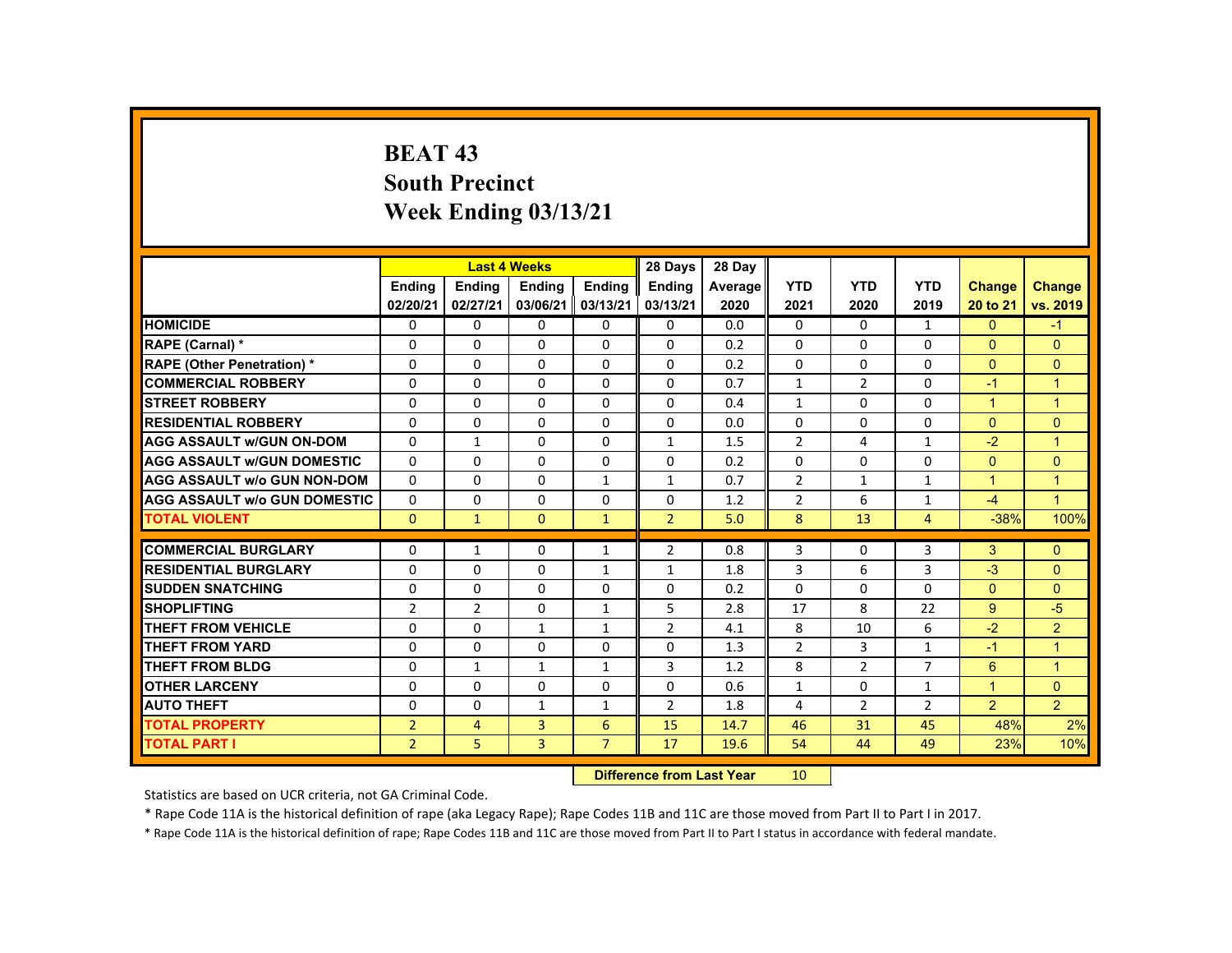# BEAT 43
## South Precinct
## Week Ending 03/13/21

| | Last 4 Weeks | | | | 28 Days | 28 Day | | | | | |
|---|---|---|---|---|---|---|---|---|---|---|---|
| | Ending 02/20/21 | Ending 02/27/21 | Ending 03/06/21 | Ending 03/13/21 | Ending 03/13/21 | Average 2020 | YTD 2021 | YTD 2020 | YTD 2019 | Change 20 to 21 | Change vs. 2019 |
| **HOMICIDE** | 0 | 0 | 0 | 0 | 0 | 0.0 | 0 | 0 | 1 | 0 | -1 |
| **RAPE (Carnal) *** | 0 | 0 | 0 | 0 | 0 | 0.2 | 0 | 0 | 0 | 0 | 0 |
| **RAPE (Other Penetration) *** | 0 | 0 | 0 | 0 | 0 | 0.2 | 0 | 0 | 0 | 0 | 0 |
| **COMMERCIAL ROBBERY** | 0 | 0 | 0 | 0 | 0 | 0.7 | 1 | 2 | 0 | -1 | 1 |
| **STREET ROBBERY** | 0 | 0 | 0 | 0 | 0 | 0.4 | 1 | 0 | 0 | 1 | 1 |
| **RESIDENTIAL ROBBERY** | 0 | 0 | 0 | 0 | 0 | 0.0 | 0 | 0 | 0 | 0 | 0 |
| **AGG ASSAULT w/GUN ON-DOM** | 0 | 1 | 0 | 0 | 1 | 1.5 | 2 | 4 | 1 | -2 | 1 |
| **AGG ASSAULT w/GUN DOMESTIC** | 0 | 0 | 0 | 0 | 0 | 0.2 | 0 | 0 | 0 | 0 | 0 |
| **AGG ASSAULT w/o GUN NON-DOM** | 0 | 0 | 0 | 1 | 1 | 0.7 | 2 | 1 | 1 | 1 | 1 |
| **AGG ASSAULT w/o GUN DOMESTIC** | 0 | 0 | 0 | 0 | 0 | 1.2 | 2 | 6 | 1 | -4 | 1 |
| **TOTAL VIOLENT** | 0 | 1 | 0 | 1 | 2 | 5.0 | 8 | 13 | 4 | -38% | 100% |
| **COMMERCIAL BURGLARY** | 0 | 1 | 0 | 1 | 2 | 0.8 | 3 | 0 | 3 | 3 | 0 |
| **RESIDENTIAL BURGLARY** | 0 | 0 | 0 | 1 | 1 | 1.8 | 3 | 6 | 3 | -3 | 0 |
| **SUDDEN SNATCHING** | 0 | 0 | 0 | 0 | 0 | 0.2 | 0 | 0 | 0 | 0 | 0 |
| **SHOPLIFTING** | 2 | 2 | 0 | 1 | 5 | 2.8 | 17 | 8 | 22 | 9 | -5 |
| **THEFT FROM VEHICLE** | 0 | 0 | 1 | 1 | 2 | 4.1 | 8 | 10 | 6 | -2 | 2 |
| **THEFT FROM YARD** | 0 | 0 | 0 | 0 | 0 | 1.3 | 2 | 3 | 1 | -1 | 1 |
| **THEFT FROM BLDG** | 0 | 1 | 1 | 1 | 3 | 1.2 | 8 | 2 | 7 | 6 | 1 |
| **OTHER LARCENY** | 0 | 0 | 0 | 0 | 0 | 0.6 | 1 | 0 | 1 | 1 | 0 |
| **AUTO THEFT** | 0 | 0 | 1 | 1 | 2 | 1.8 | 4 | 2 | 2 | 2 | 2 |
| **TOTAL PROPERTY** | 2 | 4 | 3 | 6 | 15 | 14.7 | 46 | 31 | 45 | 48% | 2% |
| **TOTAL PART I** | 2 | 5 | 3 | 7 | 17 | 19.6 | 54 | 44 | 49 | 23% | 10% |

**Difference from Last Year** 10

Statistics are based on UCR criteria, not GA Criminal Code.

* Rape Code 11A is the historical definition of rape (aka Legacy Rape); Rape Codes 11B and 11C are those moved from Part II to Part I in 2017.

* Rape Code 11A is the historical definition of rape; Rape Codes 11B and 11C are those moved from Part II to Part I status in accordance with federal mandate.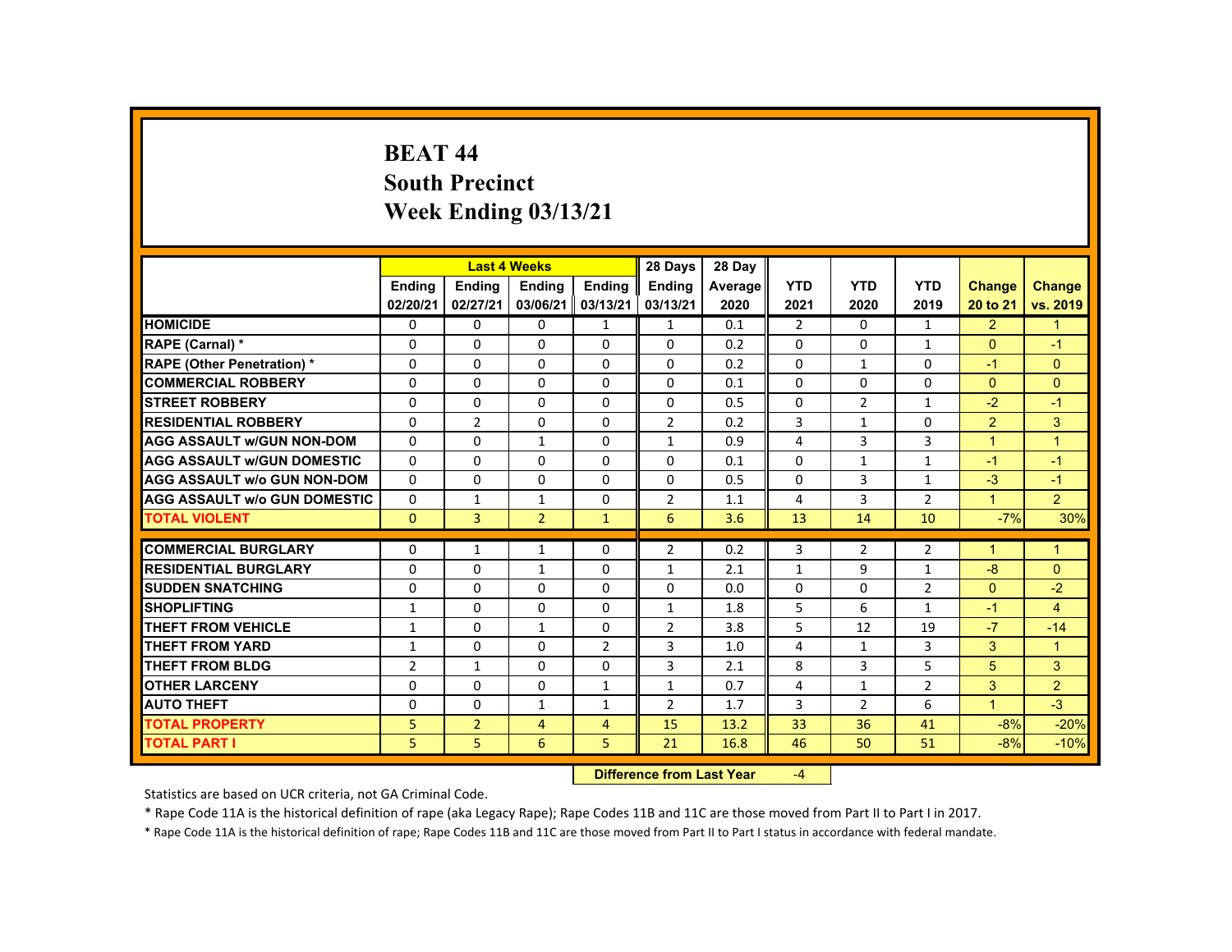# BEAT 44
## South Precinct
## Week Ending 03/13/21

| | Last 4 Weeks | | | | 28 Days | 28 Day | | | | | |
|---|---|---|---|---|---|---|---|---|---|---|---|
| | Ending 02/20/21 | Ending 02/27/21 | Ending 03/06/21 | Ending 03/13/21 | Ending 03/13/21 | Average 2020 | YTD 2021 | YTD 2020 | YTD 2019 | Change 20 to 21 | Change vs. 2019 |
| **HOMICIDE** | 0 | 0 | 0 | 1 | 1 | 0.1 | 2 | 0 | 1 | 2 | 1 |
| **RAPE (Carnal) *** | 0 | 0 | 0 | 0 | 0 | 0.2 | 0 | 0 | 1 | 0 | -1 |
| **RAPE (Other Penetration) *** | 0 | 0 | 0 | 0 | 0 | 0.2 | 0 | 1 | 0 | -1 | 0 |
| **COMMERCIAL ROBBERY** | 0 | 0 | 0 | 0 | 0 | 0.1 | 0 | 0 | 0 | 0 | 0 |
| **STREET ROBBERY** | 0 | 0 | 0 | 0 | 0 | 0.5 | 0 | 2 | 1 | -2 | -1 |
| **RESIDENTIAL ROBBERY** | 0 | 2 | 0 | 0 | 2 | 0.2 | 3 | 1 | 0 | 2 | 3 |
| **AGG ASSAULT w/GUN NON-DOM** | 0 | 0 | 1 | 0 | 1 | 0.9 | 4 | 3 | 3 | 1 | 1 |
| **AGG ASSAULT w/GUN DOMESTIC** | 0 | 0 | 0 | 0 | 0 | 0.1 | 0 | 1 | 1 | -1 | -1 |
| **AGG ASSAULT w/o GUN NON-DOM** | 0 | 0 | 0 | 0 | 0 | 0.5 | 0 | 3 | 1 | -3 | -1 |
| **AGG ASSAULT w/o GUN DOMESTIC** | 0 | 1 | 1 | 0 | 2 | 1.1 | 4 | 3 | 2 | 1 | 2 |
| **TOTAL VIOLENT** | 0 | 3 | 2 | 1 | 6 | 3.6 | 13 | 14 | 10 | -7% | 30% |
| **COMMERCIAL BURGLARY** | 0 | 1 | 1 | 0 | 2 | 0.2 | 3 | 2 | 2 | 1 | 1 |
| **RESIDENTIAL BURGLARY** | 0 | 0 | 1 | 0 | 1 | 2.1 | 1 | 9 | 1 | -8 | 0 |
| **SUDDEN SNATCHING** | 0 | 0 | 0 | 0 | 0 | 0.0 | 0 | 0 | 2 | 0 | -2 |
| **SHOPLIFTING** | 1 | 0 | 0 | 0 | 1 | 1.8 | 5 | 6 | 1 | -1 | 4 |
| **THEFT FROM VEHICLE** | 1 | 0 | 1 | 0 | 2 | 3.8 | 5 | 12 | 19 | -7 | -14 |
| **THEFT FROM YARD** | 1 | 0 | 0 | 2 | 3 | 1.0 | 4 | 1 | 3 | 3 | 1 |
| **THEFT FROM BLDG** | 2 | 1 | 0 | 0 | 3 | 2.1 | 8 | 3 | 5 | 5 | 3 |
| **OTHER LARCENY** | 0 | 0 | 0 | 1 | 1 | 0.7 | 4 | 1 | 2 | 3 | 2 |
| **AUTO THEFT** | 0 | 0 | 1 | 1 | 2 | 1.7 | 3 | 2 | 6 | 1 | -3 |
| **TOTAL PROPERTY** | 5 | 2 | 4 | 4 | 15 | 13.2 | 33 | 36 | 41 | -8% | -20% |
| **TOTAL PART I** | 5 | 5 | 6 | 5 | 21 | 16.8 | 46 | 50 | 51 | -8% | -10% |

**Difference from Last Year** -4

Statistics are based on UCR criteria, not GA Criminal Code.

* Rape Code 11A is the historical definition of rape (aka Legacy Rape); Rape Codes 11B and 11C are those moved from Part II to Part I in 2017.

* Rape Code 11A is the historical definition of rape; Rape Codes 11B and 11C are those moved from Part II to Part I status in accordance with federal mandate.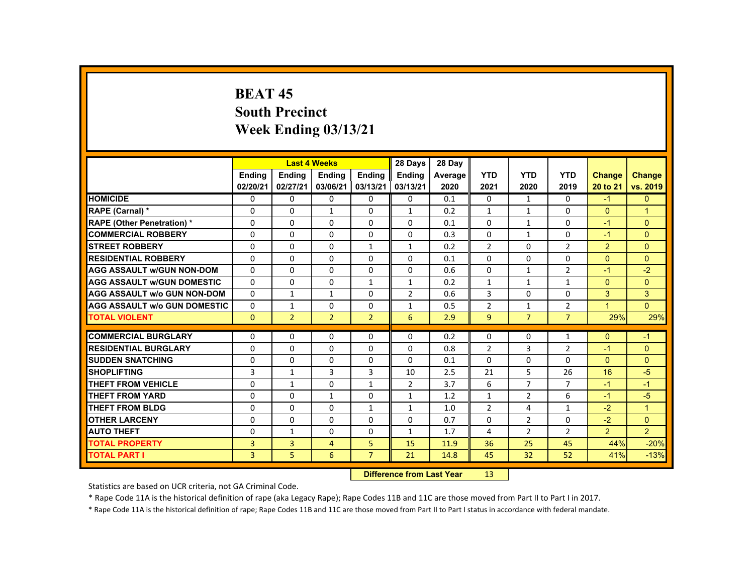# BEAT 45
## South Precinct
## Week Ending 03/13/21

| | Last 4 Weeks | | | | 28 Days | 28 Day | | | | | |
|---|---|---|---|---|---|---|---|---|---|---|---|
| | Ending 02/20/21 | Ending 02/27/21 | Ending 03/06/21 | Ending 03/13/21 | Ending 03/13/21 | Average 2020 | YTD 2021 | YTD 2020 | YTD 2019 | Change 20 to 21 | Change vs. 2019 |
| HOMICIDE | 0 | 0 | 0 | 0 | 0 | 0.1 | 0 | 1 | 0 | -1 | 0 |
| RAPE (Carnal) * | 0 | 0 | 1 | 0 | 1 | 0.2 | 1 | 1 | 0 | 0 | 1 |
| RAPE (Other Penetration) * | 0 | 0 | 0 | 0 | 0 | 0.1 | 0 | 1 | 0 | -1 | 0 |
| COMMERCIAL ROBBERY | 0 | 0 | 0 | 0 | 0 | 0.3 | 0 | 1 | 0 | -1 | 0 |
| STREET ROBBERY | 0 | 0 | 0 | 1 | 1 | 0.2 | 2 | 0 | 2 | 2 | 0 |
| RESIDENTIAL ROBBERY | 0 | 0 | 0 | 0 | 0 | 0.1 | 0 | 0 | 0 | 0 | 0 |
| AGG ASSAULT w/GUN NON-DOM | 0 | 0 | 0 | 0 | 0 | 0.6 | 0 | 1 | 2 | -1 | -2 |
| AGG ASSAULT w/GUN DOMESTIC | 0 | 0 | 0 | 1 | 1 | 0.2 | 1 | 1 | 1 | 0 | 0 |
| AGG ASSAULT w/o GUN NON-DOM | 0 | 1 | 1 | 0 | 2 | 0.6 | 3 | 0 | 0 | 3 | 3 |
| AGG ASSAULT w/o GUN DOMESTIC | 0 | 1 | 0 | 0 | 1 | 0.5 | 2 | 1 | 2 | 1 | 0 |
| TOTAL VIOLENT | 0 | 2 | 2 | 2 | 6 | 2.9 | 9 | 7 | 7 | 29% | 29% |
| COMMERCIAL BURGLARY | 0 | 0 | 0 | 0 | 0 | 0.2 | 0 | 0 | 1 | 0 | -1 |
| RESIDENTIAL BURGLARY | 0 | 0 | 0 | 0 | 0 | 0.8 | 2 | 3 | 2 | -1 | 0 |
| SUDDEN SNATCHING | 0 | 0 | 0 | 0 | 0 | 0.1 | 0 | 0 | 0 | 0 | 0 |
| SHOPLIFTING | 3 | 1 | 3 | 3 | 10 | 2.5 | 21 | 5 | 26 | 16 | -5 |
| THEFT FROM VEHICLE | 0 | 1 | 0 | 1 | 2 | 3.7 | 6 | 7 | 7 | -1 | -1 |
| THEFT FROM YARD | 0 | 0 | 1 | 0 | 1 | 1.2 | 1 | 2 | 6 | -1 | -5 |
| THEFT FROM BLDG | 0 | 0 | 0 | 1 | 1 | 1.0 | 2 | 4 | 1 | -2 | 1 |
| OTHER LARCENY | 0 | 0 | 0 | 0 | 0 | 0.7 | 0 | 2 | 0 | -2 | 0 |
| AUTO THEFT | 0 | 1 | 0 | 0 | 1 | 1.7 | 4 | 2 | 2 | 2 | 2 |
| TOTAL PROPERTY | 3 | 3 | 4 | 5 | 15 | 11.9 | 36 | 25 | 45 | 44% | -20% |
| TOTAL PART I | 3 | 5 | 6 | 7 | 21 | 14.8 | 45 | 32 | 52 | 41% | -13% |

| Difference from Last Year | 13 |
|---|---|

Statistics are based on UCR criteria, not GA Criminal Code.

* Rape Code 11A is the historical definition of rape (aka Legacy Rape); Rape Codes 11B and 11C are those moved from Part II to Part I in 2017.

* Rape Code 11A is the historical definition of rape; Rape Codes 11B and 11C are those moved from Part II to Part I status in accordance with federal mandate.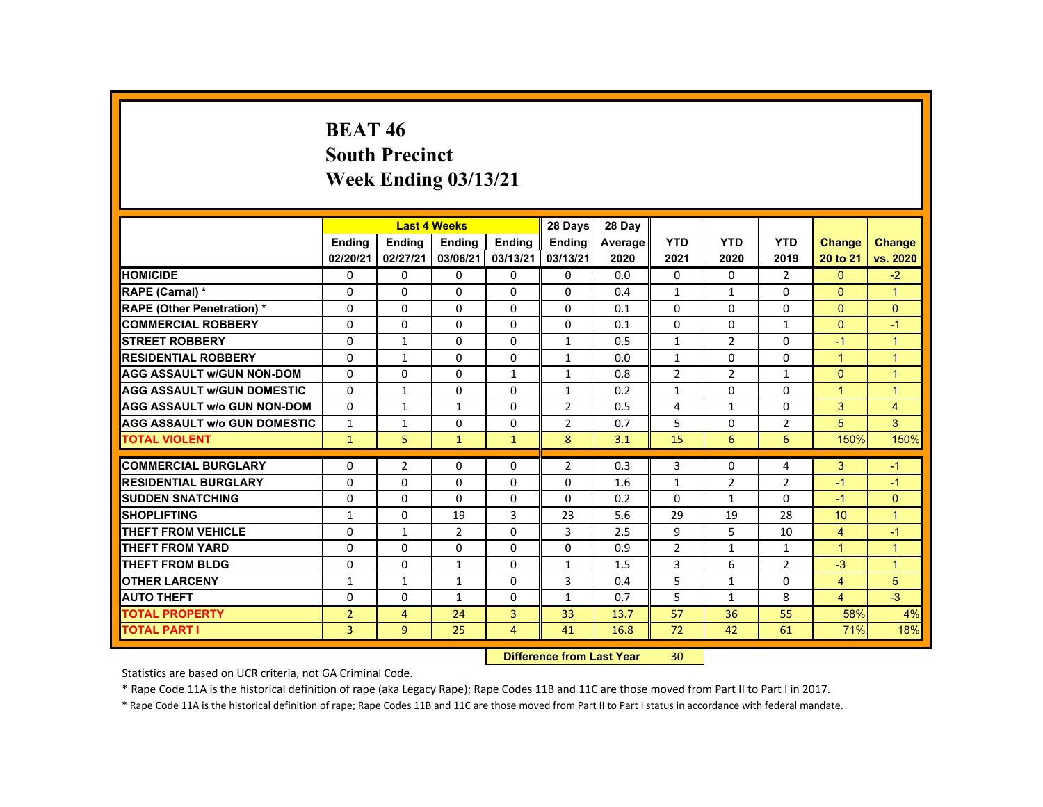# BEAT 46
## South Precinct
## Week Ending 03/13/21

| | Last 4 Weeks | | | | 28 Days | 28 Day | | | | | |
|---|---|---|---|---|---|---|---|---|---|---|---|
| | Ending 02/20/21 | Ending 02/27/21 | Ending 03/06/21 | Ending 03/13/21 | Ending 03/13/21 | Average 2020 | YTD 2021 | YTD 2020 | YTD 2019 | Change 20 to 21 | Change vs. 2020 |
| HOMICIDE | 0 | 0 | 0 | 0 | 0 | 0.0 | 0 | 0 | 2 | 0 | -2 |
| RAPE (Carnal) * | 0 | 0 | 0 | 0 | 0 | 0.4 | 1 | 1 | 0 | 0 | 1 |
| RAPE (Other Penetration) * | 0 | 0 | 0 | 0 | 0 | 0.1 | 0 | 0 | 0 | 0 | 0 |
| COMMERCIAL ROBBERY | 0 | 0 | 0 | 0 | 0 | 0.1 | 0 | 0 | 1 | 0 | -1 |
| STREET ROBBERY | 0 | 1 | 0 | 0 | 1 | 0.5 | 1 | 2 | 0 | -1 | 1 |
| RESIDENTIAL ROBBERY | 0 | 1 | 0 | 0 | 1 | 0.0 | 1 | 0 | 0 | 1 | 1 |
| AGG ASSAULT w/GUN NON-DOM | 0 | 0 | 0 | 1 | 1 | 0.8 | 2 | 2 | 1 | 0 | 1 |
| AGG ASSAULT w/GUN DOMESTIC | 0 | 1 | 0 | 0 | 1 | 0.2 | 1 | 0 | 0 | 1 | 1 |
| AGG ASSAULT w/o GUN NON-DOM | 0 | 1 | 1 | 0 | 2 | 0.5 | 4 | 1 | 0 | 3 | 4 |
| AGG ASSAULT w/o GUN DOMESTIC | 1 | 1 | 0 | 0 | 2 | 0.7 | 5 | 0 | 2 | 5 | 3 |
| TOTAL VIOLENT | 1 | 5 | 1 | 1 | 8 | 3.1 | 15 | 6 | 6 | 150% | 150% |
| COMMERCIAL BURGLARY | 0 | 2 | 0 | 0 | 2 | 0.3 | 3 | 0 | 4 | 3 | -1 |
| RESIDENTIAL BURGLARY | 0 | 0 | 0 | 0 | 0 | 1.6 | 1 | 2 | 2 | -1 | -1 |
| SUDDEN SNATCHING | 0 | 0 | 0 | 0 | 0 | 0.2 | 0 | 1 | 0 | -1 | 0 |
| SHOPLIFTING | 1 | 0 | 19 | 3 | 23 | 5.6 | 29 | 19 | 28 | 10 | 1 |
| THEFT FROM VEHICLE | 0 | 1 | 2 | 0 | 3 | 2.5 | 9 | 5 | 10 | 4 | -1 |
| THEFT FROM YARD | 0 | 0 | 0 | 0 | 0 | 0.9 | 2 | 1 | 1 | 1 | 1 |
| THEFT FROM BLDG | 0 | 0 | 1 | 0 | 1 | 1.5 | 3 | 6 | 2 | -3 | 1 |
| OTHER LARCENY | 1 | 1 | 1 | 0 | 3 | 0.4 | 5 | 1 | 0 | 4 | 5 |
| AUTO THEFT | 0 | 0 | 1 | 0 | 1 | 0.7 | 5 | 1 | 8 | 4 | -3 |
| TOTAL PROPERTY | 2 | 4 | 24 | 3 | 33 | 13.7 | 57 | 36 | 55 | 58% | 4% |
| TOTAL PART I | 3 | 9 | 25 | 4 | 41 | 16.8 | 72 | 42 | 61 | 71% | 18% |

**Difference from Last Year** 30

Statistics are based on UCR criteria, not GA Criminal Code.

* Rape Code 11A is the historical definition of rape (aka Legacy Rape); Rape Codes 11B and 11C are those moved from Part II to Part I in 2017.

* Rape Code 11A is the historical definition of rape; Rape Codes 11B and 11C are those moved from Part II to Part I status in accordance with federal mandate.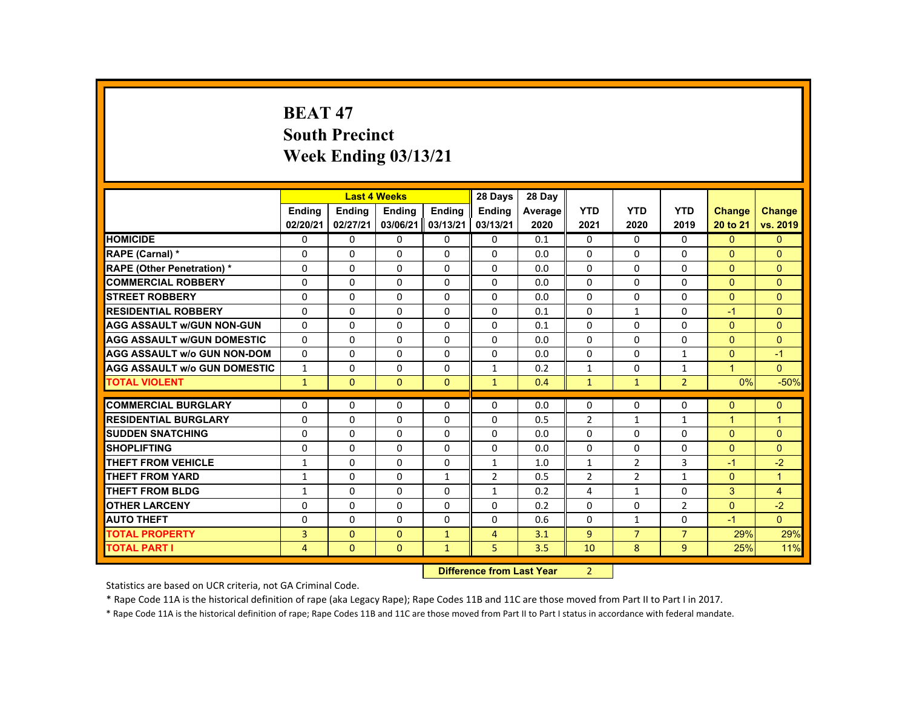# BEAT 47
## South Precinct
## Week Ending 03/13/21

| | Last 4 Weeks | | | | 28 Days | 28 Day | YTD | YTD | YTD | Change | Change |
|---|---|---|---|---|---|---|---|---|---|---|---|
| | Ending 02/20/21 | Ending 02/27/21 | Ending 03/06/21 | Ending 03/13/21 | Ending 03/13/21 | Average 2020 | 2021 | 2020 | 2019 | 20 to 21 | vs. 2019 |
| HOMICIDE | 0 | 0 | 0 | 0 | 0 | 0.1 | 0 | 0 | 0 | 0 | 0 |
| RAPE (Carnal) * | 0 | 0 | 0 | 0 | 0 | 0.0 | 0 | 0 | 0 | 0 | 0 |
| RAPE (Other Penetration) * | 0 | 0 | 0 | 0 | 0 | 0.0 | 0 | 0 | 0 | 0 | 0 |
| COMMERCIAL ROBBERY | 0 | 0 | 0 | 0 | 0 | 0.0 | 0 | 0 | 0 | 0 | 0 |
| STREET ROBBERY | 0 | 0 | 0 | 0 | 0 | 0.0 | 0 | 0 | 0 | 0 | 0 |
| RESIDENTIAL ROBBERY | 0 | 0 | 0 | 0 | 0 | 0.1 | 0 | 1 | 0 | -1 | 0 |
| AGG ASSAULT w/GUN NON-GUN | 0 | 0 | 0 | 0 | 0 | 0.1 | 0 | 0 | 0 | 0 | 0 |
| AGG ASSAULT w/GUN DOMESTIC | 0 | 0 | 0 | 0 | 0 | 0.0 | 0 | 0 | 0 | 0 | 0 |
| AGG ASSAULT w/o GUN NON-DOM | 0 | 0 | 0 | 0 | 0 | 0.0 | 0 | 0 | 1 | 0 | -1 |
| AGG ASSAULT w/o GUN DOMESTIC | 1 | 0 | 0 | 0 | 1 | 0.2 | 1 | 0 | 1 | 1 | 0 |
| TOTAL VIOLENT | 1 | 0 | 0 | 0 | 1 | 0.4 | 1 | 1 | 2 | 0% | -50% |
| COMMERCIAL BURGLARY | 0 | 0 | 0 | 0 | 0 | 0.0 | 0 | 0 | 0 | 0 | 0 |
| RESIDENTIAL BURGLARY | 0 | 0 | 0 | 0 | 0 | 0.5 | 2 | 1 | 1 | 1 | 1 |
| SUDDEN SNATCHING | 0 | 0 | 0 | 0 | 0 | 0.0 | 0 | 0 | 0 | 0 | 0 |
| SHOPLIFTING | 0 | 0 | 0 | 0 | 0 | 0.0 | 0 | 0 | 0 | 0 | 0 |
| THEFT FROM VEHICLE | 1 | 0 | 0 | 0 | 1 | 1.0 | 1 | 2 | 3 | -1 | -2 |
| THEFT FROM YARD | 1 | 0 | 0 | 1 | 2 | 0.5 | 2 | 2 | 1 | 0 | 1 |
| THEFT FROM BLDG | 1 | 0 | 0 | 0 | 1 | 0.2 | 4 | 1 | 0 | 3 | 4 |
| OTHER LARCENY | 0 | 0 | 0 | 0 | 0 | 0.2 | 0 | 0 | 2 | 0 | -2 |
| AUTO THEFT | 0 | 0 | 0 | 0 | 0 | 0.6 | 0 | 1 | 0 | -1 | 0 |
| TOTAL PROPERTY | 3 | 0 | 0 | 1 | 4 | 3.1 | 9 | 7 | 7 | 29% | 29% |
| TOTAL PART I | 4 | 0 | 0 | 1 | 5 | 3.5 | 10 | 8 | 9 | 25% | 11% |

**Difference from Last Year** 2

Statistics are based on UCR criteria, not GA Criminal Code.

\* Rape Code 11A is the historical definition of rape (aka Legacy Rape); Rape Codes 11B and 11C are those moved from Part II to Part I in 2017.

\* Rape Code 11A is the historical definition of rape; Rape Codes 11B and 11C are those moved from Part II to Part I status in accordance with federal mandate.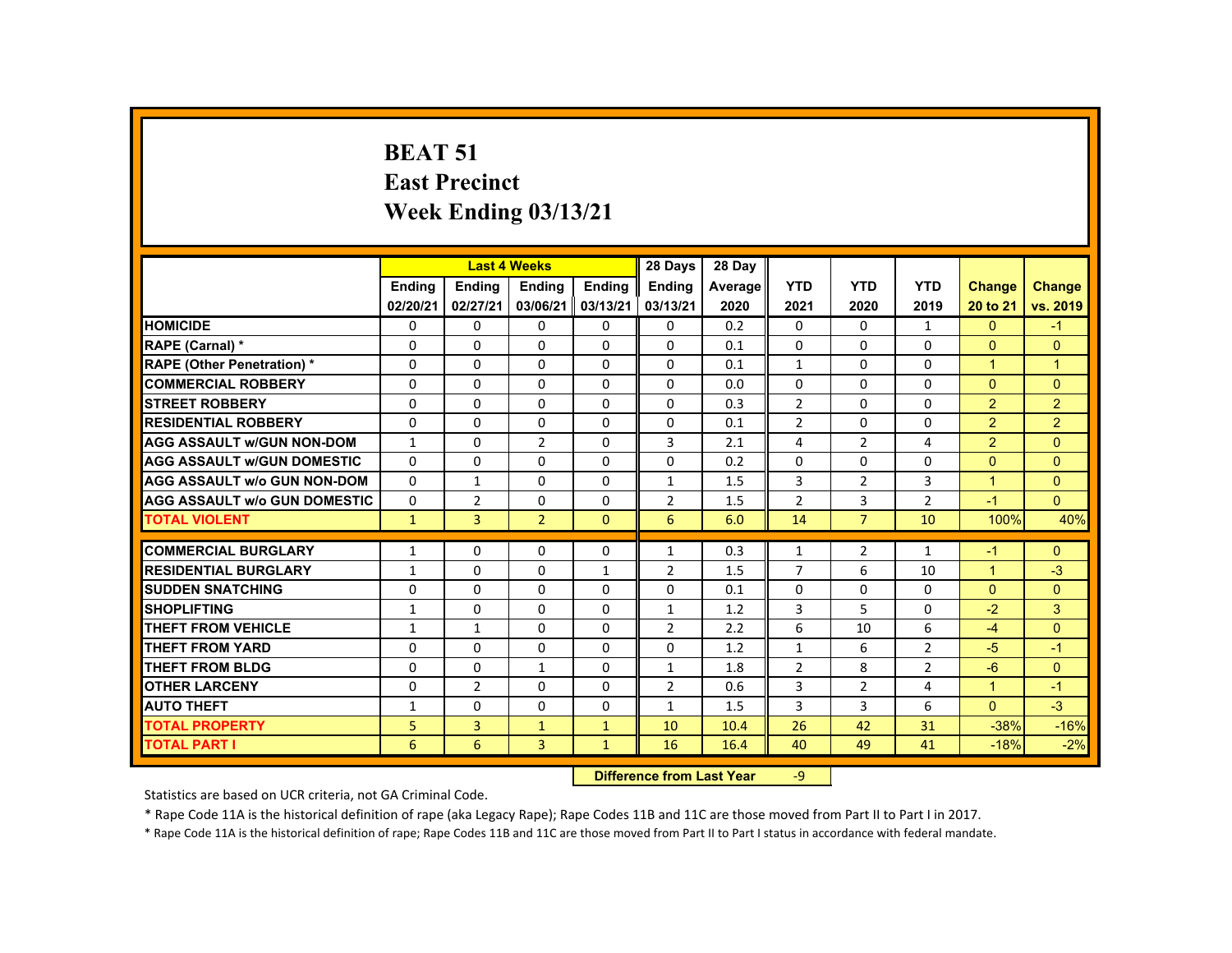# BEAT 51
## East Precinct
## Week Ending 03/13/21

| | Last 4 Weeks | | | | 28 Days | 28 Day | | | | | |
|---|---|---|---|---|---|---|---|---|---|---|---|
| | Ending 02/20/21 | Ending 02/27/21 | Ending 03/06/21 | Ending 03/13/21 | Ending 03/13/21 | Average 2020 | YTD 2021 | YTD 2020 | YTD 2019 | Change 20 to 21 | Change vs. 2019 |
| HOMICIDE | 0 | 0 | 0 | 0 | 0 | 0.2 | 0 | 0 | 1 | 0 | -1 |
| RAPE (Carnal) * | 0 | 0 | 0 | 0 | 0 | 0.1 | 0 | 0 | 0 | 0 | 0 |
| RAPE (Other Penetration) * | 0 | 0 | 0 | 0 | 0 | 0.1 | 1 | 0 | 0 | 1 | 1 |
| COMMERCIAL ROBBERY | 0 | 0 | 0 | 0 | 0 | 0.0 | 0 | 0 | 0 | 0 | 0 |
| STREET ROBBERY | 0 | 0 | 0 | 0 | 0 | 0.3 | 2 | 0 | 0 | 2 | 2 |
| RESIDENTIAL ROBBERY | 0 | 0 | 0 | 0 | 0 | 0.1 | 2 | 0 | 0 | 2 | 2 |
| AGG ASSAULT w/GUN NON-DOM | 1 | 0 | 2 | 0 | 3 | 2.1 | 4 | 2 | 4 | 2 | 0 |
| AGG ASSAULT w/GUN DOMESTIC | 0 | 0 | 0 | 0 | 0 | 0.2 | 0 | 0 | 0 | 0 | 0 |
| AGG ASSAULT w/o GUN NON-DOM | 0 | 1 | 0 | 0 | 1 | 1.5 | 3 | 2 | 3 | 1 | 0 |
| AGG ASSAULT w/o GUN DOMESTIC | 0 | 2 | 0 | 0 | 2 | 1.5 | 2 | 3 | 2 | -1 | 0 |
| TOTAL VIOLENT | 1 | 3 | 2 | 0 | 6 | 6.0 | 14 | 7 | 10 | 100% | 40% |
| COMMERCIAL BURGLARY | 1 | 0 | 0 | 0 | 1 | 0.3 | 1 | 2 | 1 | -1 | 0 |
| RESIDENTIAL BURGLARY | 1 | 0 | 0 | 1 | 2 | 1.5 | 7 | 6 | 10 | 1 | -3 |
| SUDDEN SNATCHING | 0 | 0 | 0 | 0 | 0 | 0.1 | 0 | 0 | 0 | 0 | 0 |
| SHOPLIFTING | 1 | 0 | 0 | 0 | 1 | 1.2 | 3 | 5 | 0 | -2 | 3 |
| THEFT FROM VEHICLE | 1 | 1 | 0 | 0 | 2 | 2.2 | 6 | 10 | 6 | -4 | 0 |
| THEFT FROM YARD | 0 | 0 | 0 | 0 | 0 | 1.2 | 1 | 6 | 2 | -5 | -1 |
| THEFT FROM BLDG | 0 | 0 | 1 | 0 | 1 | 1.8 | 2 | 8 | 2 | -6 | 0 |
| OTHER LARCENY | 0 | 2 | 0 | 0 | 2 | 0.6 | 3 | 2 | 4 | 1 | -1 |
| AUTO THEFT | 1 | 0 | 0 | 0 | 1 | 1.5 | 3 | 3 | 6 | 0 | -3 |
| TOTAL PROPERTY | 5 | 3 | 1 | 1 | 10 | 10.4 | 26 | 42 | 31 | -38% | -16% |
| TOTAL PART I | 6 | 6 | 3 | 1 | 16 | 16.4 | 40 | 49 | 41 | -18% | -2% |

**Difference from Last Year** -9

Statistics are based on UCR criteria, not GA Criminal Code.

* Rape Code 11A is the historical definition of rape (aka Legacy Rape); Rape Codes 11B and 11C are those moved from Part II to Part I in 2017.

* Rape Code 11A is the historical definition of rape; Rape Codes 11B and 11C are those moved from Part II to Part I status in accordance with federal mandate.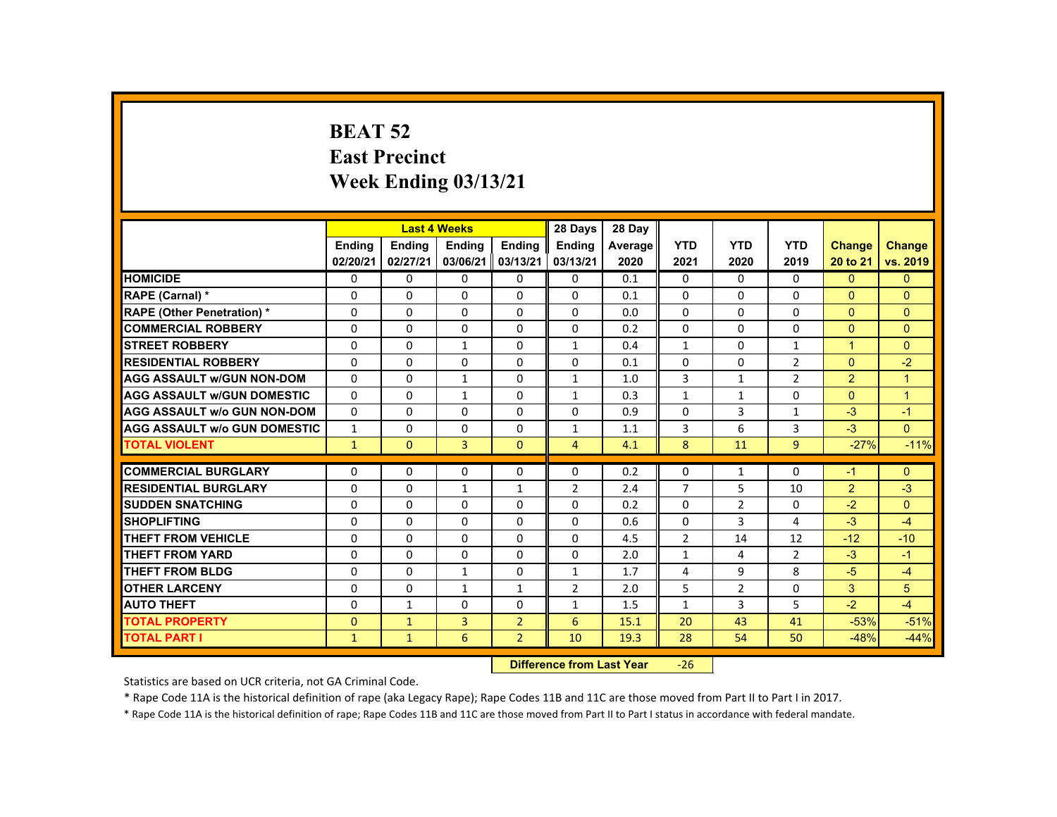# BEAT 52
## East Precinct
## Week Ending 03/13/21

| | Last 4 Weeks | | | | 28 Days | 28 Day | | | | | |
|---|---|---|---|---|---|---|---|---|---|---|---|
| | Ending 02/20/21 | Ending 02/27/21 | Ending 03/06/21 | Ending 03/13/21 | Ending 03/13/21 | Average 2020 | YTD 2021 | YTD 2020 | YTD 2019 | Change 20 to 21 | Change vs. 2019 |
| HOMICIDE | 0 | 0 | 0 | 0 | 0 | 0.1 | 0 | 0 | 0 | 0 | 0 |
| RAPE (Carnal) * | 0 | 0 | 0 | 0 | 0 | 0.1 | 0 | 0 | 0 | 0 | 0 |
| RAPE (Other Penetration) * | 0 | 0 | 0 | 0 | 0 | 0.0 | 0 | 0 | 0 | 0 | 0 |
| COMMERCIAL ROBBERY | 0 | 0 | 0 | 0 | 0 | 0.2 | 0 | 0 | 0 | 0 | 0 |
| STREET ROBBERY | 0 | 0 | 1 | 0 | 1 | 0.4 | 1 | 0 | 1 | 1 | 0 |
| RESIDENTIAL ROBBERY | 0 | 0 | 0 | 0 | 0 | 0.1 | 0 | 0 | 2 | 0 | -2 |
| AGG ASSAULT w/GUN NON-DOM | 0 | 0 | 1 | 0 | 1 | 1.0 | 3 | 1 | 2 | 2 | 1 |
| AGG ASSAULT w/GUN DOMESTIC | 0 | 0 | 1 | 0 | 1 | 0.3 | 1 | 1 | 0 | 0 | 1 |
| AGG ASSAULT w/o GUN NON-DOM | 0 | 0 | 0 | 0 | 0 | 0.9 | 0 | 3 | 1 | -3 | -1 |
| AGG ASSAULT w/o GUN DOMESTIC | 1 | 0 | 0 | 0 | 1 | 1.1 | 3 | 6 | 3 | -3 | 0 |
| TOTAL VIOLENT | 1 | 0 | 3 | 0 | 4 | 4.1 | 8 | 11 | 9 | -27% | -11% |
| COMMERCIAL BURGLARY | 0 | 0 | 0 | 0 | 0 | 0.2 | 0 | 1 | 0 | -1 | 0 |
| RESIDENTIAL BURGLARY | 0 | 0 | 1 | 1 | 2 | 2.4 | 7 | 5 | 10 | 2 | -3 |
| SUDDEN SNATCHING | 0 | 0 | 0 | 0 | 0 | 0.2 | 0 | 2 | 0 | -2 | 0 |
| SHOPLIFTING | 0 | 0 | 0 | 0 | 0 | 0.6 | 0 | 3 | 4 | -3 | -4 |
| THEFT FROM VEHICLE | 0 | 0 | 0 | 0 | 0 | 4.5 | 2 | 14 | 12 | -12 | -10 |
| THEFT FROM YARD | 0 | 0 | 0 | 0 | 0 | 2.0 | 1 | 4 | 2 | -3 | -1 |
| THEFT FROM BLDG | 0 | 0 | 1 | 0 | 1 | 1.7 | 4 | 9 | 8 | -5 | -4 |
| OTHER LARCENY | 0 | 0 | 1 | 1 | 2 | 2.0 | 5 | 2 | 0 | 3 | 5 |
| AUTO THEFT | 0 | 1 | 0 | 0 | 1 | 1.5 | 1 | 3 | 5 | -2 | -4 |
| TOTAL PROPERTY | 0 | 1 | 3 | 2 | 6 | 15.1 | 20 | 43 | 41 | -53% | -51% |
| TOTAL PART I | 1 | 1 | 6 | 2 | 10 | 19.3 | 28 | 54 | 50 | -48% | -44% |

**Difference from Last Year** -26

Statistics are based on UCR criteria, not GA Criminal Code.

* Rape Code 11A is the historical definition of rape (aka Legacy Rape); Rape Codes 11B and 11C are those moved from Part II to Part I in 2017.

* Rape Code 11A is the historical definition of rape; Rape Codes 11B and 11C are those moved from Part II to Part I status in accordance with federal mandate.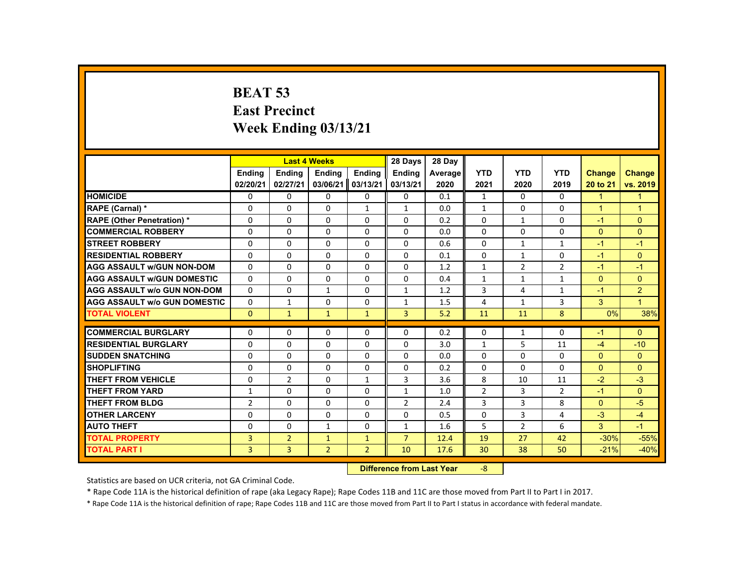# BEAT 53
# East Precinct
# Week Ending 03/13/21

| | Last 4 Weeks | | | | 28 Days | 28 Day | | | | | |
|---|---|---|---|---|---|---|---|---|---|---|---|
| | Ending 02/20/21 | Ending 02/27/21 | Ending 03/06/21 | Ending 03/13/21 | Ending 03/13/21 | Average 2020 | YTD 2021 | YTD 2020 | YTD 2019 | Change 20 to 21 | Change vs. 2019 |
| HOMICIDE | 0 | 0 | 0 | 0 | 0 | 0.1 | 1 | 0 | 0 | 1 | 1 |
| RAPE (Carnal) * | 0 | 0 | 0 | 1 | 1 | 0.0 | 1 | 0 | 0 | 1 | 1 |
| RAPE (Other Penetration) * | 0 | 0 | 0 | 0 | 0 | 0.2 | 0 | 1 | 0 | -1 | 0 |
| COMMERCIAL ROBBERY | 0 | 0 | 0 | 0 | 0 | 0.0 | 0 | 0 | 0 | 0 | 0 |
| STREET ROBBERY | 0 | 0 | 0 | 0 | 0 | 0.6 | 0 | 1 | 1 | -1 | -1 |
| RESIDENTIAL ROBBERY | 0 | 0 | 0 | 0 | 0 | 0.1 | 0 | 1 | 0 | -1 | 0 |
| AGG ASSAULT w/GUN NON-DOM | 0 | 0 | 0 | 0 | 0 | 1.2 | 1 | 2 | 2 | -1 | -1 |
| AGG ASSAULT w/GUN DOMESTIC | 0 | 0 | 0 | 0 | 0 | 0.4 | 1 | 1 | 1 | 0 | 0 |
| AGG ASSAULT w/o GUN NON-DOM | 0 | 0 | 1 | 0 | 1 | 1.2 | 3 | 4 | 1 | -1 | 2 |
| AGG ASSAULT w/o GUN DOMESTIC | 0 | 1 | 0 | 0 | 1 | 1.5 | 4 | 1 | 3 | 3 | 1 |
| TOTAL VIOLENT | 0 | 1 | 1 | 1 | 3 | 5.2 | 11 | 11 | 8 | 0% | 38% |
| COMMERCIAL BURGLARY | 0 | 0 | 0 | 0 | 0 | 0.2 | 0 | 1 | 0 | -1 | 0 |
| RESIDENTIAL BURGLARY | 0 | 0 | 0 | 0 | 0 | 3.0 | 1 | 5 | 11 | -4 | -10 |
| SUDDEN SNATCHING | 0 | 0 | 0 | 0 | 0 | 0.0 | 0 | 0 | 0 | 0 | 0 |
| SHOPLIFTING | 0 | 0 | 0 | 0 | 0 | 0.2 | 0 | 0 | 0 | 0 | 0 |
| THEFT FROM VEHICLE | 0 | 2 | 0 | 1 | 3 | 3.6 | 8 | 10 | 11 | -2 | -3 |
| THEFT FROM YARD | 1 | 0 | 0 | 0 | 1 | 1.0 | 2 | 3 | 2 | -1 | 0 |
| THEFT FROM BLDG | 2 | 0 | 0 | 0 | 2 | 2.4 | 3 | 3 | 8 | 0 | -5 |
| OTHER LARCENY | 0 | 0 | 0 | 0 | 0 | 0.5 | 0 | 3 | 4 | -3 | -4 |
| AUTO THEFT | 0 | 0 | 1 | 0 | 1 | 1.6 | 5 | 2 | 6 | 3 | -1 |
| TOTAL PROPERTY | 3 | 2 | 1 | 1 | 7 | 12.4 | 19 | 27 | 42 | -30% | -55% |
| TOTAL PART I | 3 | 3 | 2 | 2 | 10 | 17.6 | 30 | 38 | 50 | -21% | -40% |

**Difference from Last Year** -8

Statistics are based on UCR criteria, not GA Criminal Code.

* Rape Code 11A is the historical definition of rape (aka Legacy Rape); Rape Codes 11B and 11C are those moved from Part II to Part I in 2017.

* Rape Code 11A is the historical definition of rape; Rape Codes 11B and 11C are those moved from Part II to Part I status in accordance with federal mandate.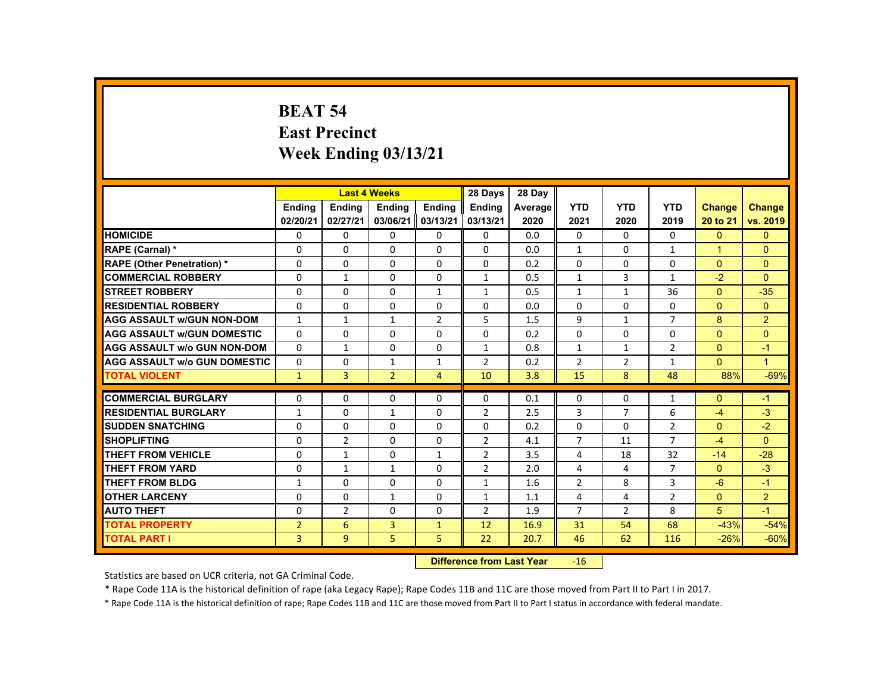# BEAT 54
## East Precinct
## Week Ending 03/13/21

| | Last 4 Weeks | | | | 28 Days | 28 Day | YTD | YTD | YTD | Change | Change |
|---|---|---|---|---|---|---|---|---|---|---|---|
| | Ending 02/20/21 | Ending 02/27/21 | Ending 03/06/21 | Ending 03/13/21 | Ending 03/13/21 | Average 2020 | 2021 | 2020 | 2019 | 20 to 21 | vs. 2019 |
| HOMICIDE | 0 | 0 | 0 | 0 | 0 | 0.0 | 0 | 0 | 0 | 0 | 0 |
| RAPE (Carnal) * | 0 | 0 | 0 | 0 | 0 | 0.0 | 1 | 0 | 1 | 1 | 0 |
| RAPE (Other Penetration) * | 0 | 0 | 0 | 0 | 0 | 0.2 | 0 | 0 | 0 | 0 | 0 |
| COMMERCIAL ROBBERY | 0 | 1 | 0 | 0 | 1 | 0.5 | 1 | 3 | 1 | -2 | 0 |
| STREET ROBBERY | 0 | 0 | 0 | 1 | 1 | 0.5 | 1 | 1 | 36 | 0 | -35 |
| RESIDENTIAL ROBBERY | 0 | 0 | 0 | 0 | 0 | 0.0 | 0 | 0 | 0 | 0 | 0 |
| AGG ASSAULT w/GUN NON-DOM | 1 | 1 | 1 | 2 | 5 | 1.5 | 9 | 1 | 7 | 8 | 2 |
| AGG ASSAULT w/GUN DOMESTIC | 0 | 0 | 0 | 0 | 0 | 0.2 | 0 | 0 | 0 | 0 | 0 |
| AGG ASSAULT w/o GUN NON-DOM | 0 | 1 | 0 | 0 | 1 | 0.8 | 1 | 1 | 2 | 0 | -1 |
| AGG ASSAULT w/o GUN DOMESTIC | 0 | 0 | 1 | 1 | 2 | 0.2 | 2 | 2 | 1 | 0 | 1 |
| TOTAL VIOLENT | 1 | 3 | 2 | 4 | 10 | 3.8 | 15 | 8 | 48 | 88% | -69% |
| COMMERCIAL BURGLARY | 0 | 0 | 0 | 0 | 0 | 0.1 | 0 | 0 | 1 | 0 | -1 |
| RESIDENTIAL BURGLARY | 1 | 0 | 1 | 0 | 2 | 2.5 | 3 | 7 | 6 | -4 | -3 |
| SUDDEN SNATCHING | 0 | 0 | 0 | 0 | 0 | 0.2 | 0 | 0 | 2 | 0 | -2 |
| SHOPLIFTING | 0 | 2 | 0 | 0 | 2 | 4.1 | 7 | 11 | 7 | -4 | 0 |
| THEFT FROM VEHICLE | 0 | 1 | 0 | 1 | 2 | 3.5 | 4 | 18 | 32 | -14 | -28 |
| THEFT FROM YARD | 0 | 1 | 1 | 0 | 2 | 2.0 | 4 | 4 | 7 | 0 | -3 |
| THEFT FROM BLDG | 1 | 0 | 0 | 0 | 1 | 1.6 | 2 | 8 | 3 | -6 | -1 |
| OTHER LARCENY | 0 | 0 | 1 | 0 | 1 | 1.1 | 4 | 4 | 2 | 0 | 2 |
| AUTO THEFT | 0 | 2 | 0 | 0 | 2 | 1.9 | 7 | 2 | 8 | 5 | -1 |
| TOTAL PROPERTY | 2 | 6 | 3 | 1 | 12 | 16.9 | 31 | 54 | 68 | -43% | -54% |
| TOTAL PART I | 3 | 9 | 5 | 5 | 22 | 20.7 | 46 | 62 | 116 | -26% | -60% |

**Difference from Last Year** -16

Statistics are based on UCR criteria, not GA Criminal Code.

* Rape Code 11A is the historical definition of rape (aka Legacy Rape); Rape Codes 11B and 11C are those moved from Part II to Part I in 2017.

* Rape Code 11A is the historical definition of rape; Rape Codes 11B and 11C are those moved from Part II to Part I status in accordance with federal mandate.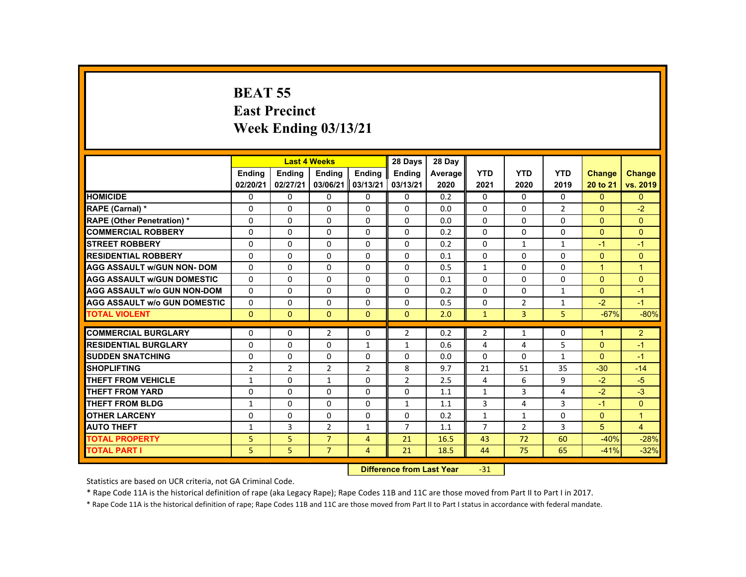# BEAT 55
## East Precinct
## Week Ending 03/13/21

| | Last 4 Weeks | | | | 28 Days | 28 Day | YTD | YTD | YTD | Change | Change |
|---|---|---|---|---|---|---|---|---|---|---|---|
| | Ending 02/20/21 | Ending 02/27/21 | Ending 03/06/21 | Ending 03/13/21 | Ending 03/13/21 | Average 2020 | 2021 | 2020 | 2019 | 20 to 21 | vs. 2019 |
| HOMICIDE | 0 | 0 | 0 | 0 | 0 | 0.2 | 0 | 0 | 0 | 0 | 0 |
| RAPE (Carnal) * | 0 | 0 | 0 | 0 | 0 | 0.0 | 0 | 0 | 2 | 0 | -2 |
| RAPE (Other Penetration) * | 0 | 0 | 0 | 0 | 0 | 0.0 | 0 | 0 | 0 | 0 | 0 |
| COMMERCIAL ROBBERY | 0 | 0 | 0 | 0 | 0 | 0.2 | 0 | 0 | 0 | 0 | 0 |
| STREET ROBBERY | 0 | 0 | 0 | 0 | 0 | 0.2 | 0 | 1 | 1 | -1 | -1 |
| RESIDENTIAL ROBBERY | 0 | 0 | 0 | 0 | 0 | 0.1 | 0 | 0 | 0 | 0 | 0 |
| AGG ASSAULT w/GUN NON- DOM | 0 | 0 | 0 | 0 | 0 | 0.5 | 1 | 0 | 0 | 1 | 1 |
| AGG ASSAULT w/GUN DOMESTIC | 0 | 0 | 0 | 0 | 0 | 0.1 | 0 | 0 | 0 | 0 | 0 |
| AGG ASSAULT w/o GUN NON-DOM | 0 | 0 | 0 | 0 | 0 | 0.2 | 0 | 0 | 1 | 0 | -1 |
| AGG ASSAULT w/o GUN DOMESTIC | 0 | 0 | 0 | 0 | 0 | 0.5 | 0 | 2 | 1 | -2 | -1 |
| TOTAL VIOLENT | 0 | 0 | 0 | 0 | 0 | 2.0 | 1 | 3 | 5 | -67% | -80% |
| COMMERCIAL BURGLARY | 0 | 0 | 2 | 0 | 2 | 0.2 | 2 | 1 | 0 | 1 | 2 |
| RESIDENTIAL BURGLARY | 0 | 0 | 0 | 1 | 1 | 0.6 | 4 | 4 | 5 | 0 | -1 |
| SUDDEN SNATCHING | 0 | 0 | 0 | 0 | 0 | 0.0 | 0 | 0 | 1 | 0 | -1 |
| SHOPLIFTING | 2 | 2 | 2 | 2 | 8 | 9.7 | 21 | 51 | 35 | -30 | -14 |
| THEFT FROM VEHICLE | 1 | 0 | 1 | 0 | 2 | 2.5 | 4 | 6 | 9 | -2 | -5 |
| THEFT FROM YARD | 0 | 0 | 0 | 0 | 0 | 1.1 | 1 | 3 | 4 | -2 | -3 |
| THEFT FROM BLDG | 1 | 0 | 0 | 0 | 1 | 1.1 | 3 | 4 | 3 | -1 | 0 |
| OTHER LARCENY | 0 | 0 | 0 | 0 | 0 | 0.2 | 1 | 1 | 0 | 0 | 1 |
| AUTO THEFT | 1 | 3 | 2 | 1 | 7 | 1.1 | 7 | 2 | 3 | 5 | 4 |
| TOTAL PROPERTY | 5 | 5 | 7 | 4 | 21 | 16.5 | 43 | 72 | 60 | -40% | -28% |
| TOTAL PART I | 5 | 5 | 7 | 4 | 21 | 18.5 | 44 | 75 | 65 | -41% | -32% |

**Difference from Last Year** -31

Statistics are based on UCR criteria, not GA Criminal Code.

* Rape Code 11A is the historical definition of rape (aka Legacy Rape); Rape Codes 11B and 11C are those moved from Part II to Part I in 2017.

* Rape Code 11A is the historical definition of rape; Rape Codes 11B and 11C are those moved from Part II to Part I status in accordance with federal mandate.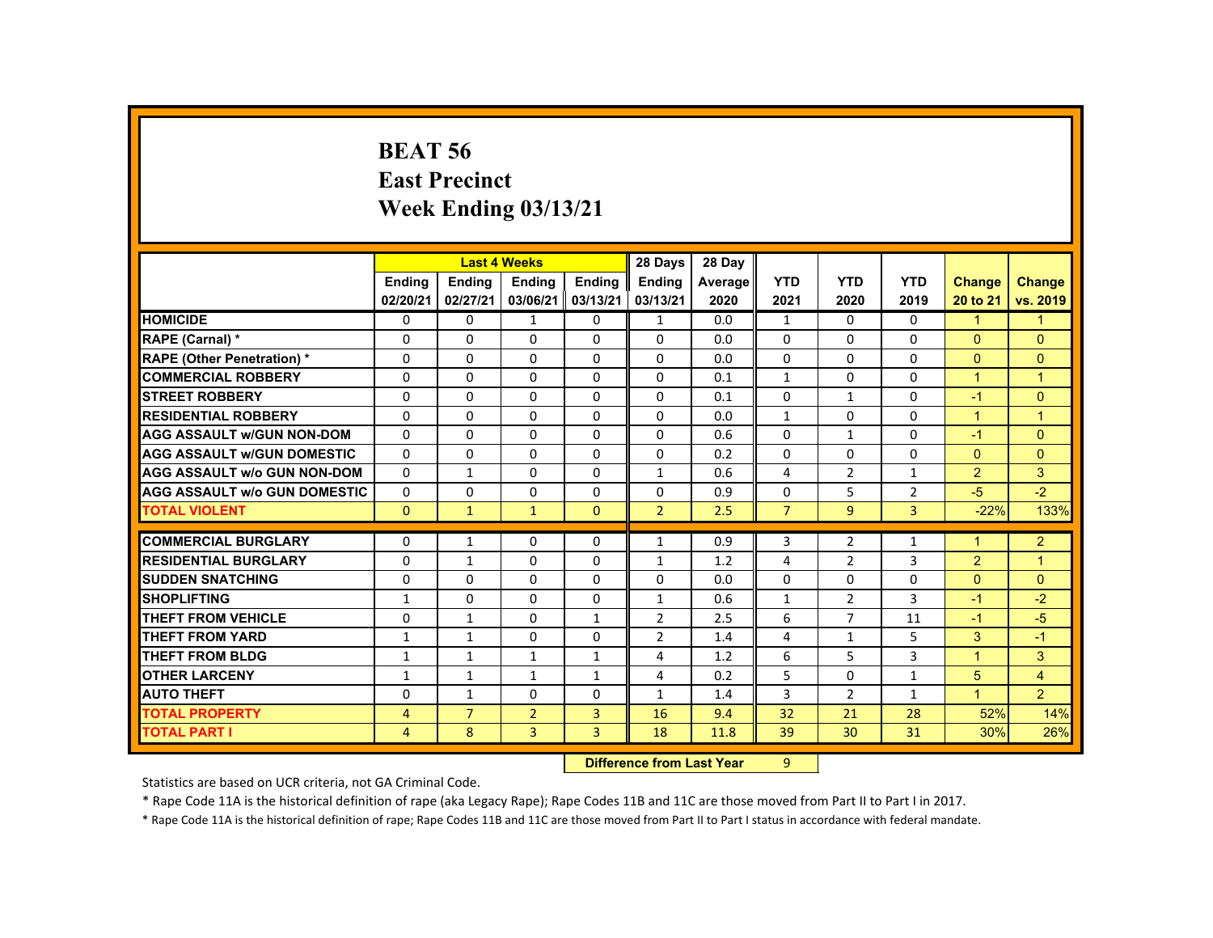# BEAT 56
# East Precinct
# Week Ending 03/13/21

| | Last 4 Weeks | | | | 28 Days | 28 Day | | | | | |
|---|---|---|---|---|---|---|---|---|---|---|---|
| | Ending 02/20/21 | Ending 02/27/21 | Ending 03/06/21 | Ending 03/13/21 | Ending 03/13/21 | Average 2020 | YTD 2021 | YTD 2020 | YTD 2019 | Change 20 to 21 | Change vs. 2019 |
| HOMICIDE | 0 | 0 | 1 | 0 | 1 | 0.0 | 1 | 0 | 0 | 1 | 1 |
| RAPE (Carnal) * | 0 | 0 | 0 | 0 | 0 | 0.0 | 0 | 0 | 0 | 0 | 0 |
| RAPE (Other Penetration) * | 0 | 0 | 0 | 0 | 0 | 0.0 | 0 | 0 | 0 | 0 | 0 |
| COMMERCIAL ROBBERY | 0 | 0 | 0 | 0 | 0 | 0.1 | 1 | 0 | 0 | 1 | 1 |
| STREET ROBBERY | 0 | 0 | 0 | 0 | 0 | 0.1 | 0 | 1 | 0 | -1 | 0 |
| RESIDENTIAL ROBBERY | 0 | 0 | 0 | 0 | 0 | 0.0 | 1 | 0 | 0 | 1 | 1 |
| AGG ASSAULT w/GUN NON-DOM | 0 | 0 | 0 | 0 | 0 | 0.6 | 0 | 1 | 0 | -1 | 0 |
| AGG ASSAULT w/GUN DOMESTIC | 0 | 0 | 0 | 0 | 0 | 0.2 | 0 | 0 | 0 | 0 | 0 |
| AGG ASSAULT w/o GUN NON-DOM | 0 | 1 | 0 | 0 | 1 | 0.6 | 4 | 2 | 1 | 2 | 3 |
| AGG ASSAULT w/o GUN DOMESTIC | 0 | 0 | 0 | 0 | 0 | 0.9 | 0 | 5 | 2 | -5 | -2 |
| TOTAL VIOLENT | 0 | 1 | 1 | 0 | 2 | 2.5 | 7 | 9 | 3 | -22% | 133% |
| COMMERCIAL BURGLARY | 0 | 1 | 0 | 0 | 1 | 0.9 | 3 | 2 | 1 | 1 | 2 |
| RESIDENTIAL BURGLARY | 0 | 1 | 0 | 0 | 1 | 1.2 | 4 | 2 | 3 | 2 | 1 |
| SUDDEN SNATCHING | 0 | 0 | 0 | 0 | 0 | 0.0 | 0 | 0 | 0 | 0 | 0 |
| SHOPLIFTING | 1 | 0 | 0 | 0 | 1 | 0.6 | 1 | 2 | 3 | -1 | -2 |
| THEFT FROM VEHICLE | 0 | 1 | 0 | 1 | 2 | 2.5 | 6 | 7 | 11 | -1 | -5 |
| THEFT FROM YARD | 1 | 1 | 0 | 0 | 2 | 1.4 | 4 | 1 | 5 | 3 | -1 |
| THEFT FROM BLDG | 1 | 1 | 1 | 1 | 4 | 1.2 | 6 | 5 | 3 | 1 | 3 |
| OTHER LARCENY | 1 | 1 | 1 | 1 | 4 | 0.2 | 5 | 0 | 1 | 5 | 4 |
| AUTO THEFT | 0 | 1 | 0 | 0 | 1 | 1.4 | 3 | 2 | 1 | 1 | 2 |
| TOTAL PROPERTY | 4 | 7 | 2 | 3 | 16 | 9.4 | 32 | 21 | 28 | 52% | 14% |
| TOTAL PART I | 4 | 8 | 3 | 3 | 18 | 11.8 | 39 | 30 | 31 | 30% | 26% |

**Difference from Last Year** 9

Statistics are based on UCR criteria, not GA Criminal Code.

* Rape Code 11A is the historical definition of rape (aka Legacy Rape); Rape Codes 11B and 11C are those moved from Part II to Part I in 2017.

* Rape Code 11A is the historical definition of rape; Rape Codes 11B and 11C are those moved from Part II to Part I status in accordance with federal mandate.